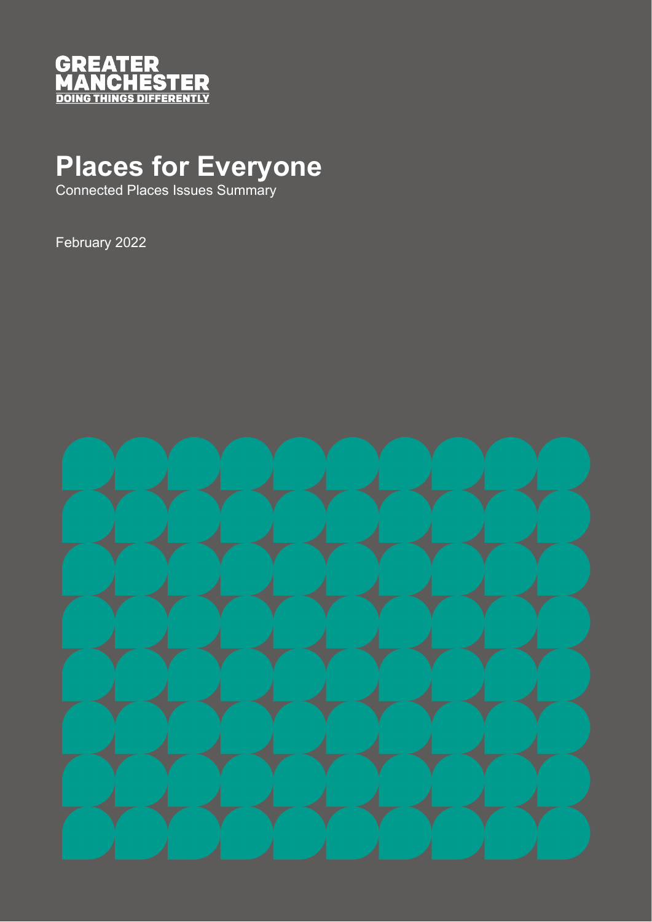GREATER MANCHESTER
DOING THINGS DIFFERENTLY

# Places for Everyone

Connected Places Issues Summary

February 2022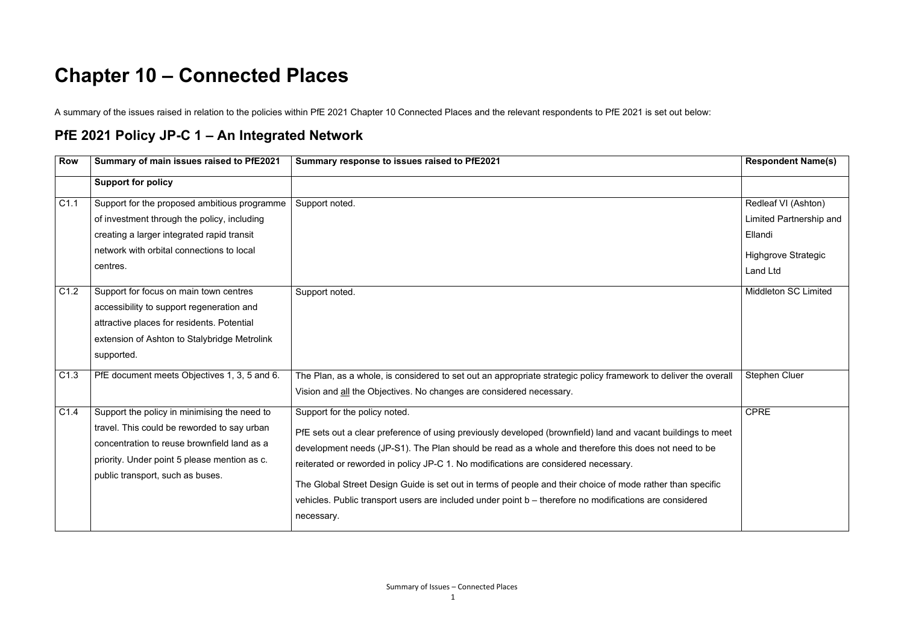# Chapter 10 – Connected Places

A summary of the issues raised in relation to the policies within PfE 2021 Chapter 10 Connected Places and the relevant respondents to PfE 2021 is set out below:

## PfE 2021 Policy JP-C 1 – An Integrated Network

| Row | Summary of main issues raised to PfE2021 | Summary response to issues raised to PfE2021 | Respondent Name(s) |
|---|---|---|---|
| | **Support for policy** | | |
| C1.1 | Support for the proposed ambitious programme of investment through the policy, including creating a larger integrated rapid transit network with orbital connections to local centres. | Support noted. | Redleaf VI (Ashton) Limited Partnership and Ellandi<br><br>Highgrove Strategic Land Ltd |
| C1.2 | Support for focus on main town centres accessibility to support regeneration and attractive places for residents. Potential extension of Ashton to Stalybridge Metrolink supported. | Support noted. | Middleton SC Limited |
| C1.3 | PfE document meets Objectives 1, 3, 5 and 6. | The Plan, as a whole, is considered to set out an appropriate strategic policy framework to deliver the overall Vision and all the Objectives. No changes are considered necessary. | Stephen Cluer |
| C1.4 | Support the policy in minimising the need to travel. This could be reworded to say urban concentration to reuse brownfield land as a priority. Under point 5 please mention as c. public transport, such as buses. | Support for the policy noted.<br><br>PfE sets out a clear preference of using previously developed (brownfield) land and vacant buildings to meet development needs (JP-S1). The Plan should be read as a whole and therefore this does not need to be reiterated or reworded in policy JP-C 1. No modifications are considered necessary.<br><br>The Global Street Design Guide is set out in terms of people and their choice of mode rather than specific vehicles. Public transport users are included under point b – therefore no modifications are considered necessary. | CPRE |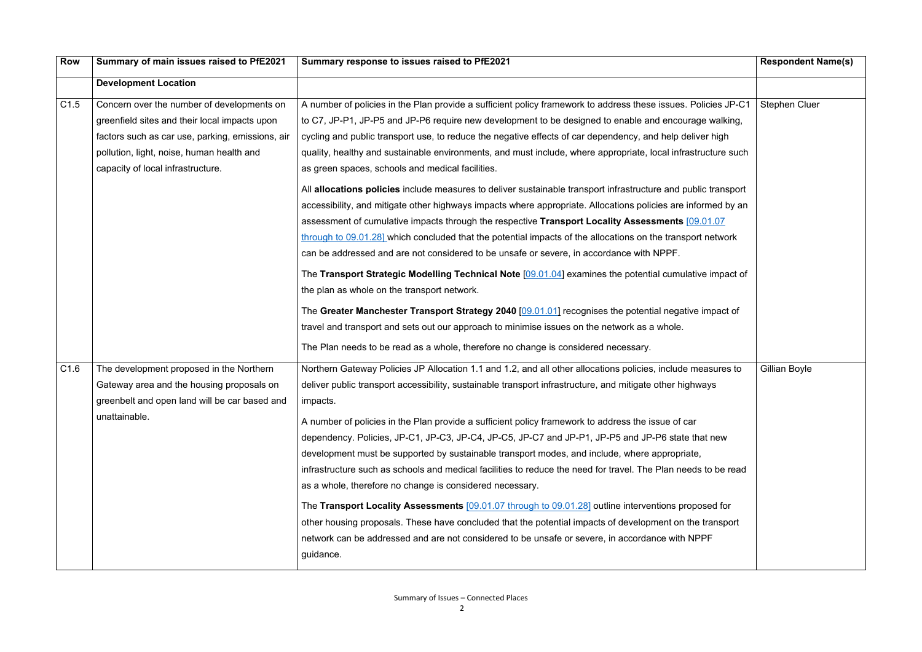| Row | Summary of main issues raised to PfE2021 | Summary response to issues raised to PfE2021 | Respondent Name(s) |
|---|---|---|---|
| | **Development Location** | | |
| C1.5 | Concern over the number of developments on greenfield sites and their local impacts upon factors such as car use, parking, emissions, air pollution, light, noise, human health and capacity of local infrastructure. | A number of policies in the Plan provide a sufficient policy framework to address these issues. Policies JP-C1 to C7, JP-P1, JP-P5 and JP-P6 require new development to be designed to enable and encourage walking, cycling and public transport use, to reduce the negative effects of car dependency, and help deliver high quality, healthy and sustainable environments, and must include, where appropriate, local infrastructure such as green spaces, schools and medical facilities.<br><br>All **allocations policies** include measures to deliver sustainable transport infrastructure and public transport accessibility, and mitigate other highways impacts where appropriate. Allocations policies are informed by an assessment of cumulative impacts through the respective **Transport Locality Assessments** [09.01.07 through to 09.01.28] which concluded that the potential impacts of the allocations on the transport network can be addressed and are not considered to be unsafe or severe, in accordance with NPPF.<br><br>The **Transport Strategic Modelling Technical Note** [09.01.04] examines the potential cumulative impact of the plan as whole on the transport network.<br><br>The **Greater Manchester Transport Strategy 2040** [09.01.01] recognises the potential negative impact of travel and transport and sets out our approach to minimise issues on the network as a whole.<br><br>The Plan needs to be read as a whole, therefore no change is considered necessary. | Stephen Cluer |
| C1.6 | The development proposed in the Northern Gateway area and the housing proposals on greenbelt and open land will be car based and unattainable. | Northern Gateway Policies JP Allocation 1.1 and 1.2, and all other allocations policies, include measures to deliver public transport accessibility, sustainable transport infrastructure, and mitigate other highways impacts.<br><br>A number of policies in the Plan provide a sufficient policy framework to address the issue of car dependency. Policies, JP-C1, JP-C3, JP-C4, JP-C5, JP-C7 and JP-P1, JP-P5 and JP-P6 state that new development must be supported by sustainable transport modes, and include, where appropriate, infrastructure such as schools and medical facilities to reduce the need for travel. The Plan needs to be read as a whole, therefore no change is considered necessary.<br><br>The **Transport Locality Assessments** [09.01.07 through to 09.01.28] outline interventions proposed for other housing proposals. These have concluded that the potential impacts of development on the transport network can be addressed and are not considered to be unsafe or severe, in accordance with NPPF guidance. | Gillian Boyle |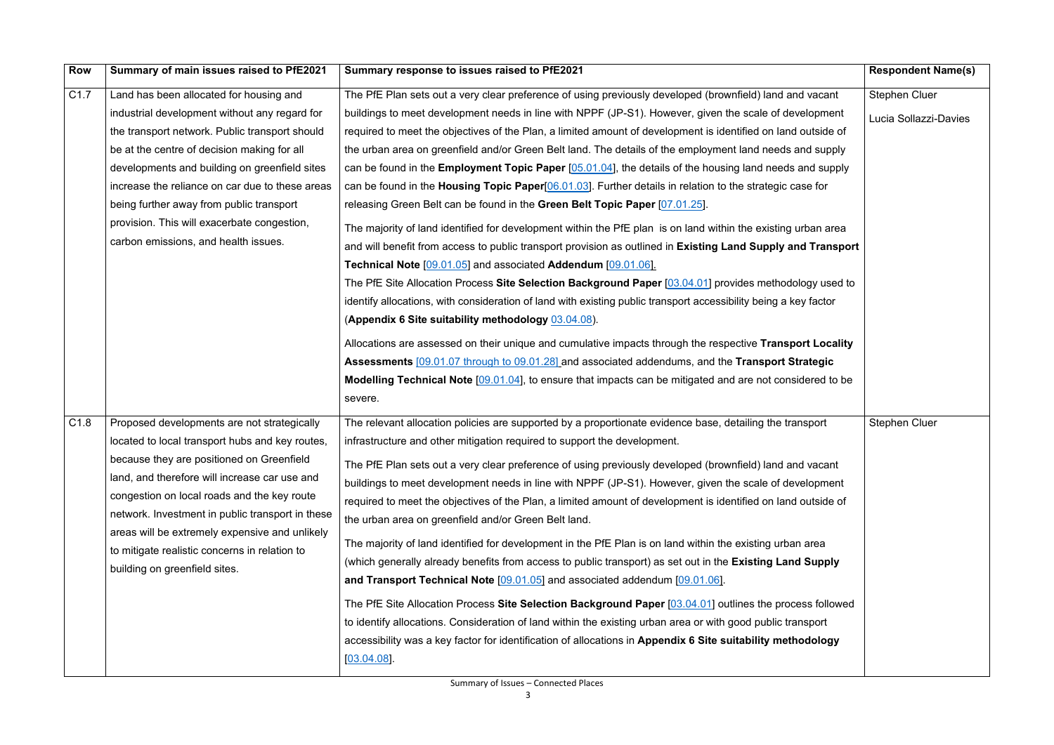| Row | Summary of main issues raised to PfE2021 | Summary response to issues raised to PfE2021 | Respondent Name(s) |
|---|---|---|---|
| C1.7 | Land has been allocated for housing and industrial development without any regard for the transport network. Public transport should be at the centre of decision making for all developments and building on greenfield sites increase the reliance on car due to these areas being further away from public transport provision. This will exacerbate congestion, carbon emissions, and health issues. | The PfE Plan sets out a very clear preference of using previously developed (brownfield) land and vacant buildings to meet development needs in line with NPPF (JP-S1). However, given the scale of development required to meet the objectives of the Plan, a limited amount of development is identified on land outside of the urban area on greenfield and/or Green Belt land. The details of the employment land needs and supply can be found in the **Employment Topic Paper** [05.01.04], the details of the housing land needs and supply can be found in the **Housing Topic Paper**[06.01.03]. Further details in relation to the strategic case for releasing Green Belt can be found in the **Green Belt Topic Paper** [07.01.25].<br><br>The majority of land identified for development within the PfE plan is on land within the existing urban area and will benefit from access to public transport provision as outlined in **Existing Land Supply and Transport Technical Note** [09.01.05] and associated **Addendum** [09.01.06].<br>The PfE Site Allocation Process **Site Selection Background Paper** [03.04.01] provides methodology used to identify allocations, with consideration of land with existing public transport accessibility being a key factor (**Appendix 6 Site suitability methodology** 03.04.08).<br><br>Allocations are assessed on their unique and cumulative impacts through the respective **Transport Locality Assessments** [09.01.07 through to 09.01.28] and associated addendums, and the **Transport Strategic Modelling Technical Note** [09.01.04], to ensure that impacts can be mitigated and are not considered to be severe. | Stephen Cluer<br><br>Lucia Sollazzi-Davies |
| C1.8 | Proposed developments are not strategically located to local transport hubs and key routes, because they are positioned on Greenfield land, and therefore will increase car use and congestion on local roads and the key route network. Investment in public transport in these areas will be extremely expensive and unlikely to mitigate realistic concerns in relation to building on greenfield sites. | The relevant allocation policies are supported by a proportionate evidence base, detailing the transport infrastructure and other mitigation required to support the development.<br><br>The PfE Plan sets out a very clear preference of using previously developed (brownfield) land and vacant buildings to meet development needs in line with NPPF (JP-S1). However, given the scale of development required to meet the objectives of the Plan, a limited amount of development is identified on land outside of the urban area on greenfield and/or Green Belt land.<br><br>The majority of land identified for development in the PfE Plan is on land within the existing urban area (which generally already benefits from access to public transport) as set out in the **Existing Land Supply and Transport Technical Note** [09.01.05] and associated addendum [09.01.06].<br><br>The PfE Site Allocation Process **Site Selection Background Paper** [03.04.01] outlines the process followed to identify allocations. Consideration of land within the existing urban area or with good public transport accessibility was a key factor for identification of allocations in **Appendix 6 Site suitability methodology** [03.04.08]. | Stephen Cluer |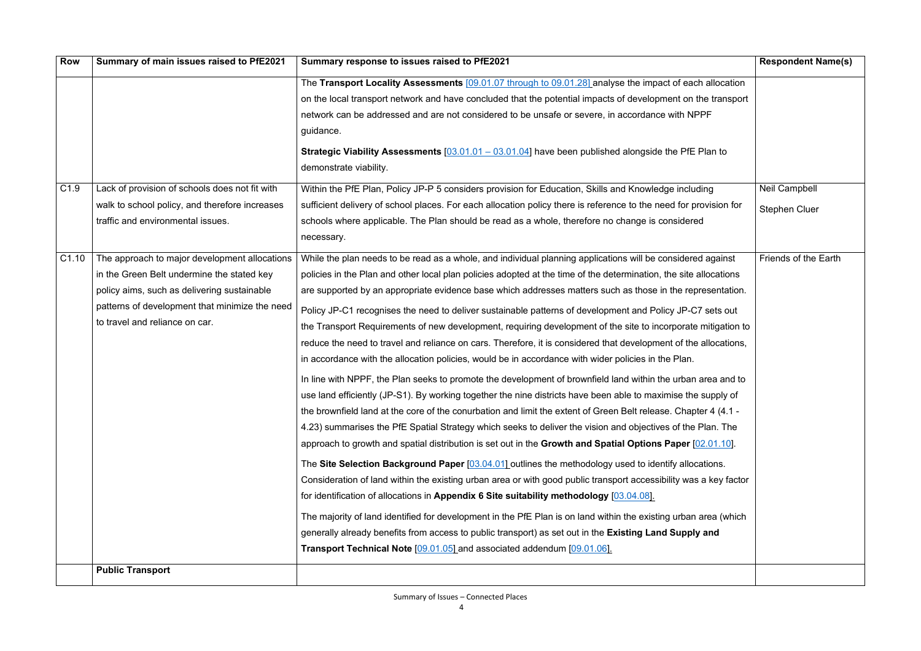| Row | Summary of main issues raised to PfE2021 | Summary response to issues raised to PfE2021 | Respondent Name(s) |
|---|---|---|---|
| | | The **Transport Locality Assessments** [09.01.07 through to 09.01.28] analyse the impact of each allocation on the local transport network and have concluded that the potential impacts of development on the transport network can be addressed and are not considered to be unsafe or severe, in accordance with NPPF guidance.<br><br>**Strategic Viability Assessments** [03.01.01 – 03.01.04] have been published alongside the PfE Plan to demonstrate viability. | |
| C1.9 | Lack of provision of schools does not fit with walk to school policy, and therefore increases traffic and environmental issues. | Within the PfE Plan, Policy JP-P 5 considers provision for Education, Skills and Knowledge including sufficient delivery of school places. For each allocation policy there is reference to the need for provision for schools where applicable. The Plan should be read as a whole, therefore no change is considered necessary. | Neil Campbell<br><br>Stephen Cluer |
| C1.10 | The approach to major development allocations in the Green Belt undermine the stated key policy aims, such as delivering sustainable patterns of development that minimize the need to travel and reliance on car. | While the plan needs to be read as a whole, and individual planning applications will be considered against policies in the Plan and other local plan policies adopted at the time of the determination, the site allocations are supported by an appropriate evidence base which addresses matters such as those in the representation.<br><br>Policy JP-C1 recognises the need to deliver sustainable patterns of development and Policy JP-C7 sets out the Transport Requirements of new development, requiring development of the site to incorporate mitigation to reduce the need to travel and reliance on cars. Therefore, it is considered that development of the allocations, in accordance with the allocation policies, would be in accordance with wider policies in the Plan.<br><br>In line with NPPF, the Plan seeks to promote the development of brownfield land within the urban area and to use land efficiently (JP-S1). By working together the nine districts have been able to maximise the supply of the brownfield land at the core of the conurbation and limit the extent of Green Belt release. Chapter 4 (4.1 - 4.23) summarises the PfE Spatial Strategy which seeks to deliver the vision and objectives of the Plan. The approach to growth and spatial distribution is set out in the **Growth and Spatial Options Paper** [02.01.10].<br><br>The **Site Selection Background Paper** [03.04.01] outlines the methodology used to identify allocations. Consideration of land within the existing urban area or with good public transport accessibility was a key factor for identification of allocations in **Appendix 6 Site suitability methodology** [03.04.08].<br><br>The majority of land identified for development in the PfE Plan is on land within the existing urban area (which generally already benefits from access to public transport) as set out in the **Existing Land Supply and Transport Technical Note** [09.01.05] and associated addendum [09.01.06]. | Friends of the Earth |
| | **Public Transport** | | |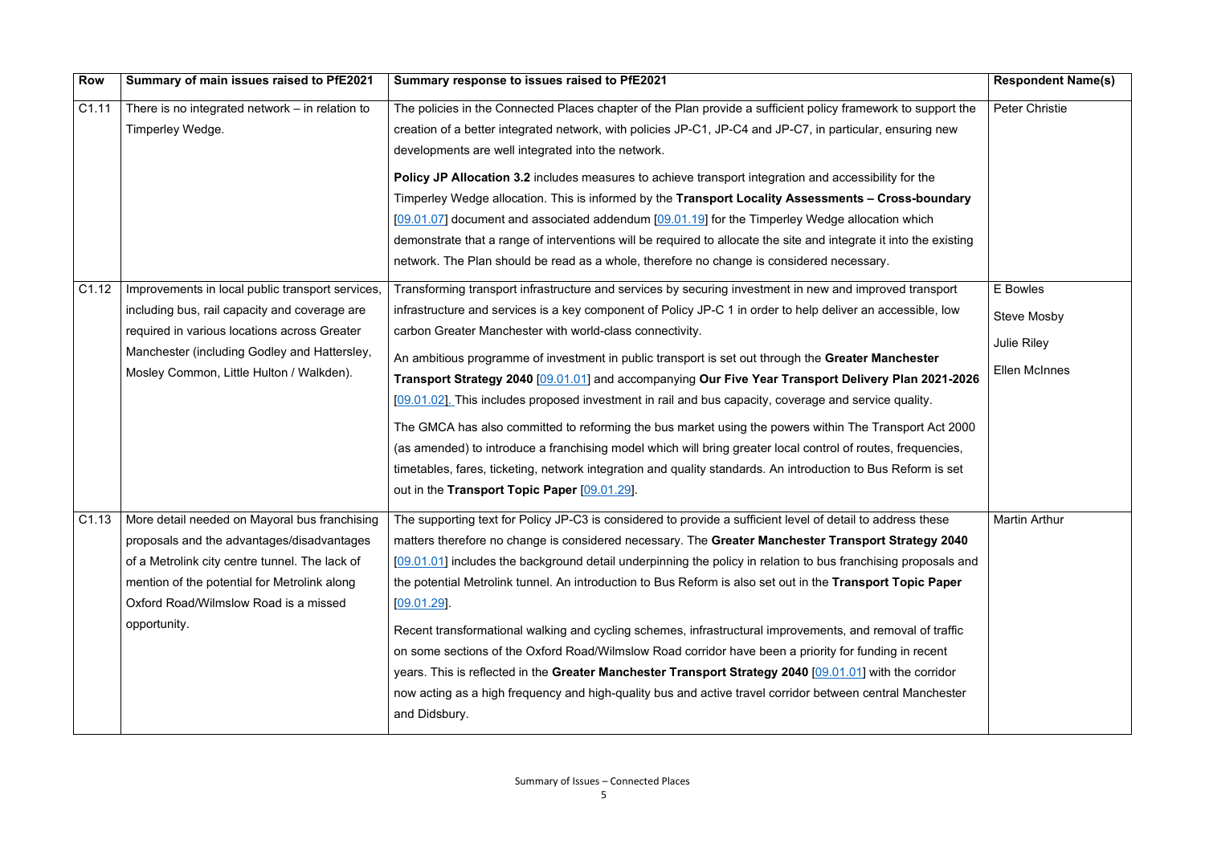| Row | Summary of main issues raised to PfE2021 | Summary response to issues raised to PfE2021 | Respondent Name(s) |
|---|---|---|---|
| C1.11 | There is no integrated network – in relation to Timperley Wedge. | The policies in the Connected Places chapter of the Plan provide a sufficient policy framework to support the creation of a better integrated network, with policies JP-C1, JP-C4 and JP-C7, in particular, ensuring new developments are well integrated into the network.<br><br>**Policy JP Allocation 3.2** includes measures to achieve transport integration and accessibility for the Timperley Wedge allocation. This is informed by the **Transport Locality Assessments – Cross-boundary** [09.01.07] document and associated addendum [09.01.19] for the Timperley Wedge allocation which demonstrate that a range of interventions will be required to allocate the site and integrate it into the existing network. The Plan should be read as a whole, therefore no change is considered necessary. | Peter Christie |
| C1.12 | Improvements in local public transport services, including bus, rail capacity and coverage are required in various locations across Greater Manchester (including Godley and Hattersley, Mosley Common, Little Hulton / Walkden). | Transforming transport infrastructure and services by securing investment in new and improved transport infrastructure and services is a key component of Policy JP-C 1 in order to help deliver an accessible, low carbon Greater Manchester with world-class connectivity.<br><br>An ambitious programme of investment in public transport is set out through the **Greater Manchester Transport Strategy 2040** [09.01.01] and accompanying **Our Five Year Transport Delivery Plan 2021-2026** [09.01.02]. This includes proposed investment in rail and bus capacity, coverage and service quality.<br><br>The GMCA has also committed to reforming the bus market using the powers within The Transport Act 2000 (as amended) to introduce a franchising model which will bring greater local control of routes, frequencies, timetables, fares, ticketing, network integration and quality standards. An introduction to Bus Reform is set out in the **Transport Topic Paper** [09.01.29]. | E Bowles<br><br>Steve Mosby<br><br>Julie Riley<br><br>Ellen McInnes |
| C1.13 | More detail needed on Mayoral bus franchising proposals and the advantages/disadvantages of a Metrolink city centre tunnel. The lack of mention of the potential for Metrolink along Oxford Road/Wilmslow Road is a missed opportunity. | The supporting text for Policy JP-C3 is considered to provide a sufficient level of detail to address these matters therefore no change is considered necessary. The **Greater Manchester Transport Strategy 2040** [09.01.01] includes the background detail underpinning the policy in relation to bus franchising proposals and the potential Metrolink tunnel. An introduction to Bus Reform is also set out in the **Transport Topic Paper** [09.01.29].<br><br>Recent transformational walking and cycling schemes, infrastructural improvements, and removal of traffic on some sections of the Oxford Road/Wilmslow Road corridor have been a priority for funding in recent years. This is reflected in the **Greater Manchester Transport Strategy 2040** [09.01.01] with the corridor now acting as a high frequency and high-quality bus and active travel corridor between central Manchester and Didsbury. | Martin Arthur |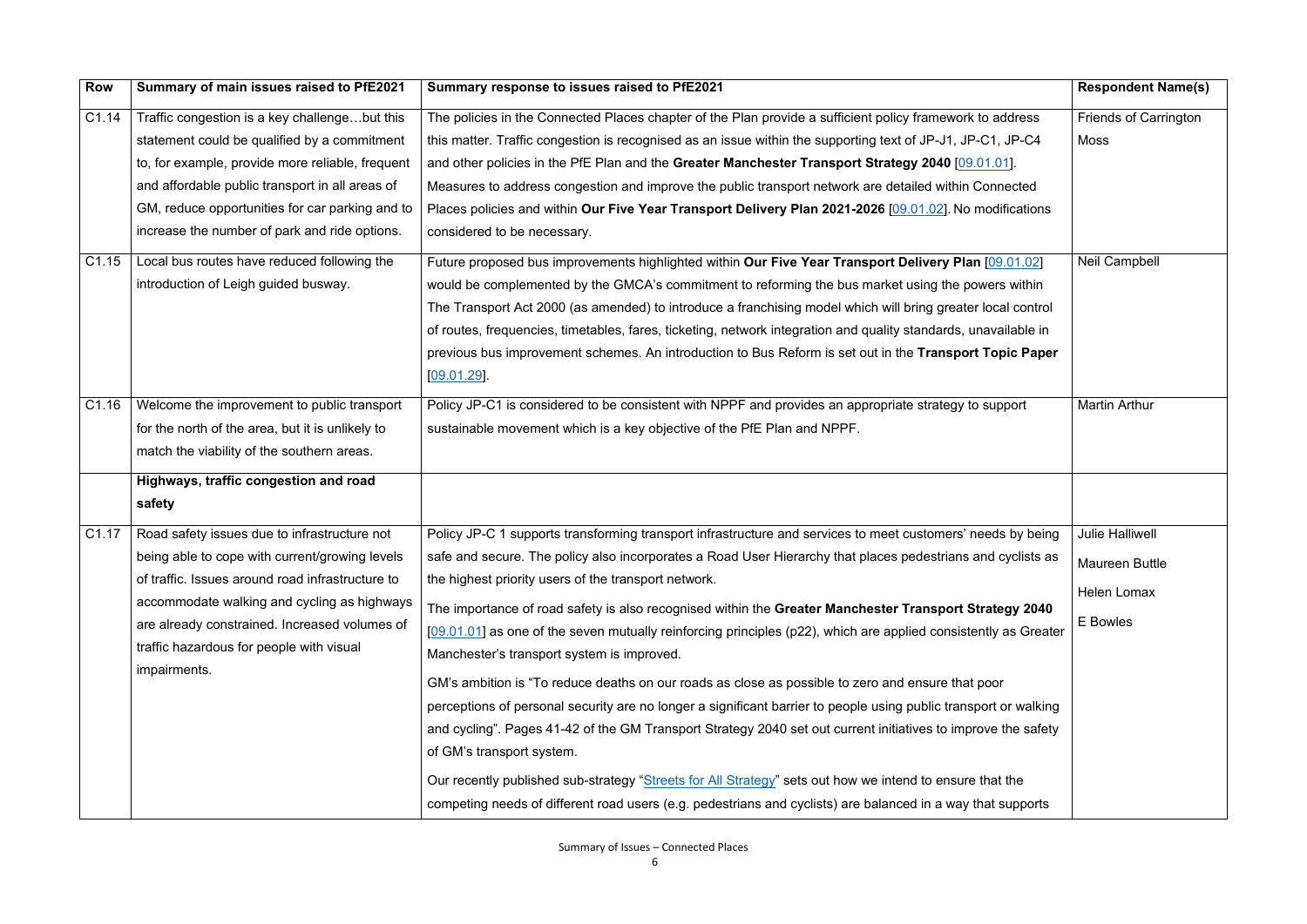| Row | Summary of main issues raised to PfE2021 | Summary response to issues raised to PfE2021 | Respondent Name(s) |
|---|---|---|---|
| C1.14 | Traffic congestion is a key challenge…but this statement could be qualified by a commitment to, for example, provide more reliable, frequent and affordable public transport in all areas of GM, reduce opportunities for car parking and to increase the number of park and ride options. | The policies in the Connected Places chapter of the Plan provide a sufficient policy framework to address this matter. Traffic congestion is recognised as an issue within the supporting text of JP-J1, JP-C1, JP-C4 and other policies in the PfE Plan and the **Greater Manchester Transport Strategy 2040** [09.01.01]. Measures to address congestion and improve the public transport network are detailed within Connected Places policies and within **Our Five Year Transport Delivery Plan 2021-2026** [09.01.02]. No modifications considered to be necessary. | Friends of Carrington Moss |
| C1.15 | Local bus routes have reduced following the introduction of Leigh guided busway. | Future proposed bus improvements highlighted within **Our Five Year Transport Delivery Plan** [09.01.02] would be complemented by the GMCA's commitment to reforming the bus market using the powers within The Transport Act 2000 (as amended) to introduce a franchising model which will bring greater local control of routes, frequencies, timetables, fares, ticketing, network integration and quality standards, unavailable in previous bus improvement schemes. An introduction to Bus Reform is set out in the **Transport Topic Paper** [09.01.29]. | Neil Campbell |
| C1.16 | Welcome the improvement to public transport for the north of the area, but it is unlikely to match the viability of the southern areas. | Policy JP-C1 is considered to be consistent with NPPF and provides an appropriate strategy to support sustainable movement which is a key objective of the PfE Plan and NPPF. | Martin Arthur |
| | **Highways, traffic congestion and road safety** | | |
| C1.17 | Road safety issues due to infrastructure not being able to cope with current/growing levels of traffic. Issues around road infrastructure to accommodate walking and cycling as highways are already constrained. Increased volumes of traffic hazardous for people with visual impairments. | Policy JP-C 1 supports transforming transport infrastructure and services to meet customers' needs by being safe and secure. The policy also incorporates a Road User Hierarchy that places pedestrians and cyclists as the highest priority users of the transport network.<br><br>The importance of road safety is also recognised within the **Greater Manchester Transport Strategy 2040** [09.01.01] as one of the seven mutually reinforcing principles (p22), which are applied consistently as Greater Manchester's transport system is improved.<br><br>GM's ambition is "To reduce deaths on our roads as close as possible to zero and ensure that poor perceptions of personal security are no longer a significant barrier to people using public transport or walking and cycling". Pages 41-42 of the GM Transport Strategy 2040 set out current initiatives to improve the safety of GM's transport system.<br><br>Our recently published sub-strategy "Streets for All Strategy" sets out how we intend to ensure that the competing needs of different road users (e.g. pedestrians and cyclists) are balanced in a way that supports | Julie Halliwell<br><br>Maureen Buttle<br><br>Helen Lomax<br><br>E Bowles |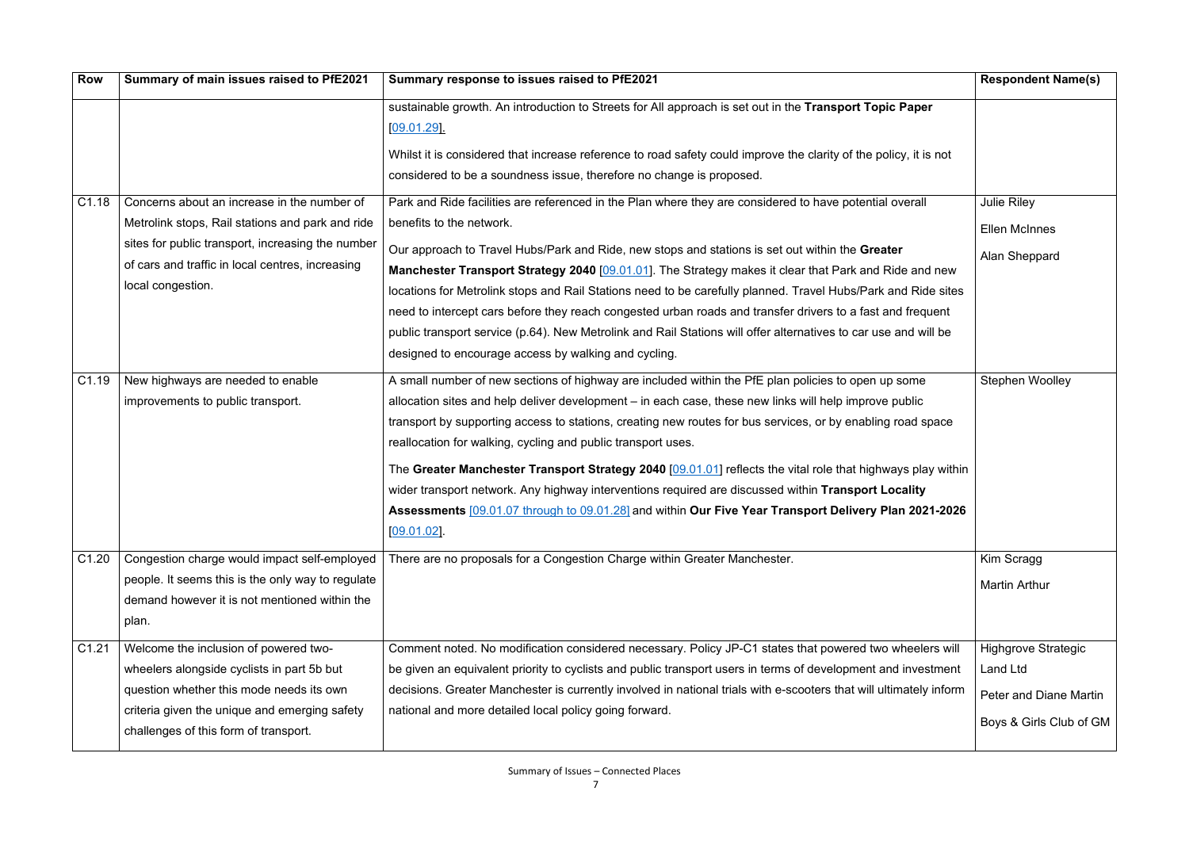| Row | Summary of main issues raised to PfE2021 | Summary response to issues raised to PfE2021 | Respondent Name(s) |
|---|---|---|---|
| | | sustainable growth. An introduction to Streets for All approach is set out in the **Transport Topic Paper** [09.01.29].<br><br>Whilst it is considered that increase reference to road safety could improve the clarity of the policy, it is not considered to be a soundness issue, therefore no change is proposed. | |
| C1.18 | Concerns about an increase in the number of Metrolink stops, Rail stations and park and ride sites for public transport, increasing the number of cars and traffic in local centres, increasing local congestion. | Park and Ride facilities are referenced in the Plan where they are considered to have potential overall benefits to the network.<br><br>Our approach to Travel Hubs/Park and Ride, new stops and stations is set out within the **Greater Manchester Transport Strategy 2040** [09.01.01]. The Strategy makes it clear that Park and Ride and new locations for Metrolink stops and Rail Stations need to be carefully planned. Travel Hubs/Park and Ride sites need to intercept cars before they reach congested urban roads and transfer drivers to a fast and frequent public transport service (p.64). New Metrolink and Rail Stations will offer alternatives to car use and will be designed to encourage access by walking and cycling. | Julie Riley<br><br>Ellen McInnes<br><br>Alan Sheppard |
| C1.19 | New highways are needed to enable improvements to public transport. | A small number of new sections of highway are included within the PfE plan policies to open up some allocation sites and help deliver development – in each case, these new links will help improve public transport by supporting access to stations, creating new routes for bus services, or by enabling road space reallocation for walking, cycling and public transport uses.<br><br>The **Greater Manchester Transport Strategy 2040** [09.01.01] reflects the vital role that highways play within wider transport network. Any highway interventions required are discussed within **Transport Locality Assessments** [09.01.07 through to 09.01.28] and within **Our Five Year Transport Delivery Plan 2021-2026** [09.01.02]. | Stephen Woolley |
| C1.20 | Congestion charge would impact self-employed people. It seems this is the only way to regulate demand however it is not mentioned within the plan. | There are no proposals for a Congestion Charge within Greater Manchester. | Kim Scragg<br><br>Martin Arthur |
| C1.21 | Welcome the inclusion of powered two-wheelers alongside cyclists in part 5b but question whether this mode needs its own criteria given the unique and emerging safety challenges of this form of transport. | Comment noted. No modification considered necessary. Policy JP-C1 states that powered two wheelers will be given an equivalent priority to cyclists and public transport users in terms of development and investment decisions. Greater Manchester is currently involved in national trials with e-scooters that will ultimately inform national and more detailed local policy going forward. | Highgrove Strategic Land Ltd<br><br>Peter and Diane Martin<br><br>Boys & Girls Club of GM |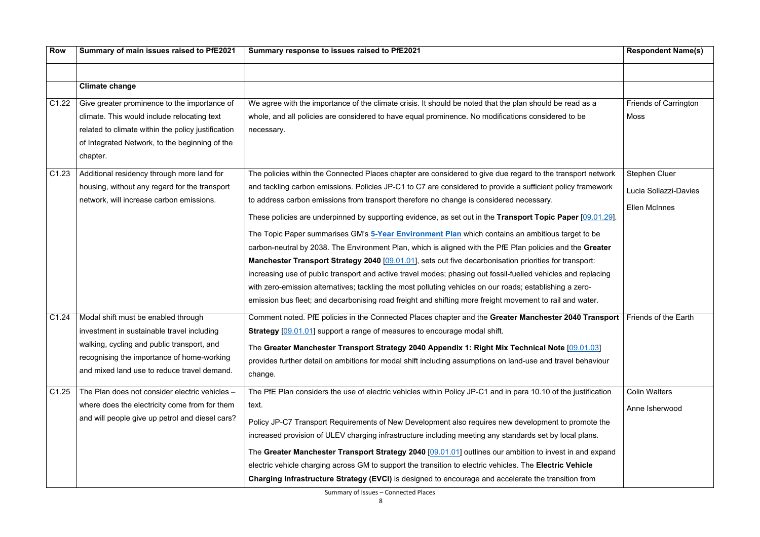| Row | Summary of main issues raised to PfE2021 | Summary response to issues raised to PfE2021 | Respondent Name(s) |
|---|---|---|---|
| | | | |
| | **Climate change** | | |
| C1.22 | Give greater prominence to the importance of climate. This would include relocating text related to climate within the policy justification of Integrated Network, to the beginning of the chapter. | We agree with the importance of the climate crisis. It should be noted that the plan should be read as a whole, and all policies are considered to have equal prominence. No modifications considered to be necessary. | Friends of Carrington Moss |
| C1.23 | Additional residency through more land for housing, without any regard for the transport network, will increase carbon emissions. | The policies within the Connected Places chapter are considered to give due regard to the transport network and tackling carbon emissions. Policies JP-C1 to C7 are considered to provide a sufficient policy framework to address carbon emissions from transport therefore no change is considered necessary.<br><br>These policies are underpinned by supporting evidence, as set out in the **Transport Topic Paper** [09.01.29].<br><br>The Topic Paper summarises GM's **5-Year Environment Plan** which contains an ambitious target to be carbon-neutral by 2038. The Environment Plan, which is aligned with the PfE Plan policies and the **Greater Manchester Transport Strategy 2040** [09.01.01], sets out five decarbonisation priorities for transport: increasing use of public transport and active travel modes; phasing out fossil-fuelled vehicles and replacing with zero-emission alternatives; tackling the most polluting vehicles on our roads; establishing a zero-emission bus fleet; and decarbonising road freight and shifting more freight movement to rail and water. | Stephen Cluer<br><br>Lucia Sollazzi-Davies<br><br>Ellen McInnes |
| C1.24 | Modal shift must be enabled through investment in sustainable travel including walking, cycling and public transport, and recognising the importance of home-working and mixed land use to reduce travel demand. | Comment noted. PfE policies in the Connected Places chapter and the **Greater Manchester 2040 Transport Strategy** [09.01.01] support a range of measures to encourage modal shift.<br><br>The **Greater Manchester Transport Strategy 2040 Appendix 1: Right Mix Technical Note** [09.01.03] provides further detail on ambitions for modal shift including assumptions on land-use and travel behaviour change. | Friends of the Earth |
| C1.25 | The Plan does not consider electric vehicles – where does the electricity come from for them and will people give up petrol and diesel cars? | The PfE Plan considers the use of electric vehicles within Policy JP-C1 and in para 10.10 of the justification text.<br><br>Policy JP-C7 Transport Requirements of New Development also requires new development to promote the increased provision of ULEV charging infrastructure including meeting any standards set by local plans.<br><br>The **Greater Manchester Transport Strategy 2040** [09.01.01] outlines our ambition to invest in and expand electric vehicle charging across GM to support the transition to electric vehicles. The **Electric Vehicle Charging Infrastructure Strategy (EVCI)** is designed to encourage and accelerate the transition from | Colin Walters<br><br>Anne Isherwood |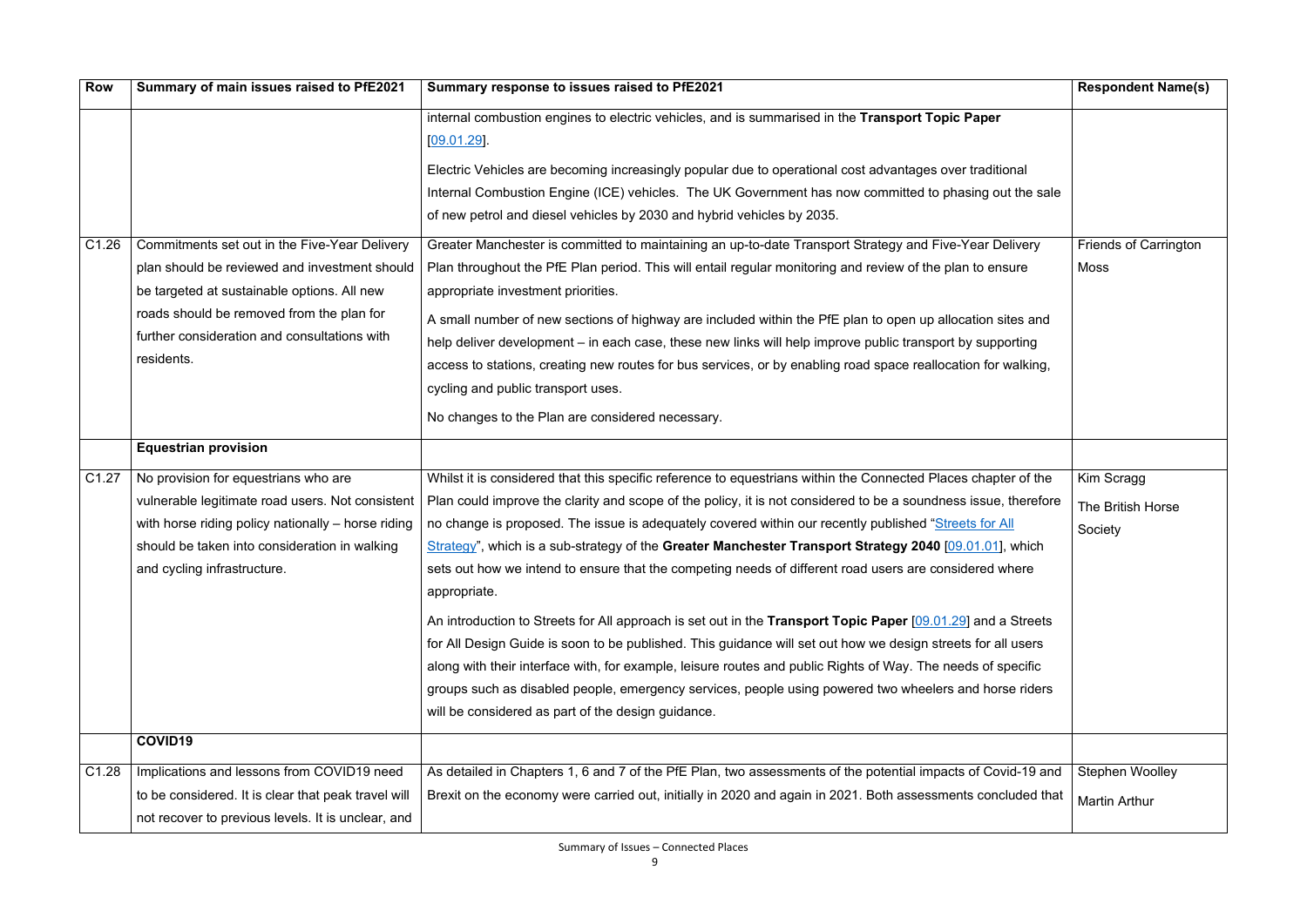| Row | Summary of main issues raised to PfE2021 | Summary response to issues raised to PfE2021 | Respondent Name(s) |
|---|---|---|---|
| | | internal combustion engines to electric vehicles, and is summarised in the **Transport Topic Paper** [09.01.29].<br><br>Electric Vehicles are becoming increasingly popular due to operational cost advantages over traditional Internal Combustion Engine (ICE) vehicles. The UK Government has now committed to phasing out the sale of new petrol and diesel vehicles by 2030 and hybrid vehicles by 2035. | |
| C1.26 | Commitments set out in the Five-Year Delivery plan should be reviewed and investment should be targeted at sustainable options. All new roads should be removed from the plan for further consideration and consultations with residents. | Greater Manchester is committed to maintaining an up-to-date Transport Strategy and Five-Year Delivery Plan throughout the PfE Plan period. This will entail regular monitoring and review of the plan to ensure appropriate investment priorities.<br><br>A small number of new sections of highway are included within the PfE plan to open up allocation sites and help deliver development – in each case, these new links will help improve public transport by supporting access to stations, creating new routes for bus services, or by enabling road space reallocation for walking, cycling and public transport uses.<br><br>No changes to the Plan are considered necessary. | Friends of Carrington Moss |
| | **Equestrian provision** | | |
| C1.27 | No provision for equestrians who are vulnerable legitimate road users. Not consistent with horse riding policy nationally – horse riding should be taken into consideration in walking and cycling infrastructure. | Whilst it is considered that this specific reference to equestrians within the Connected Places chapter of the Plan could improve the clarity and scope of the policy, it is not considered to be a soundness issue, therefore no change is proposed. The issue is adequately covered within our recently published "Streets for All Strategy", which is a sub-strategy of the **Greater Manchester Transport Strategy 2040** [09.01.01], which sets out how we intend to ensure that the competing needs of different road users are considered where appropriate.<br><br>An introduction to Streets for All approach is set out in the **Transport Topic Paper** [09.01.29] and a Streets for All Design Guide is soon to be published. This guidance will set out how we design streets for all users along with their interface with, for example, leisure routes and public Rights of Way. The needs of specific groups such as disabled people, emergency services, people using powered two wheelers and horse riders will be considered as part of the design guidance. | Kim Scragg<br><br>The British Horse Society |
| | **COVID19** | | |
| C1.28 | Implications and lessons from COVID19 need to be considered. It is clear that peak travel will not recover to previous levels. It is unclear, and | As detailed in Chapters 1, 6 and 7 of the PfE Plan, two assessments of the potential impacts of Covid-19 and Brexit on the economy were carried out, initially in 2020 and again in 2021. Both assessments concluded that | Stephen Woolley<br><br>Martin Arthur |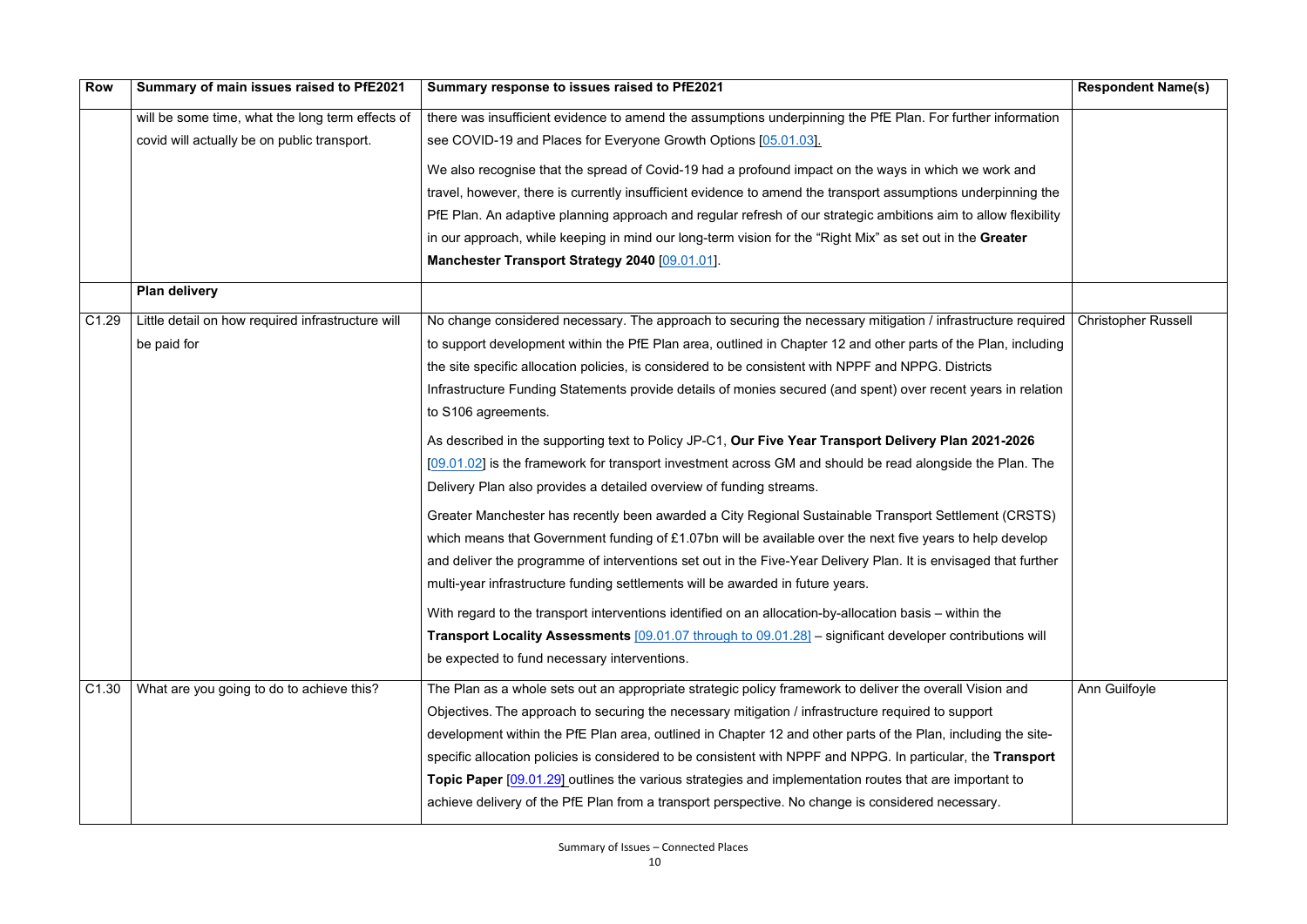| Row | Summary of main issues raised to PfE2021 | Summary response to issues raised to PfE2021 | Respondent Name(s) |
|---|---|---|---|
| | will be some time, what the long term effects of covid will actually be on public transport. | there was insufficient evidence to amend the assumptions underpinning the PfE Plan. For further information see COVID-19 and Places for Everyone Growth Options [05.01.03].<br><br>We also recognise that the spread of Covid-19 had a profound impact on the ways in which we work and travel, however, there is currently insufficient evidence to amend the transport assumptions underpinning the PfE Plan. An adaptive planning approach and regular refresh of our strategic ambitions aim to allow flexibility in our approach, while keeping in mind our long-term vision for the "Right Mix" as set out in the **Greater Manchester Transport Strategy 2040** [09.01.01]. | |
| | **Plan delivery** | | |
| C1.29 | Little detail on how required infrastructure will be paid for | No change considered necessary. The approach to securing the necessary mitigation / infrastructure required to support development within the PfE Plan area, outlined in Chapter 12 and other parts of the Plan, including the site specific allocation policies, is considered to be consistent with NPPF and NPPG. Districts Infrastructure Funding Statements provide details of monies secured (and spent) over recent years in relation to S106 agreements.<br><br>As described in the supporting text to Policy JP-C1, **Our Five Year Transport Delivery Plan 2021-2026** [09.01.02] is the framework for transport investment across GM and should be read alongside the Plan. The Delivery Plan also provides a detailed overview of funding streams.<br><br>Greater Manchester has recently been awarded a City Regional Sustainable Transport Settlement (CRSTS) which means that Government funding of £1.07bn will be available over the next five years to help develop and deliver the programme of interventions set out in the Five-Year Delivery Plan. It is envisaged that further multi-year infrastructure funding settlements will be awarded in future years.<br><br>With regard to the transport interventions identified on an allocation-by-allocation basis – within the **Transport Locality Assessments** [09.01.07 through to 09.01.28] – significant developer contributions will be expected to fund necessary interventions. | Christopher Russell |
| C1.30 | What are you going to do to achieve this? | The Plan as a whole sets out an appropriate strategic policy framework to deliver the overall Vision and Objectives. The approach to securing the necessary mitigation / infrastructure required to support development within the PfE Plan area, outlined in Chapter 12 and other parts of the Plan, including the site-specific allocation policies is considered to be consistent with NPPF and NPPG. In particular, the **Transport Topic Paper** [09.01.29] outlines the various strategies and implementation routes that are important to achieve delivery of the PfE Plan from a transport perspective. No change is considered necessary. | Ann Guilfoyle |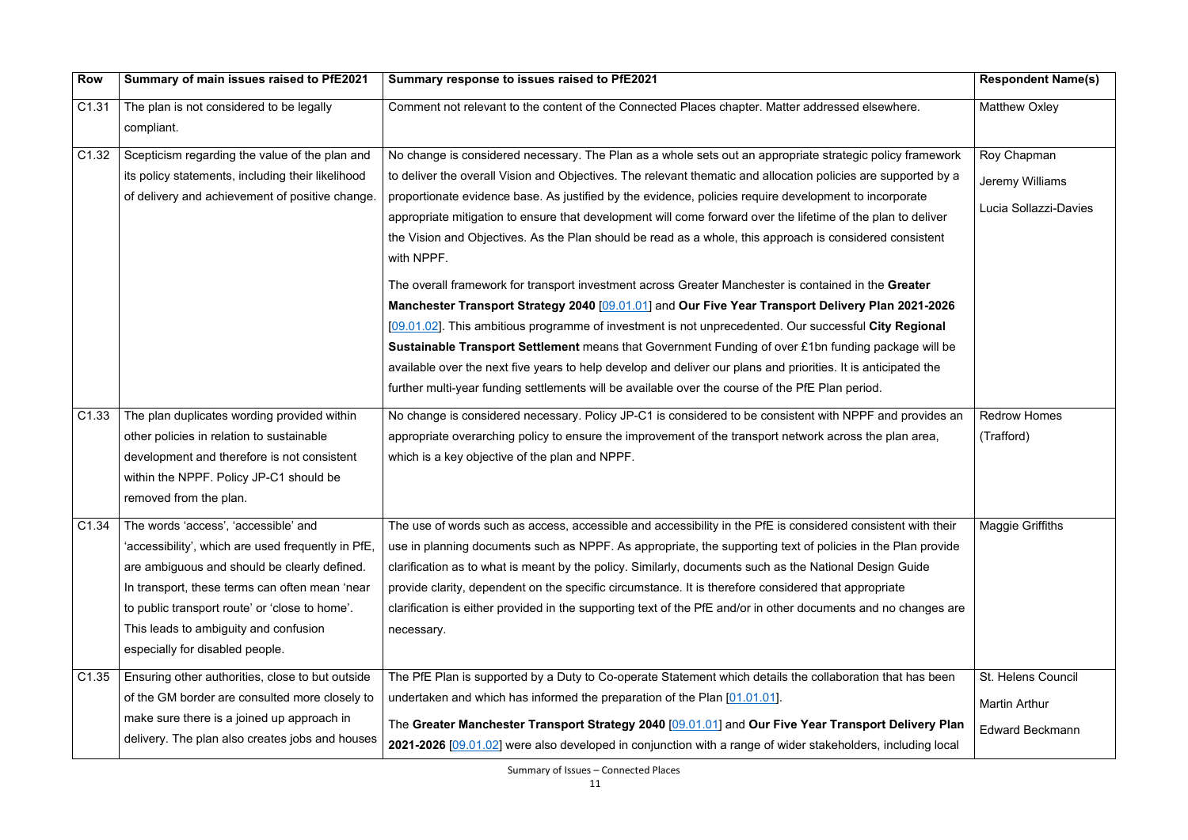| Row | Summary of main issues raised to PfE2021 | Summary response to issues raised to PfE2021 | Respondent Name(s) |
|---|---|---|---|
| C1.31 | The plan is not considered to be legally compliant. | Comment not relevant to the content of the Connected Places chapter. Matter addressed elsewhere. | Matthew Oxley |
| C1.32 | Scepticism regarding the value of the plan and its policy statements, including their likelihood of delivery and achievement of positive change. | No change is considered necessary. The Plan as a whole sets out an appropriate strategic policy framework to deliver the overall Vision and Objectives. The relevant thematic and allocation policies are supported by a proportionate evidence base. As justified by the evidence, policies require development to incorporate appropriate mitigation to ensure that development will come forward over the lifetime of the plan to deliver the Vision and Objectives. As the Plan should be read as a whole, this approach is considered consistent with NPPF.<br><br>The overall framework for transport investment across Greater Manchester is contained in the **Greater Manchester Transport Strategy 2040** [09.01.01] and **Our Five Year Transport Delivery Plan 2021-2026** [09.01.02]. This ambitious programme of investment is not unprecedented. Our successful **City Regional Sustainable Transport Settlement** means that Government Funding of over £1bn funding package will be available over the next five years to help develop and deliver our plans and priorities. It is anticipated the further multi-year funding settlements will be available over the course of the PfE Plan period. | Roy Chapman<br><br>Jeremy Williams<br><br>Lucia Sollazzi-Davies |
| C1.33 | The plan duplicates wording provided within other policies in relation to sustainable development and therefore is not consistent within the NPPF. Policy JP-C1 should be removed from the plan. | No change is considered necessary. Policy JP-C1 is considered to be consistent with NPPF and provides an appropriate overarching policy to ensure the improvement of the transport network across the plan area, which is a key objective of the plan and NPPF. | Redrow Homes (Trafford) |
| C1.34 | The words 'access', 'accessible' and 'accessibility', which are used frequently in PfE, are ambiguous and should be clearly defined. In transport, these terms can often mean 'near to public transport route' or 'close to home'. This leads to ambiguity and confusion especially for disabled people. | The use of words such as access, accessible and accessibility in the PfE is considered consistent with their use in planning documents such as NPPF. As appropriate, the supporting text of policies in the Plan provide clarification as to what is meant by the policy. Similarly, documents such as the National Design Guide provide clarity, dependent on the specific circumstance. It is therefore considered that appropriate clarification is either provided in the supporting text of the PfE and/or in other documents and no changes are necessary. | Maggie Griffiths |
| C1.35 | Ensuring other authorities, close to but outside of the GM border are consulted more closely to make sure there is a joined up approach in delivery. The plan also creates jobs and houses | The PfE Plan is supported by a Duty to Co-operate Statement which details the collaboration that has been undertaken and which has informed the preparation of the Plan [01.01.01].<br><br>The **Greater Manchester Transport Strategy 2040** [09.01.01] and **Our Five Year Transport Delivery Plan 2021-2026** [09.01.02] were also developed in conjunction with a range of wider stakeholders, including local | St. Helens Council<br><br>Martin Arthur<br><br>Edward Beckmann |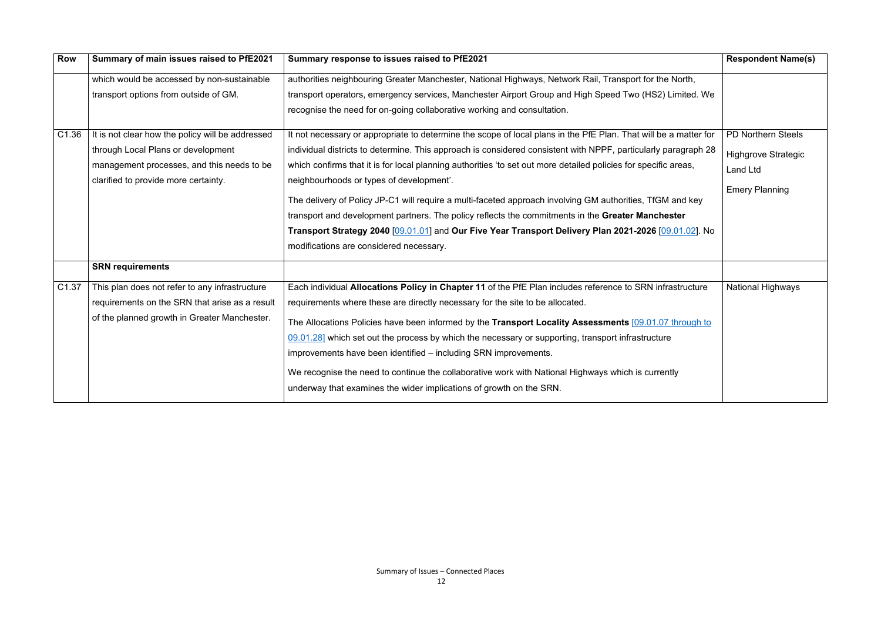| Row | Summary of main issues raised to PfE2021 | Summary response to issues raised to PfE2021 | Respondent Name(s) |
|---|---|---|---|
| | which would be accessed by non-sustainable transport options from outside of GM. | authorities neighbouring Greater Manchester, National Highways, Network Rail, Transport for the North, transport operators, emergency services, Manchester Airport Group and High Speed Two (HS2) Limited. We recognise the need for on-going collaborative working and consultation. | |
| C1.36 | It is not clear how the policy will be addressed through Local Plans or development management processes, and this needs to be clarified to provide more certainty. | It not necessary or appropriate to determine the scope of local plans in the PfE Plan. That will be a matter for individual districts to determine. This approach is considered consistent with NPPF, particularly paragraph 28 which confirms that it is for local planning authorities 'to set out more detailed policies for specific areas, neighbourhoods or types of development'.<br><br>The delivery of Policy JP-C1 will require a multi-faceted approach involving GM authorities, TfGM and key transport and development partners. The policy reflects the commitments in the **Greater Manchester Transport Strategy 2040** [09.01.01] and **Our Five Year Transport Delivery Plan 2021-2026** [09.01.02]. No modifications are considered necessary. | PD Northern Steels<br><br>Highgrove Strategic Land Ltd<br><br>Emery Planning |
| | **SRN requirements** | | |
| C1.37 | This plan does not refer to any infrastructure requirements on the SRN that arise as a result of the planned growth in Greater Manchester. | Each individual **Allocations Policy in Chapter 11** of the PfE Plan includes reference to SRN infrastructure requirements where these are directly necessary for the site to be allocated.<br><br>The Allocations Policies have been informed by the **Transport Locality Assessments** [09.01.07 through to 09.01.28] which set out the process by which the necessary or supporting, transport infrastructure improvements have been identified – including SRN improvements.<br><br>We recognise the need to continue the collaborative work with National Highways which is currently underway that examines the wider implications of growth on the SRN. | National Highways |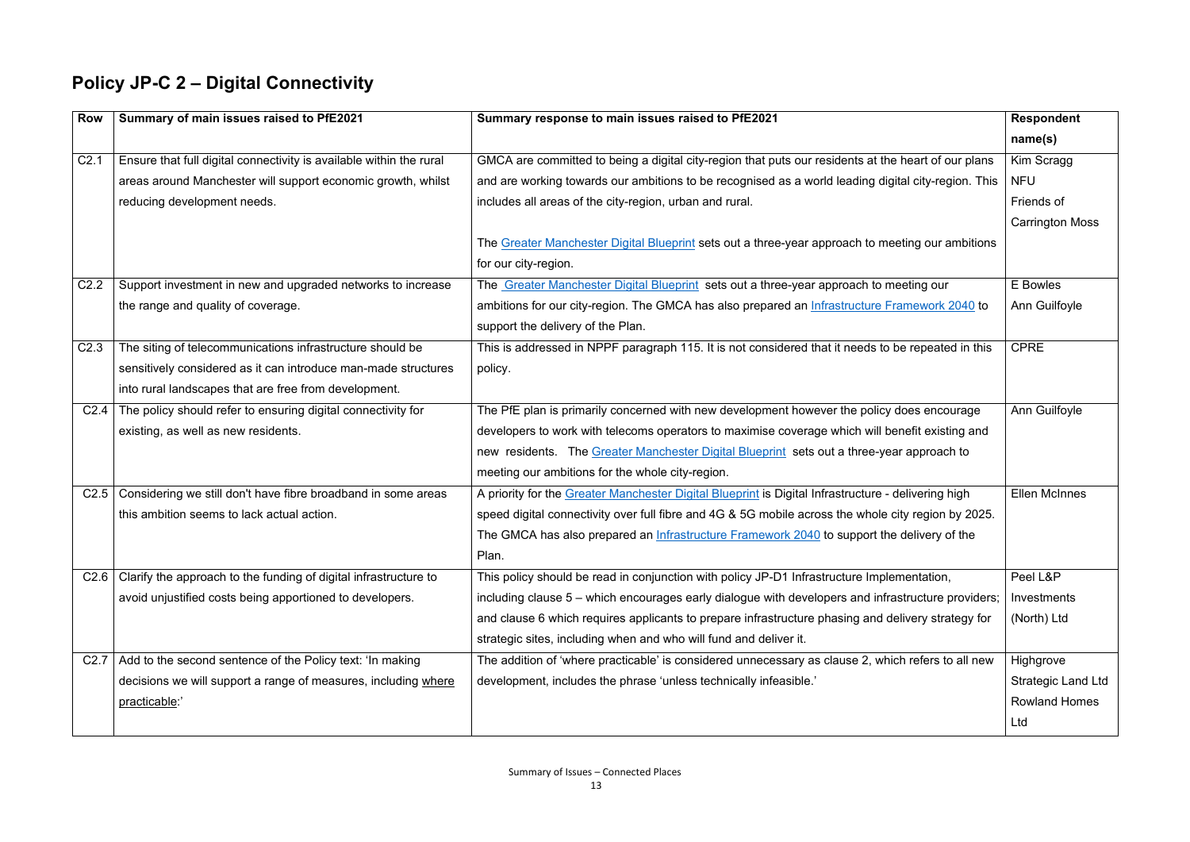## Policy JP-C 2 – Digital Connectivity

| Row | Summary of main issues raised to PfE2021 | Summary response to main issues raised to PfE2021 | Respondent name(s) |
|---|---|---|---|
| C2.1 | Ensure that full digital connectivity is available within the rural areas around Manchester will support economic growth, whilst reducing development needs. | GMCA are committed to being a digital city-region that puts our residents at the heart of our plans and are working towards our ambitions to be recognised as a world leading digital city-region. This includes all areas of the city-region, urban and rural.<br><br>The Greater Manchester Digital Blueprint sets out a three-year approach to meeting our ambitions for our city-region. | Kim Scragg<br>NFU<br>Friends of Carrington Moss |
| C2.2 | Support investment in new and upgraded networks to increase the range and quality of coverage. | The Greater Manchester Digital Blueprint sets out a three-year approach to meeting our ambitions for our city-region. The GMCA has also prepared an Infrastructure Framework 2040 to support the delivery of the Plan. | E Bowles<br>Ann Guilfoyle |
| C2.3 | The siting of telecommunications infrastructure should be sensitively considered as it can introduce man-made structures into rural landscapes that are free from development. | This is addressed in NPPF paragraph 115. It is not considered that it needs to be repeated in this policy. | CPRE |
| C2.4 | The policy should refer to ensuring digital connectivity for existing, as well as new residents. | The PfE plan is primarily concerned with new development however the policy does encourage developers to work with telecoms operators to maximise coverage which will benefit existing and new residents. The Greater Manchester Digital Blueprint sets out a three-year approach to meeting our ambitions for the whole city-region. | Ann Guilfoyle |
| C2.5 | Considering we still don't have fibre broadband in some areas this ambition seems to lack actual action. | A priority for the Greater Manchester Digital Blueprint is Digital Infrastructure - delivering high speed digital connectivity over full fibre and 4G & 5G mobile across the whole city region by 2025. The GMCA has also prepared an Infrastructure Framework 2040 to support the delivery of the Plan. | Ellen McInnes |
| C2.6 | Clarify the approach to the funding of digital infrastructure to avoid unjustified costs being apportioned to developers. | This policy should be read in conjunction with policy JP-D1 Infrastructure Implementation, including clause 5 – which encourages early dialogue with developers and infrastructure providers; and clause 6 which requires applicants to prepare infrastructure phasing and delivery strategy for strategic sites, including when and who will fund and deliver it. | Peel L&P Investments (North) Ltd |
| C2.7 | Add to the second sentence of the Policy text: 'In making decisions we will support a range of measures, including where practicable:' | The addition of 'where practicable' is considered unnecessary as clause 2, which refers to all new development, includes the phrase 'unless technically infeasible.' | Highgrove Strategic Land Ltd<br>Rowland Homes Ltd |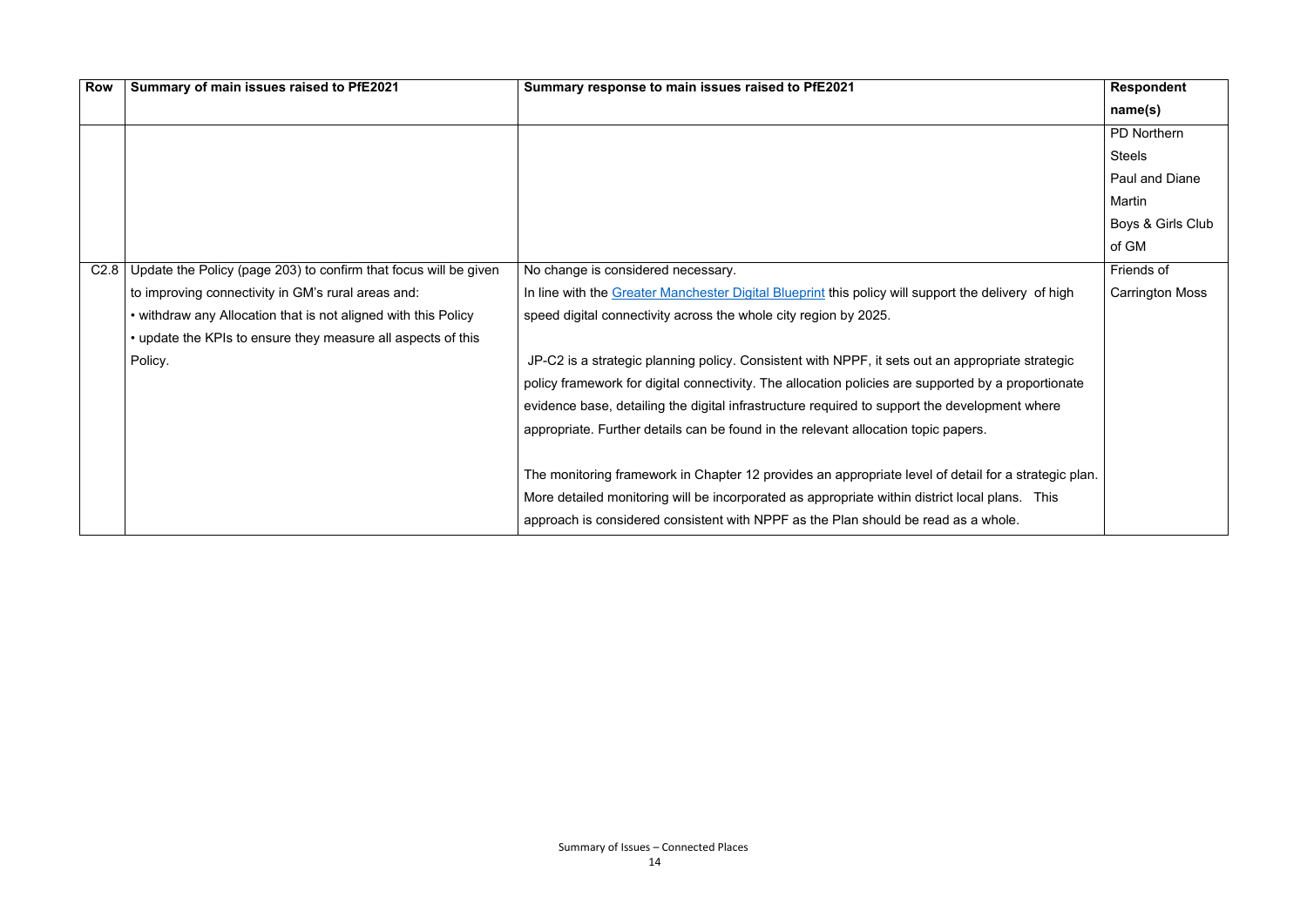| Row | Summary of main issues raised to PfE2021 | Summary response to main issues raised to PfE2021 | Respondent name(s) |
|---|---|---|---|
| | | | PD Northern Steels<br>Paul and Diane Martin<br>Boys & Girls Club of GM |
| C2.8 | Update the Policy (page 203) to confirm that focus will be given to improving connectivity in GM's rural areas and:<br>• withdraw any Allocation that is not aligned with this Policy<br>• update the KPIs to ensure they measure all aspects of this Policy. | No change is considered necessary.<br>In line with the Greater Manchester Digital Blueprint this policy will support the delivery of high speed digital connectivity across the whole city region by 2025.<br><br>JP-C2 is a strategic planning policy. Consistent with NPPF, it sets out an appropriate strategic policy framework for digital connectivity. The allocation policies are supported by a proportionate evidence base, detailing the digital infrastructure required to support the development where appropriate. Further details can be found in the relevant allocation topic papers.<br><br>The monitoring framework in Chapter 12 provides an appropriate level of detail for a strategic plan. More detailed monitoring will be incorporated as appropriate within district local plans. This approach is considered consistent with NPPF as the Plan should be read as a whole. | Friends of Carrington Moss |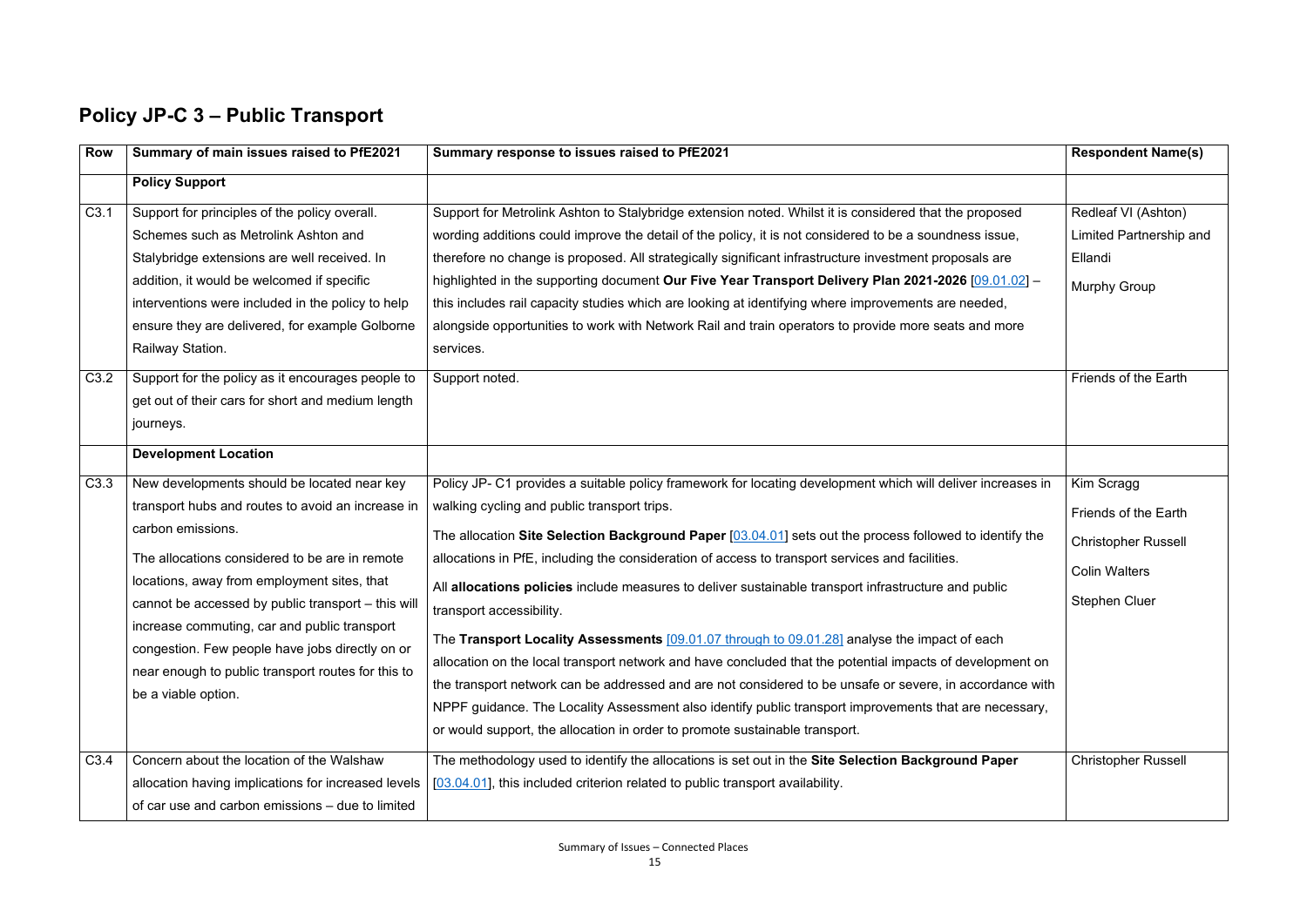## Policy JP-C 3 – Public Transport

| Row | Summary of main issues raised to PfE2021 | Summary response to issues raised to PfE2021 | Respondent Name(s) |
|---|---|---|---|
| | **Policy Support** | | |
| C3.1 | Support for principles of the policy overall. Schemes such as Metrolink Ashton and Stalybridge extensions are well received. In addition, it would be welcomed if specific interventions were included in the policy to help ensure they are delivered, for example Golborne Railway Station. | Support for Metrolink Ashton to Stalybridge extension noted. Whilst it is considered that the proposed wording additions could improve the detail of the policy, it is not considered to be a soundness issue, therefore no change is proposed. All strategically significant infrastructure investment proposals are highlighted in the supporting document **Our Five Year Transport Delivery Plan 2021-2026** [09.01.02] – this includes rail capacity studies which are looking at identifying where improvements are needed, alongside opportunities to work with Network Rail and train operators to provide more seats and more services. | Redleaf VI (Ashton) Limited Partnership and Ellandi<br><br>Murphy Group |
| C3.2 | Support for the policy as it encourages people to get out of their cars for short and medium length journeys. | Support noted. | Friends of the Earth |
| | **Development Location** | | |
| C3.3 | New developments should be located near key transport hubs and routes to avoid an increase in carbon emissions.<br><br>The allocations considered to be are in remote locations, away from employment sites, that cannot be accessed by public transport – this will increase commuting, car and public transport congestion. Few people have jobs directly on or near enough to public transport routes for this to be a viable option. | Policy JP- C1 provides a suitable policy framework for locating development which will deliver increases in walking cycling and public transport trips.<br><br>The allocation **Site Selection Background Paper** [03.04.01] sets out the process followed to identify the allocations in PfE, including the consideration of access to transport services and facilities.<br><br>All **allocations policies** include measures to deliver sustainable transport infrastructure and public transport accessibility.<br><br>The **Transport Locality Assessments** [09.01.07 through to 09.01.28] analyse the impact of each allocation on the local transport network and have concluded that the potential impacts of development on the transport network can be addressed and are not considered to be unsafe or severe, in accordance with NPPF guidance. The Locality Assessment also identify public transport improvements that are necessary, or would support, the allocation in order to promote sustainable transport. | Kim Scragg<br><br>Friends of the Earth<br><br>Christopher Russell<br><br>Colin Walters<br><br>Stephen Cluer |
| C3.4 | Concern about the location of the Walshaw allocation having implications for increased levels of car use and carbon emissions – due to limited | The methodology used to identify the allocations is set out in the **Site Selection Background Paper** [03.04.01], this included criterion related to public transport availability. | Christopher Russell |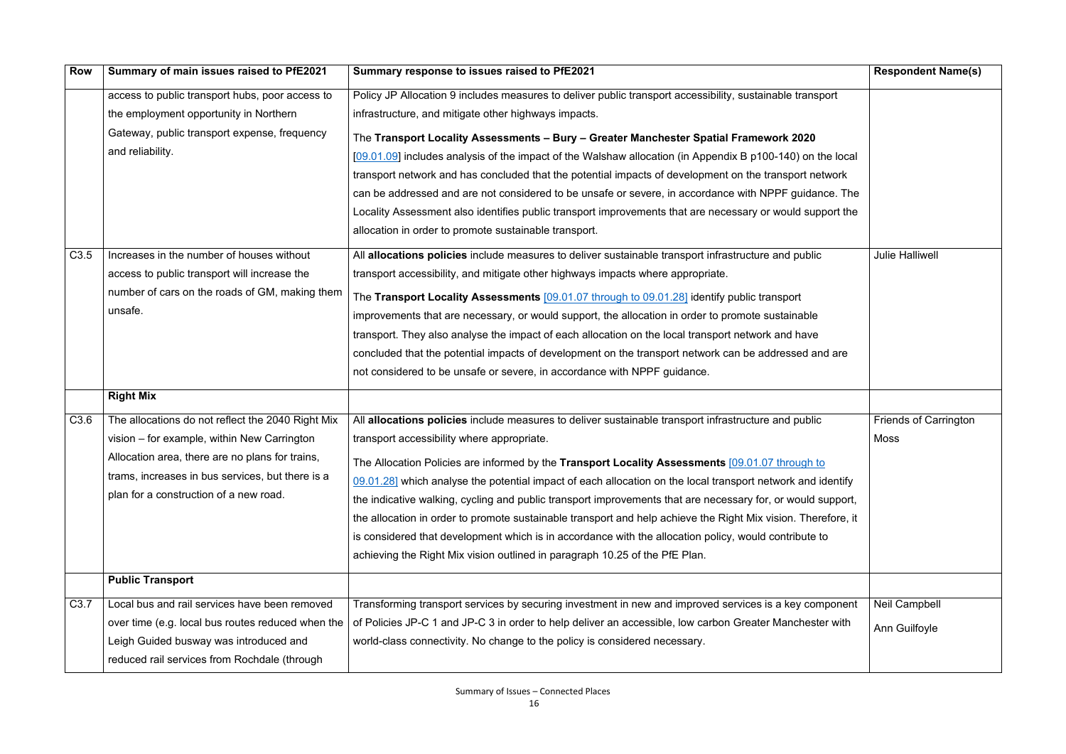| Row | Summary of main issues raised to PfE2021 | Summary response to issues raised to PfE2021 | Respondent Name(s) |
|---|---|---|---|
| | access to public transport hubs, poor access to the employment opportunity in Northern Gateway, public transport expense, frequency and reliability. | Policy JP Allocation 9 includes measures to deliver public transport accessibility, sustainable transport infrastructure, and mitigate other highways impacts. The **Transport Locality Assessments – Bury – Greater Manchester Spatial Framework 2020** [09.01.09] includes analysis of the impact of the Walshaw allocation (in Appendix B p100-140) on the local transport network and has concluded that the potential impacts of development on the transport network can be addressed and are not considered to be unsafe or severe, in accordance with NPPF guidance. The Locality Assessment also identifies public transport improvements that are necessary or would support the allocation in order to promote sustainable transport. | |
| C3.5 | Increases in the number of houses without access to public transport will increase the number of cars on the roads of GM, making them unsafe. | All **allocations policies** include measures to deliver sustainable transport infrastructure and public transport accessibility, and mitigate other highways impacts where appropriate. The **Transport Locality Assessments** [09.01.07 through to 09.01.28] identify public transport improvements that are necessary, or would support, the allocation in order to promote sustainable transport. They also analyse the impact of each allocation on the local transport network and have concluded that the potential impacts of development on the transport network can be addressed and are not considered to be unsafe or severe, in accordance with NPPF guidance. | Julie Halliwell |
| | **Right Mix** | | |
| C3.6 | The allocations do not reflect the 2040 Right Mix vision – for example, within New Carrington Allocation area, there are no plans for trains, trams, increases in bus services, but there is a plan for a construction of a new road. | All **allocations policies** include measures to deliver sustainable transport infrastructure and public transport accessibility where appropriate. The Allocation Policies are informed by the **Transport Locality Assessments** [09.01.07 through to 09.01.28] which analyse the potential impact of each allocation on the local transport network and identify the indicative walking, cycling and public transport improvements that are necessary for, or would support, the allocation in order to promote sustainable transport and help achieve the Right Mix vision. Therefore, it is considered that development which is in accordance with the allocation policy, would contribute to achieving the Right Mix vision outlined in paragraph 10.25 of the PfE Plan. | Friends of Carrington Moss |
| | **Public Transport** | | |
| C3.7 | Local bus and rail services have been removed over time (e.g. local bus routes reduced when the Leigh Guided busway was introduced and reduced rail services from Rochdale (through | Transforming transport services by securing investment in new and improved services is a key component of Policies JP-C 1 and JP-C 3 in order to help deliver an accessible, low carbon Greater Manchester with world-class connectivity. No change to the policy is considered necessary. | Neil Campbell<br>Ann Guilfoyle |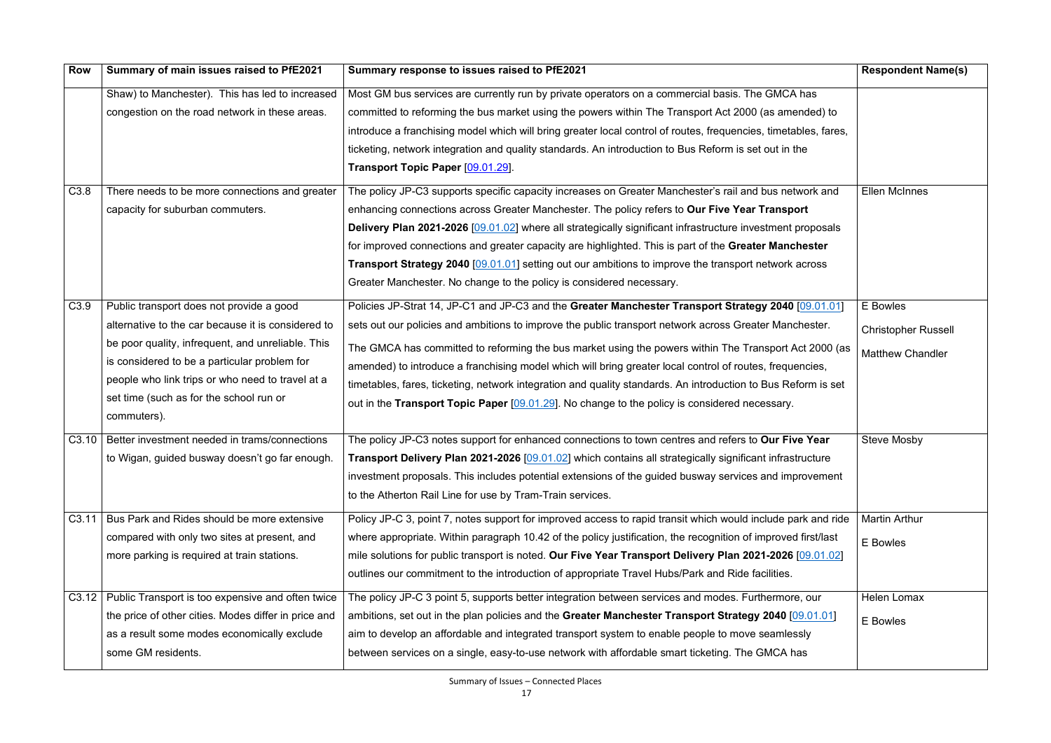| Row | Summary of main issues raised to PfE2021 | Summary response to issues raised to PfE2021 | Respondent Name(s) |
|---|---|---|---|
| | Shaw) to Manchester). This has led to increased congestion on the road network in these areas. | Most GM bus services are currently run by private operators on a commercial basis. The GMCA has committed to reforming the bus market using the powers within The Transport Act 2000 (as amended) to introduce a franchising model which will bring greater local control of routes, frequencies, timetables, fares, ticketing, network integration and quality standards. An introduction to Bus Reform is set out in the **Transport Topic Paper** [09.01.29]. | |
| C3.8 | There needs to be more connections and greater capacity for suburban commuters. | The policy JP-C3 supports specific capacity increases on Greater Manchester's rail and bus network and enhancing connections across Greater Manchester. The policy refers to **Our Five Year Transport Delivery Plan 2021-2026** [09.01.02] where all strategically significant infrastructure investment proposals for improved connections and greater capacity are highlighted. This is part of the **Greater Manchester Transport Strategy 2040** [09.01.01] setting out our ambitions to improve the transport network across Greater Manchester. No change to the policy is considered necessary. | Ellen McInnes |
| C3.9 | Public transport does not provide a good alternative to the car because it is considered to be poor quality, infrequent, and unreliable. This is considered to be a particular problem for people who link trips or who need to travel at a set time (such as for the school run or commuters). | Policies JP-Strat 14, JP-C1 and JP-C3 and the **Greater Manchester Transport Strategy 2040** [09.01.01] sets out our policies and ambitions to improve the public transport network across Greater Manchester.<br><br>The GMCA has committed to reforming the bus market using the powers within The Transport Act 2000 (as amended) to introduce a franchising model which will bring greater local control of routes, frequencies, timetables, fares, ticketing, network integration and quality standards. An introduction to Bus Reform is set out in the **Transport Topic Paper** [09.01.29]. No change to the policy is considered necessary. | E Bowles<br><br>Christopher Russell<br><br>Matthew Chandler |
| C3.10 | Better investment needed in trams/connections to Wigan, guided busway doesn't go far enough. | The policy JP-C3 notes support for enhanced connections to town centres and refers to **Our Five Year Transport Delivery Plan 2021-2026** [09.01.02] which contains all strategically significant infrastructure investment proposals. This includes potential extensions of the guided busway services and improvement to the Atherton Rail Line for use by Tram-Train services. | Steve Mosby |
| C3.11 | Bus Park and Rides should be more extensive compared with only two sites at present, and more parking is required at train stations. | Policy JP-C 3, point 7, notes support for improved access to rapid transit which would include park and ride where appropriate. Within paragraph 10.42 of the policy justification, the recognition of improved first/last mile solutions for public transport is noted. **Our Five Year Transport Delivery Plan 2021-2026** [09.01.02] outlines our commitment to the introduction of appropriate Travel Hubs/Park and Ride facilities. | Martin Arthur<br><br>E Bowles |
| C3.12 | Public Transport is too expensive and often twice the price of other cities. Modes differ in price and as a result some modes economically exclude some GM residents. | The policy JP-C 3 point 5, supports better integration between services and modes. Furthermore, our ambitions, set out in the plan policies and the **Greater Manchester Transport Strategy 2040** [09.01.01] aim to develop an affordable and integrated transport system to enable people to move seamlessly between services on a single, easy-to-use network with affordable smart ticketing. The GMCA has | Helen Lomax<br><br>E Bowles |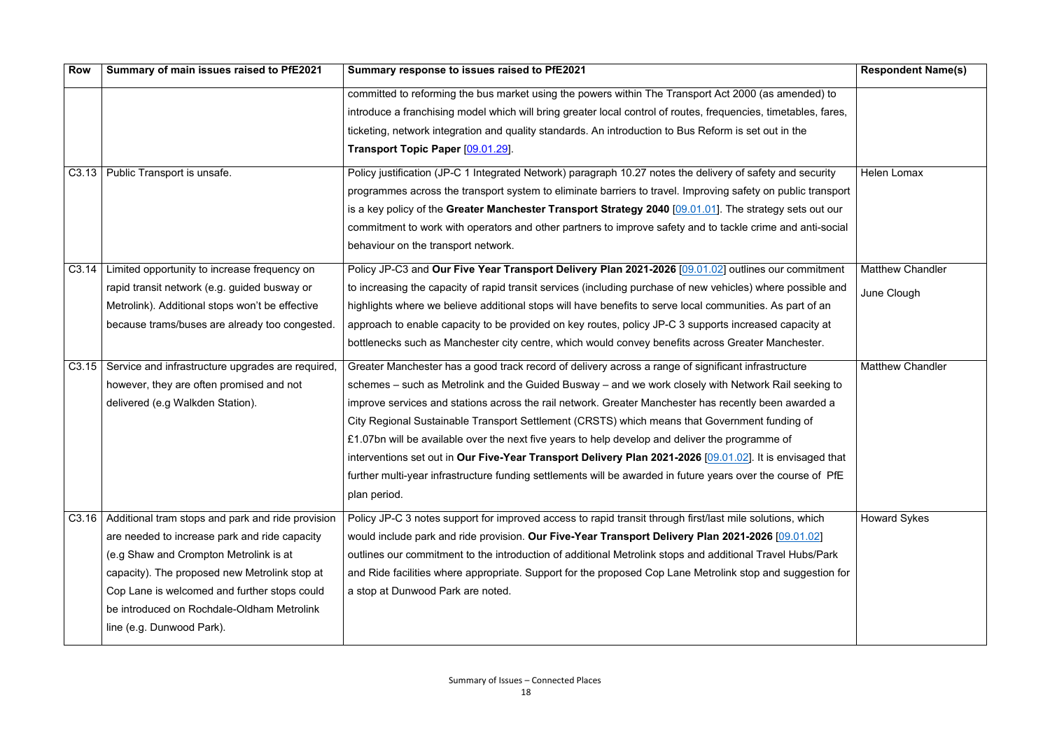| Row | Summary of main issues raised to PfE2021 | Summary response to issues raised to PfE2021 | Respondent Name(s) |
|---|---|---|---|
| | | committed to reforming the bus market using the powers within The Transport Act 2000 (as amended) to introduce a franchising model which will bring greater local control of routes, frequencies, timetables, fares, ticketing, network integration and quality standards. An introduction to Bus Reform is set out in the **Transport Topic Paper** [09.01.29]. | |
| C3.13 | Public Transport is unsafe. | Policy justification (JP-C 1 Integrated Network) paragraph 10.27 notes the delivery of safety and security programmes across the transport system to eliminate barriers to travel. Improving safety on public transport is a key policy of the **Greater Manchester Transport Strategy 2040** [09.01.01]. The strategy sets out our commitment to work with operators and other partners to improve safety and to tackle crime and anti-social behaviour on the transport network. | Helen Lomax |
| C3.14 | Limited opportunity to increase frequency on rapid transit network (e.g. guided busway or Metrolink). Additional stops won't be effective because trams/buses are already too congested. | Policy JP-C3 and **Our Five Year Transport Delivery Plan 2021-2026** [09.01.02] outlines our commitment to increasing the capacity of rapid transit services (including purchase of new vehicles) where possible and highlights where we believe additional stops will have benefits to serve local communities. As part of an approach to enable capacity to be provided on key routes, policy JP-C 3 supports increased capacity at bottlenecks such as Manchester city centre, which would convey benefits across Greater Manchester. | Matthew Chandler<br>June Clough |
| C3.15 | Service and infrastructure upgrades are required, however, they are often promised and not delivered (e.g Walkden Station). | Greater Manchester has a good track record of delivery across a range of significant infrastructure schemes – such as Metrolink and the Guided Busway – and we work closely with Network Rail seeking to improve services and stations across the rail network. Greater Manchester has recently been awarded a City Regional Sustainable Transport Settlement (CRSTS) which means that Government funding of £1.07bn will be available over the next five years to help develop and deliver the programme of interventions set out in **Our Five-Year Transport Delivery Plan 2021-2026** [09.01.02]. It is envisaged that further multi-year infrastructure funding settlements will be awarded in future years over the course of PfE plan period. | Matthew Chandler |
| C3.16 | Additional tram stops and park and ride provision are needed to increase park and ride capacity (e.g Shaw and Crompton Metrolink is at capacity). The proposed new Metrolink stop at Cop Lane is welcomed and further stops could be introduced on Rochdale-Oldham Metrolink line (e.g. Dunwood Park). | Policy JP-C 3 notes support for improved access to rapid transit through first/last mile solutions, which would include park and ride provision. **Our Five-Year Transport Delivery Plan 2021-2026** [09.01.02] outlines our commitment to the introduction of additional Metrolink stops and additional Travel Hubs/Park and Ride facilities where appropriate. Support for the proposed Cop Lane Metrolink stop and suggestion for a stop at Dunwood Park are noted. | Howard Sykes |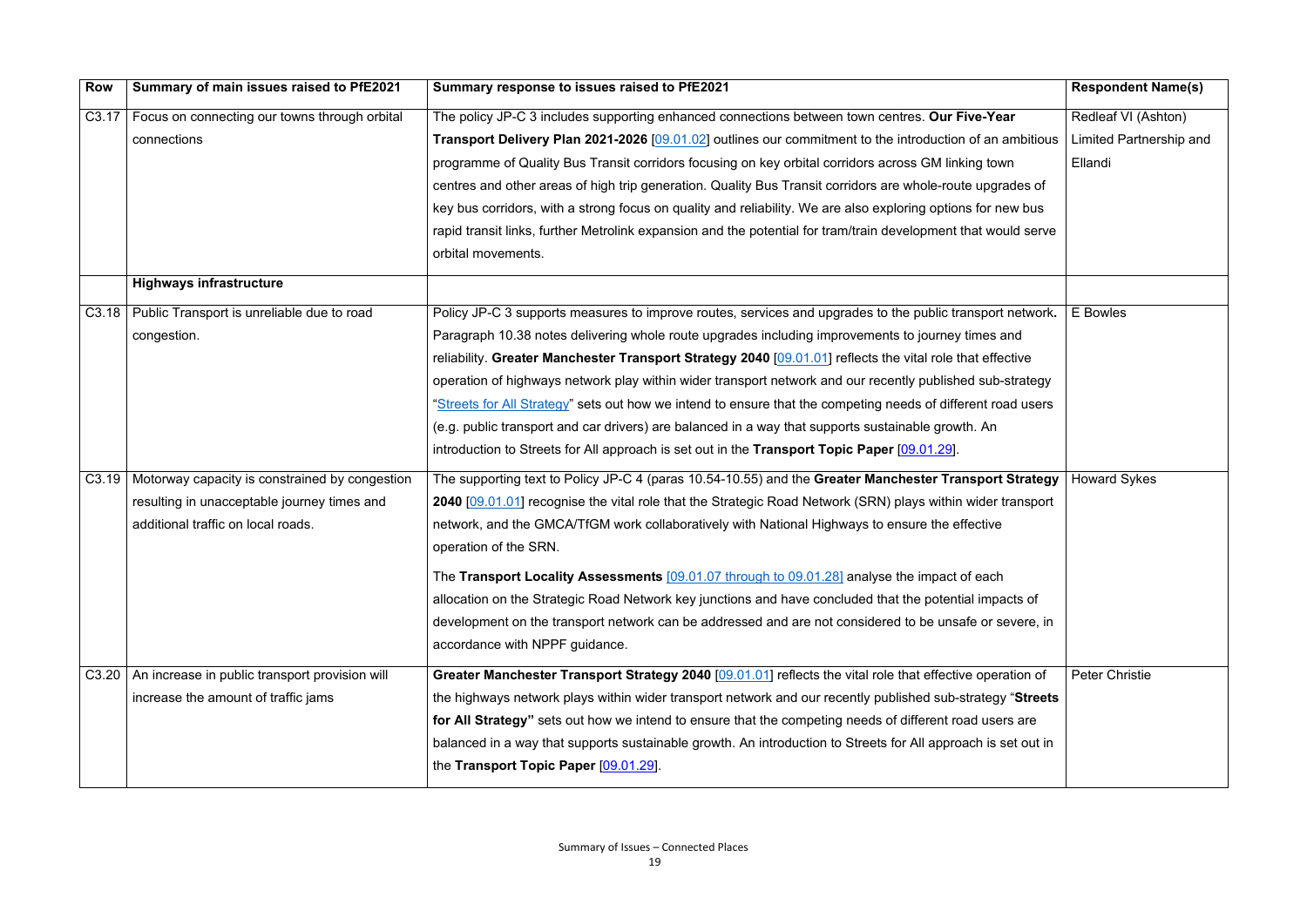| Row | Summary of main issues raised to PfE2021 | Summary response to issues raised to PfE2021 | Respondent Name(s) |
|---|---|---|---|
| C3.17 | Focus on connecting our towns through orbital connections | The policy JP-C 3 includes supporting enhanced connections between town centres. **Our Five-Year Transport Delivery Plan 2021-2026** [09.01.02] outlines our commitment to the introduction of an ambitious programme of Quality Bus Transit corridors focusing on key orbital corridors across GM linking town centres and other areas of high trip generation. Quality Bus Transit corridors are whole-route upgrades of key bus corridors, with a strong focus on quality and reliability. We are also exploring options for new bus rapid transit links, further Metrolink expansion and the potential for tram/train development that would serve orbital movements. | Redleaf VI (Ashton) Limited Partnership and Ellandi |
| | **Highways infrastructure** | | |
| C3.18 | Public Transport is unreliable due to road congestion. | Policy JP-C 3 supports measures to improve routes, services and upgrades to the public transport network**.** Paragraph 10.38 notes delivering whole route upgrades including improvements to journey times and reliability. **Greater Manchester Transport Strategy 2040** [09.01.01] reflects the vital role that effective operation of highways network play within wider transport network and our recently published sub-strategy "Streets for All Strategy" sets out how we intend to ensure that the competing needs of different road users (e.g. public transport and car drivers) are balanced in a way that supports sustainable growth. An introduction to Streets for All approach is set out in the **Transport Topic Paper** [09.01.29]. | E Bowles |
| C3.19 | Motorway capacity is constrained by congestion resulting in unacceptable journey times and additional traffic on local roads. | The supporting text to Policy JP-C 4 (paras 10.54-10.55) and the **Greater Manchester Transport Strategy 2040** [09.01.01] recognise the vital role that the Strategic Road Network (SRN) plays within wider transport network, and the GMCA/TfGM work collaboratively with National Highways to ensure the effective operation of the SRN.<br><br>The **Transport Locality Assessments** [09.01.07 through to 09.01.28] analyse the impact of each allocation on the Strategic Road Network key junctions and have concluded that the potential impacts of development on the transport network can be addressed and are not considered to be unsafe or severe, in accordance with NPPF guidance. | Howard Sykes |
| C3.20 | An increase in public transport provision will increase the amount of traffic jams | **Greater Manchester Transport Strategy 2040** [09.01.01] reflects the vital role that effective operation of the highways network plays within wider transport network and our recently published sub-strategy "**Streets for All Strategy"** sets out how we intend to ensure that the competing needs of different road users are balanced in a way that supports sustainable growth. An introduction to Streets for All approach is set out in the **Transport Topic Paper** [09.01.29]. | Peter Christie |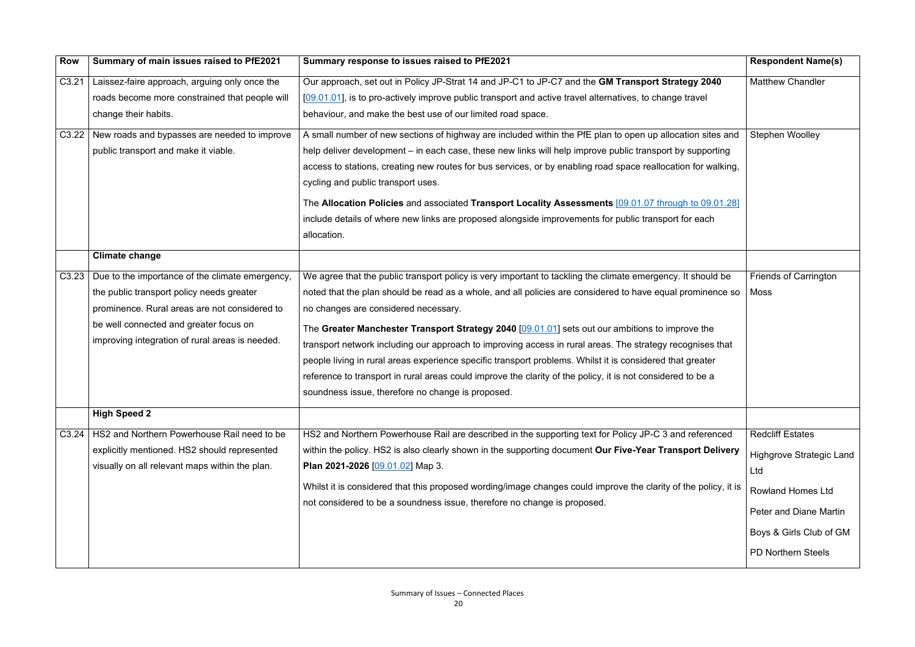| Row | Summary of main issues raised to PfE2021 | Summary response to issues raised to PfE2021 | Respondent Name(s) |
|---|---|---|---|
| C3.21 | Laissez-faire approach, arguing only once the roads become more constrained that people will change their habits. | Our approach, set out in Policy JP-Strat 14 and JP-C1 to JP-C7 and the **GM Transport Strategy 2040** [09.01.01], is to pro-actively improve public transport and active travel alternatives, to change travel behaviour, and make the best use of our limited road space. | Matthew Chandler |
| C3.22 | New roads and bypasses are needed to improve public transport and make it viable. | A small number of new sections of highway are included within the PfE plan to open up allocation sites and help deliver development – in each case, these new links will help improve public transport by supporting access to stations, creating new routes for bus services, or by enabling road space reallocation for walking, cycling and public transport uses.<br><br>The **Allocation Policies** and associated **Transport Locality Assessments** [09.01.07 through to 09.01.28] include details of where new links are proposed alongside improvements for public transport for each allocation. | Stephen Woolley |
| | **Climate change** | | |
| C3.23 | Due to the importance of the climate emergency, the public transport policy needs greater prominence. Rural areas are not considered to be well connected and greater focus on improving integration of rural areas is needed. | We agree that the public transport policy is very important to tackling the climate emergency. It should be noted that the plan should be read as a whole, and all policies are considered to have equal prominence so no changes are considered necessary.<br><br>The **Greater Manchester Transport Strategy 2040** [09.01.01] sets out our ambitions to improve the transport network including our approach to improving access in rural areas. The strategy recognises that people living in rural areas experience specific transport problems. Whilst it is considered that greater reference to transport in rural areas could improve the clarity of the policy, it is not considered to be a soundness issue, therefore no change is proposed. | Friends of Carrington Moss |
| | **High Speed 2** | | |
| C3.24 | HS2 and Northern Powerhouse Rail need to be explicitly mentioned. HS2 should represented visually on all relevant maps within the plan. | HS2 and Northern Powerhouse Rail are described in the supporting text for Policy JP-C 3 and referenced within the policy. HS2 is also clearly shown in the supporting document **Our Five-Year Transport Delivery Plan 2021-2026** [09.01.02] Map 3.<br><br>Whilst it is considered that this proposed wording/image changes could improve the clarity of the policy, it is not considered to be a soundness issue, therefore no change is proposed. | Redcliff Estates<br><br>Highgrove Strategic Land Ltd<br><br>Rowland Homes Ltd<br><br>Peter and Diane Martin<br><br>Boys & Girls Club of GM<br><br>PD Northern Steels |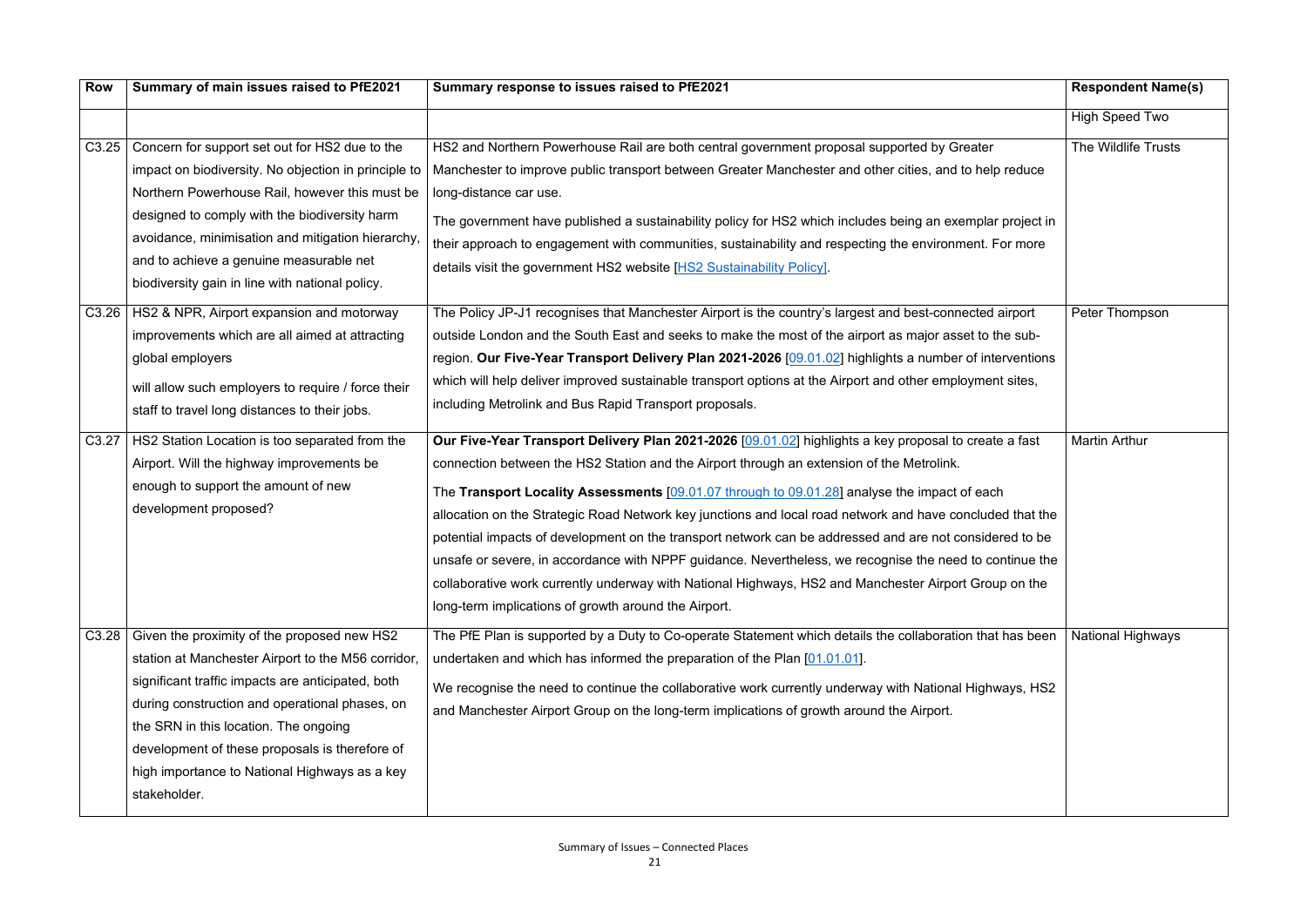| Row | Summary of main issues raised to PfE2021 | Summary response to issues raised to PfE2021 | Respondent Name(s) |
|---|---|---|---|
| | | | High Speed Two |
| C3.25 | Concern for support set out for HS2 due to the impact on biodiversity. No objection in principle to Northern Powerhouse Rail, however this must be designed to comply with the biodiversity harm avoidance, minimisation and mitigation hierarchy, and to achieve a genuine measurable net biodiversity gain in line with national policy. | HS2 and Northern Powerhouse Rail are both central government proposal supported by Greater Manchester to improve public transport between Greater Manchester and other cities, and to help reduce long-distance car use.<br><br>The government have published a sustainability policy for HS2 which includes being an exemplar project in their approach to engagement with communities, sustainability and respecting the environment. For more details visit the government HS2 website [HS2 Sustainability Policy]. | The Wildlife Trusts |
| C3.26 | HS2 & NPR, Airport expansion and motorway improvements which are all aimed at attracting global employers<br><br>will allow such employers to require / force their staff to travel long distances to their jobs. | The Policy JP-J1 recognises that Manchester Airport is the country's largest and best-connected airport outside London and the South East and seeks to make the most of the airport as major asset to the sub-region. **Our Five-Year Transport Delivery Plan 2021-2026** [09.01.02] highlights a number of interventions which will help deliver improved sustainable transport options at the Airport and other employment sites, including Metrolink and Bus Rapid Transport proposals. | Peter Thompson |
| C3.27 | HS2 Station Location is too separated from the Airport. Will the highway improvements be enough to support the amount of new development proposed? | **Our Five-Year Transport Delivery Plan 2021-2026** [09.01.02] highlights a key proposal to create a fast connection between the HS2 Station and the Airport through an extension of the Metrolink.<br><br>The **Transport Locality Assessments** [09.01.07 through to 09.01.28] analyse the impact of each allocation on the Strategic Road Network key junctions and local road network and have concluded that the potential impacts of development on the transport network can be addressed and are not considered to be unsafe or severe, in accordance with NPPF guidance. Nevertheless, we recognise the need to continue the collaborative work currently underway with National Highways, HS2 and Manchester Airport Group on the long-term implications of growth around the Airport. | Martin Arthur |
| C3.28 | Given the proximity of the proposed new HS2 station at Manchester Airport to the M56 corridor, significant traffic impacts are anticipated, both during construction and operational phases, on the SRN in this location. The ongoing development of these proposals is therefore of high importance to National Highways as a key stakeholder. | The PfE Plan is supported by a Duty to Co-operate Statement which details the collaboration that has been undertaken and which has informed the preparation of the Plan [01.01.01].<br><br>We recognise the need to continue the collaborative work currently underway with National Highways, HS2 and Manchester Airport Group on the long-term implications of growth around the Airport. | National Highways |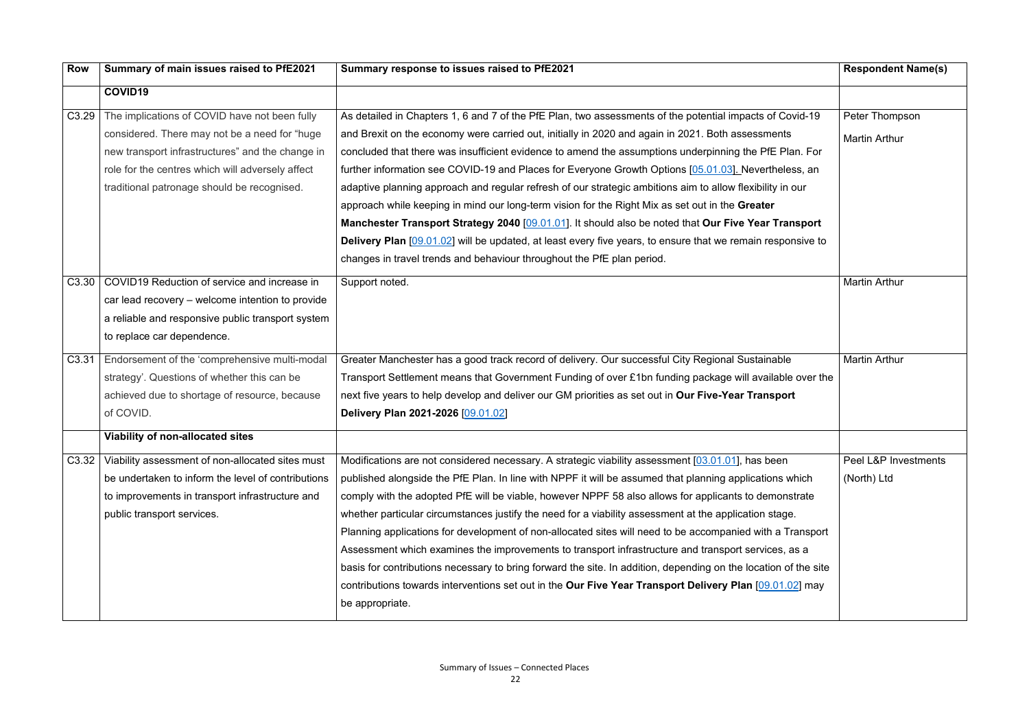| Row | Summary of main issues raised to PfE2021 | Summary response to issues raised to PfE2021 | Respondent Name(s) |
|---|---|---|---|
| | **COVID19** | | |
| C3.29 | The implications of COVID have not been fully considered. There may not be a need for "huge new transport infrastructures" and the change in role for the centres which will adversely affect traditional patronage should be recognised. | As detailed in Chapters 1, 6 and 7 of the PfE Plan, two assessments of the potential impacts of Covid-19 and Brexit on the economy were carried out, initially in 2020 and again in 2021. Both assessments concluded that there was insufficient evidence to amend the assumptions underpinning the PfE Plan. For further information see COVID-19 and Places for Everyone Growth Options [05.01.03]. Nevertheless, an adaptive planning approach and regular refresh of our strategic ambitions aim to allow flexibility in our approach while keeping in mind our long-term vision for the Right Mix as set out in the **Greater Manchester Transport Strategy 2040** [09.01.01]. It should also be noted that **Our Five Year Transport Delivery Plan** [09.01.02] will be updated, at least every five years, to ensure that we remain responsive to changes in travel trends and behaviour throughout the PfE plan period. | Peter Thompson<br><br>Martin Arthur |
| C3.30 | COVID19 Reduction of service and increase in car lead recovery – welcome intention to provide a reliable and responsive public transport system to replace car dependence. | Support noted. | Martin Arthur |
| C3.31 | Endorsement of the 'comprehensive multi-modal strategy'. Questions of whether this can be achieved due to shortage of resource, because of COVID. | Greater Manchester has a good track record of delivery. Our successful City Regional Sustainable Transport Settlement means that Government Funding of over £1bn funding package will available over the next five years to help develop and deliver our GM priorities as set out in **Our Five-Year Transport Delivery Plan 2021-2026** [09.01.02] | Martin Arthur |
| | **Viability of non-allocated sites** | | |
| C3.32 | Viability assessment of non-allocated sites must be undertaken to inform the level of contributions to improvements in transport infrastructure and public transport services. | Modifications are not considered necessary. A strategic viability assessment [03.01.01], has been published alongside the PfE Plan. In line with NPPF it will be assumed that planning applications which comply with the adopted PfE will be viable, however NPPF 58 also allows for applicants to demonstrate whether particular circumstances justify the need for a viability assessment at the application stage. Planning applications for development of non-allocated sites will need to be accompanied with a Transport Assessment which examines the improvements to transport infrastructure and transport services, as a basis for contributions necessary to bring forward the site. In addition, depending on the location of the site contributions towards interventions set out in the **Our Five Year Transport Delivery Plan** [09.01.02] may be appropriate. | Peel L&P Investments (North) Ltd |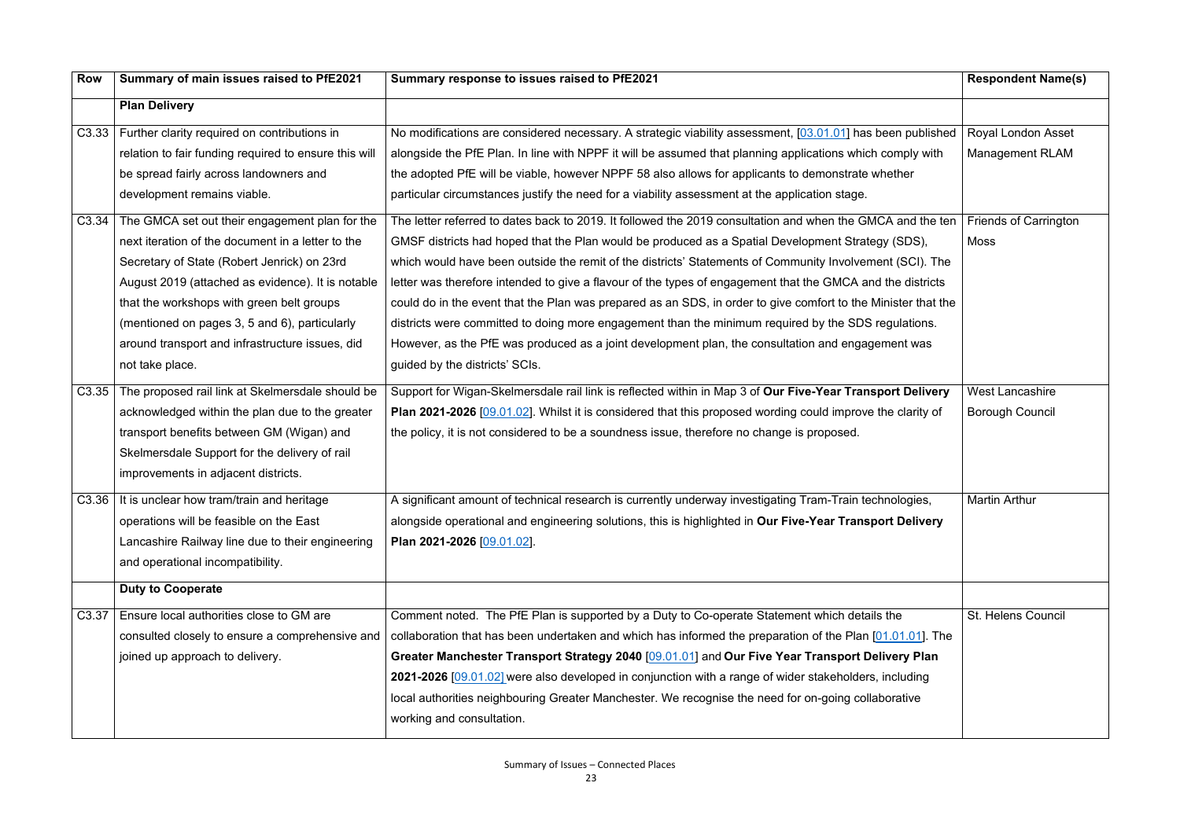| Row | Summary of main issues raised to PfE2021 | Summary response to issues raised to PfE2021 | Respondent Name(s) |
|---|---|---|---|
| | **Plan Delivery** | | |
| C3.33 | Further clarity required on contributions in relation to fair funding required to ensure this will be spread fairly across landowners and development remains viable. | No modifications are considered necessary. A strategic viability assessment, [03.01.01] has been published alongside the PfE Plan. In line with NPPF it will be assumed that planning applications which comply with the adopted PfE will be viable, however NPPF 58 also allows for applicants to demonstrate whether particular circumstances justify the need for a viability assessment at the application stage. | Royal London Asset Management RLAM |
| C3.34 | The GMCA set out their engagement plan for the next iteration of the document in a letter to the Secretary of State (Robert Jenrick) on 23rd August 2019 (attached as evidence). It is notable that the workshops with green belt groups (mentioned on pages 3, 5 and 6), particularly around transport and infrastructure issues, did not take place. | The letter referred to dates back to 2019. It followed the 2019 consultation and when the GMCA and the ten GMSF districts had hoped that the Plan would be produced as a Spatial Development Strategy (SDS), which would have been outside the remit of the districts' Statements of Community Involvement (SCI). The letter was therefore intended to give a flavour of the types of engagement that the GMCA and the districts could do in the event that the Plan was prepared as an SDS, in order to give comfort to the Minister that the districts were committed to doing more engagement than the minimum required by the SDS regulations. However, as the PfE was produced as a joint development plan, the consultation and engagement was guided by the districts' SCIs. | Friends of Carrington Moss |
| C3.35 | The proposed rail link at Skelmersdale should be acknowledged within the plan due to the greater transport benefits between GM (Wigan) and Skelmersdale Support for the delivery of rail improvements in adjacent districts. | Support for Wigan-Skelmersdale rail link is reflected within in Map 3 of **Our Five-Year Transport Delivery Plan 2021-2026** [09.01.02]. Whilst it is considered that this proposed wording could improve the clarity of the policy, it is not considered to be a soundness issue, therefore no change is proposed. | West Lancashire Borough Council |
| C3.36 | It is unclear how tram/train and heritage operations will be feasible on the East Lancashire Railway line due to their engineering and operational incompatibility. | A significant amount of technical research is currently underway investigating Tram-Train technologies, alongside operational and engineering solutions, this is highlighted in **Our Five-Year Transport Delivery Plan 2021-2026** [09.01.02]. | Martin Arthur |
| | **Duty to Cooperate** | | |
| C3.37 | Ensure local authorities close to GM are consulted closely to ensure a comprehensive and joined up approach to delivery. | Comment noted. The PfE Plan is supported by a Duty to Co-operate Statement which details the collaboration that has been undertaken and which has informed the preparation of the Plan [01.01.01]. The **Greater Manchester Transport Strategy 2040** [09.01.01] and **Our Five Year Transport Delivery Plan 2021-2026** [09.01.02] were also developed in conjunction with a range of wider stakeholders, including local authorities neighbouring Greater Manchester. We recognise the need for on-going collaborative working and consultation. | St. Helens Council |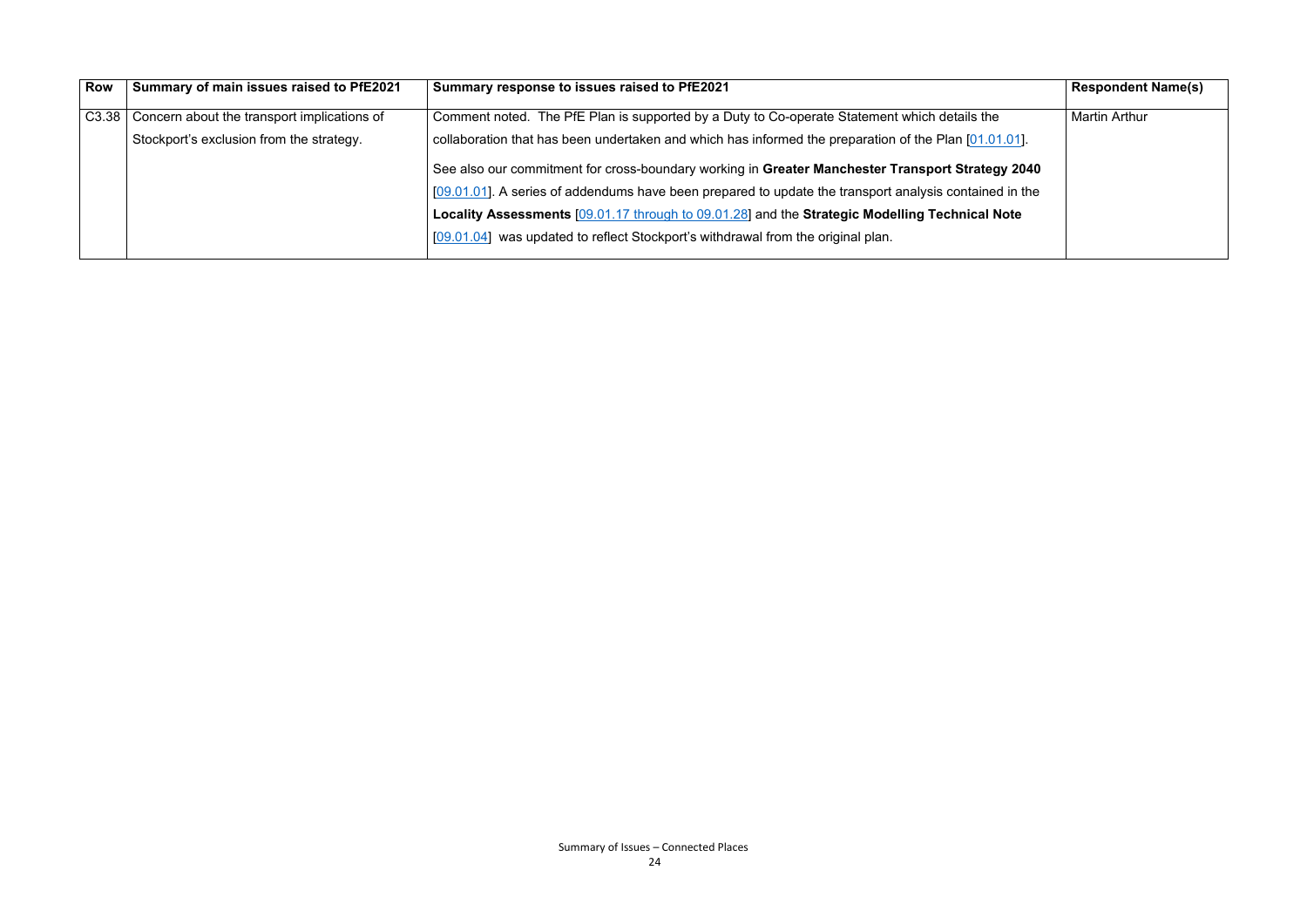| Row | Summary of main issues raised to PfE2021 | Summary response to issues raised to PfE2021 | Respondent Name(s) |
|---|---|---|---|
| C3.38 | Concern about the transport implications of Stockport's exclusion from the strategy. | Comment noted. The PfE Plan is supported by a Duty to Co-operate Statement which details the collaboration that has been undertaken and which has informed the preparation of the Plan [01.01.01]. See also our commitment for cross-boundary working in **Greater Manchester Transport Strategy 2040** [09.01.01]. A series of addendums have been prepared to update the transport analysis contained in the **Locality Assessments** [09.01.17 through to 09.01.28] and the **Strategic Modelling Technical Note** [09.01.04] was updated to reflect Stockport's withdrawal from the original plan. | Martin Arthur |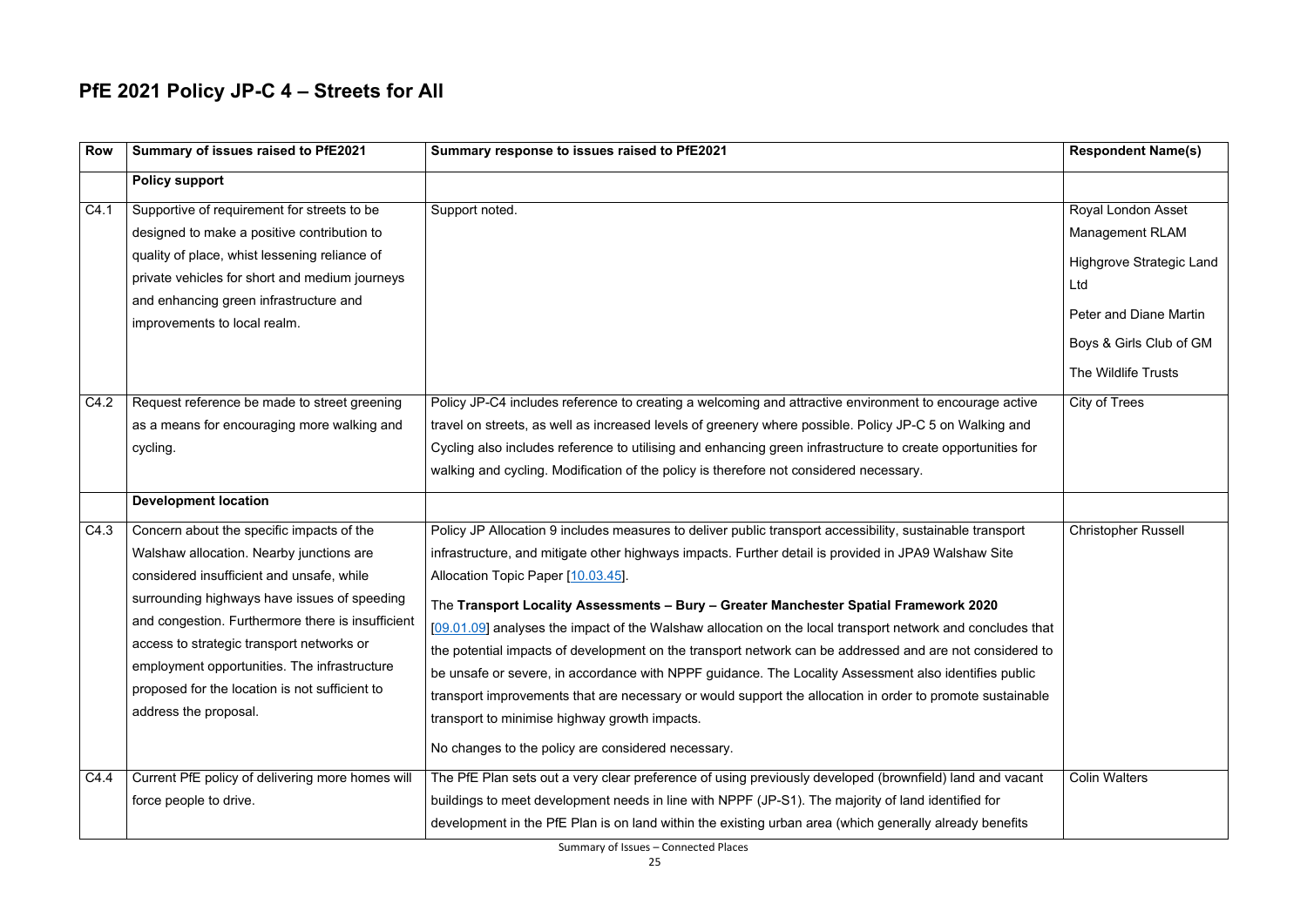## PfE 2021 Policy JP-C 4 – Streets for All

| Row | Summary of issues raised to PfE2021 | Summary response to issues raised to PfE2021 | Respondent Name(s) |
|---|---|---|---|
| | **Policy support** | | |
| C4.1 | Supportive of requirement for streets to be designed to make a positive contribution to quality of place, whilst lessening reliance of private vehicles for short and medium journeys and enhancing green infrastructure and improvements to local realm. | Support noted. | Royal London Asset Management RLAM<br><br>Highgrove Strategic Land Ltd<br><br>Peter and Diane Martin<br><br>Boys & Girls Club of GM<br><br>The Wildlife Trusts |
| C4.2 | Request reference be made to street greening as a means for encouraging more walking and cycling. | Policy JP-C4 includes reference to creating a welcoming and attractive environment to encourage active travel on streets, as well as increased levels of greenery where possible. Policy JP-C 5 on Walking and Cycling also includes reference to utilising and enhancing green infrastructure to create opportunities for walking and cycling. Modification of the policy is therefore not considered necessary. | City of Trees |
| | **Development location** | | |
| C4.3 | Concern about the specific impacts of the Walshaw allocation. Nearby junctions are considered insufficient and unsafe, while surrounding highways have issues of speeding and congestion. Furthermore there is insufficient access to strategic transport networks or employment opportunities. The infrastructure proposed for the location is not sufficient to address the proposal. | Policy JP Allocation 9 includes measures to deliver public transport accessibility, sustainable transport infrastructure, and mitigate other highways impacts. Further detail is provided in JPA9 Walshaw Site Allocation Topic Paper [10.03.45].<br><br>The **Transport Locality Assessments – Bury – Greater Manchester Spatial Framework 2020** [09.01.09] analyses the impact of the Walshaw allocation on the local transport network and concludes that the potential impacts of development on the transport network can be addressed and are not considered to be unsafe or severe, in accordance with NPPF guidance. The Locality Assessment also identifies public transport improvements that are necessary or would support the allocation in order to promote sustainable transport to minimise highway growth impacts.<br><br>No changes to the policy are considered necessary. | Christopher Russell |
| C4.4 | Current PfE policy of delivering more homes will force people to drive. | The PfE Plan sets out a very clear preference of using previously developed (brownfield) land and vacant buildings to meet development needs in line with NPPF (JP-S1). The majority of land identified for development in the PfE Plan is on land within the existing urban area (which generally already benefits | Colin Walters |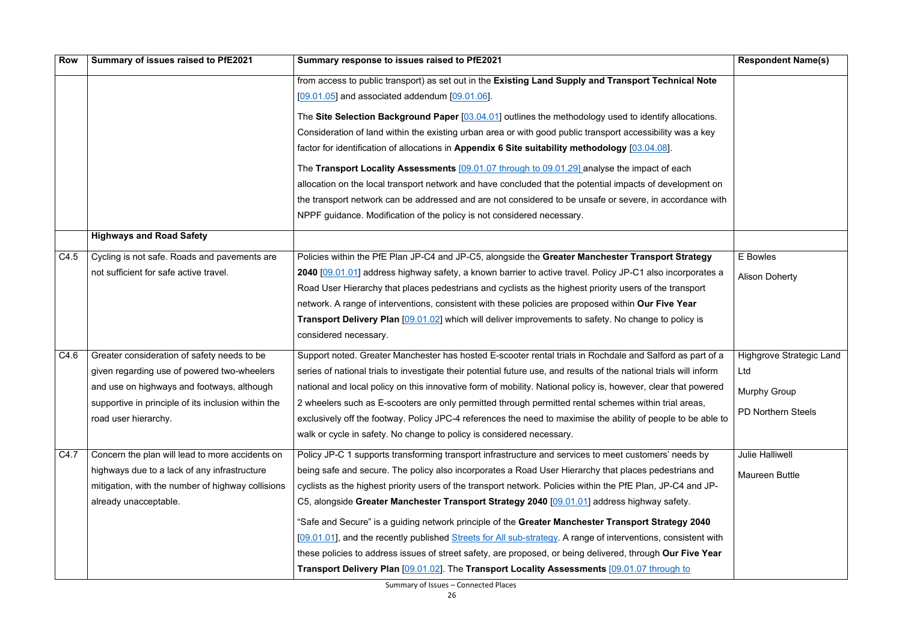| Row | Summary of issues raised to PfE2021 | Summary response to issues raised to PfE2021 | Respondent Name(s) |
|---|---|---|---|
| | | from access to public transport) as set out in the **Existing Land Supply and Transport Technical Note** [09.01.05] and associated addendum [09.01.06].<br><br>The **Site Selection Background Paper** [03.04.01] outlines the methodology used to identify allocations. Consideration of land within the existing urban area or with good public transport accessibility was a key factor for identification of allocations in **Appendix 6 Site suitability methodology** [03.04.08].<br><br>The **Transport Locality Assessments** [09.01.07 through to 09.01.29] analyse the impact of each allocation on the local transport network and have concluded that the potential impacts of development on the transport network can be addressed and are not considered to be unsafe or severe, in accordance with NPPF guidance. Modification of the policy is not considered necessary. | |
| | **Highways and Road Safety** | | |
| C4.5 | Cycling is not safe. Roads and pavements are not sufficient for safe active travel. | Policies within the PfE Plan JP-C4 and JP-C5, alongside the **Greater Manchester Transport Strategy 2040** [09.01.01] address highway safety, a known barrier to active travel. Policy JP-C1 also incorporates a Road User Hierarchy that places pedestrians and cyclists as the highest priority users of the transport network. A range of interventions, consistent with these policies are proposed within **Our Five Year Transport Delivery Plan** [09.01.02] which will deliver improvements to safety. No change to policy is considered necessary. | E Bowles<br><br>Alison Doherty |
| C4.6 | Greater consideration of safety needs to be given regarding use of powered two-wheelers and use on highways and footways, although supportive in principle of its inclusion within the road user hierarchy. | Support noted. Greater Manchester has hosted E-scooter rental trials in Rochdale and Salford as part of a series of national trials to investigate their potential future use, and results of the national trials will inform national and local policy on this innovative form of mobility. National policy is, however, clear that powered 2 wheelers such as E-scooters are only permitted through permitted rental schemes within trial areas, exclusively off the footway. Policy JPC-4 references the need to maximise the ability of people to be able to walk or cycle in safety. No change to policy is considered necessary. | Highgrove Strategic Land Ltd<br><br>Murphy Group<br><br>PD Northern Steels |
| C4.7 | Concern the plan will lead to more accidents on highways due to a lack of any infrastructure mitigation, with the number of highway collisions already unacceptable. | Policy JP-C 1 supports transforming transport infrastructure and services to meet customers' needs by being safe and secure. The policy also incorporates a Road User Hierarchy that places pedestrians and cyclists as the highest priority users of the transport network. Policies within the PfE Plan, JP-C4 and JP-C5, alongside **Greater Manchester Transport Strategy 2040** [09.01.01] address highway safety.<br><br>"Safe and Secure" is a guiding network principle of the **Greater Manchester Transport Strategy 2040** [09.01.01], and the recently published Streets for All sub-strategy. A range of interventions, consistent with these policies to address issues of street safety, are proposed, or being delivered, through **Our Five Year Transport Delivery Plan** [09.01.02]. The **Transport Locality Assessments** [09.01.07 through to | Julie Halliwell<br><br>Maureen Buttle |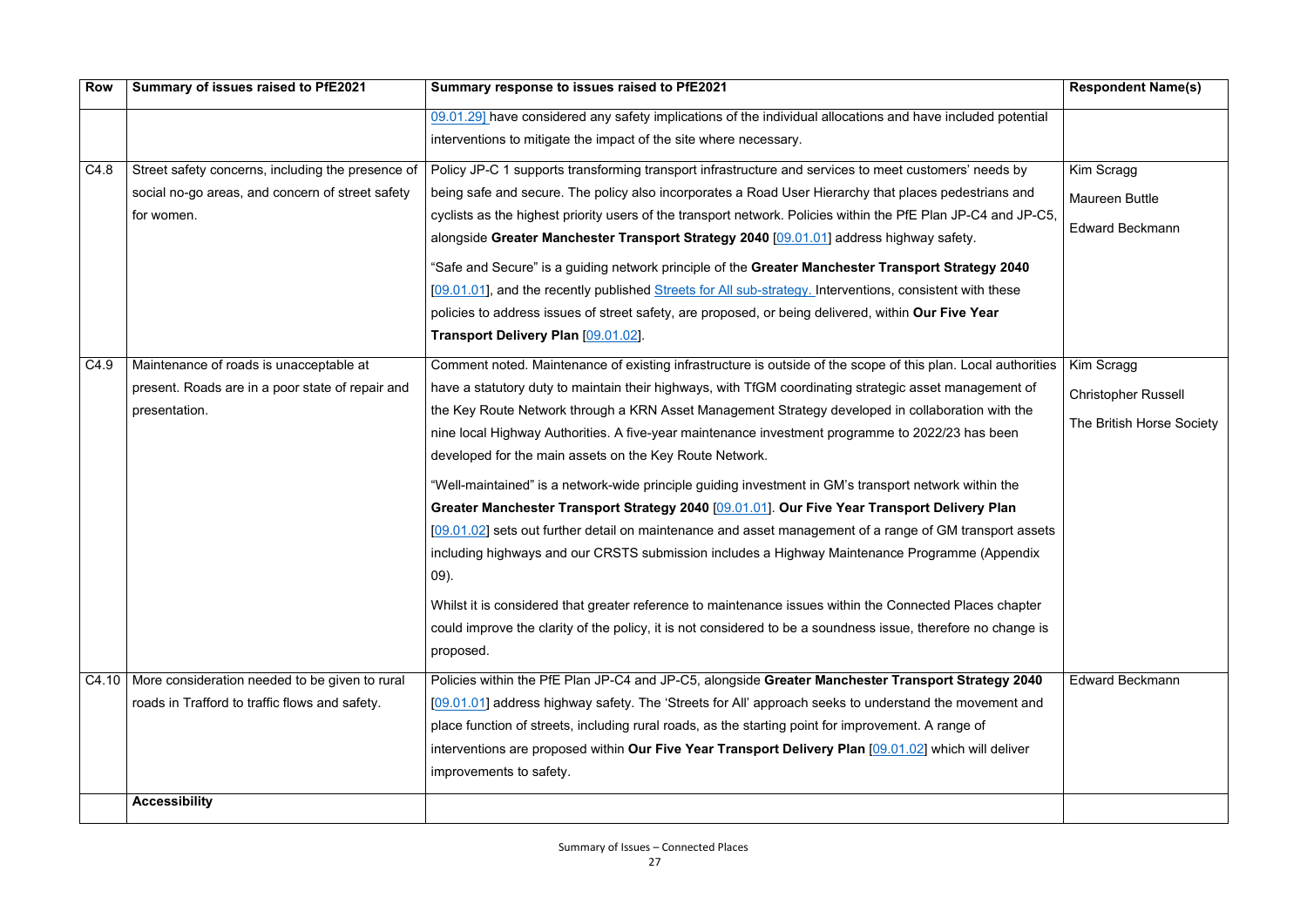| Row | Summary of issues raised to PfE2021 | Summary response to issues raised to PfE2021 | Respondent Name(s) |
|---|---|---|---|
| | | 09.01.29] have considered any safety implications of the individual allocations and have included potential interventions to mitigate the impact of the site where necessary. | |
| C4.8 | Street safety concerns, including the presence of social no-go areas, and concern of street safety for women. | Policy JP-C 1 supports transforming transport infrastructure and services to meet customers' needs by being safe and secure. The policy also incorporates a Road User Hierarchy that places pedestrians and cyclists as the highest priority users of the transport network. Policies within the PfE Plan JP-C4 and JP-C5, alongside **Greater Manchester Transport Strategy 2040** [09.01.01] address highway safety.<br><br>"Safe and Secure" is a guiding network principle of the **Greater Manchester Transport Strategy 2040** [09.01.01], and the recently published Streets for All sub-strategy. Interventions, consistent with these policies to address issues of street safety, are proposed, or being delivered, within **Our Five Year Transport Delivery Plan** [09.01.02]. | Kim Scragg<br><br>Maureen Buttle<br><br>Edward Beckmann |
| C4.9 | Maintenance of roads is unacceptable at present. Roads are in a poor state of repair and presentation. | Comment noted. Maintenance of existing infrastructure is outside of the scope of this plan. Local authorities have a statutory duty to maintain their highways, with TfGM coordinating strategic asset management of the Key Route Network through a KRN Asset Management Strategy developed in collaboration with the nine local Highway Authorities. A five-year maintenance investment programme to 2022/23 has been developed for the main assets on the Key Route Network.<br><br>"Well-maintained" is a network-wide principle guiding investment in GM's transport network within the **Greater Manchester Transport Strategy 2040** [09.01.01]. **Our Five Year Transport Delivery Plan** [09.01.02] sets out further detail on maintenance and asset management of a range of GM transport assets including highways and our CRSTS submission includes a Highway Maintenance Programme (Appendix 09).<br><br>Whilst it is considered that greater reference to maintenance issues within the Connected Places chapter could improve the clarity of the policy, it is not considered to be a soundness issue, therefore no change is proposed. | Kim Scragg<br><br>Christopher Russell<br><br>The British Horse Society |
| C4.10 | More consideration needed to be given to rural roads in Trafford to traffic flows and safety. | Policies within the PfE Plan JP-C4 and JP-C5, alongside **Greater Manchester Transport Strategy 2040** [09.01.01] address highway safety. The 'Streets for All' approach seeks to understand the movement and place function of streets, including rural roads, as the starting point for improvement. A range of interventions are proposed within **Our Five Year Transport Delivery Plan** [09.01.02] which will deliver improvements to safety. | Edward Beckmann |
| | **Accessibility** | | |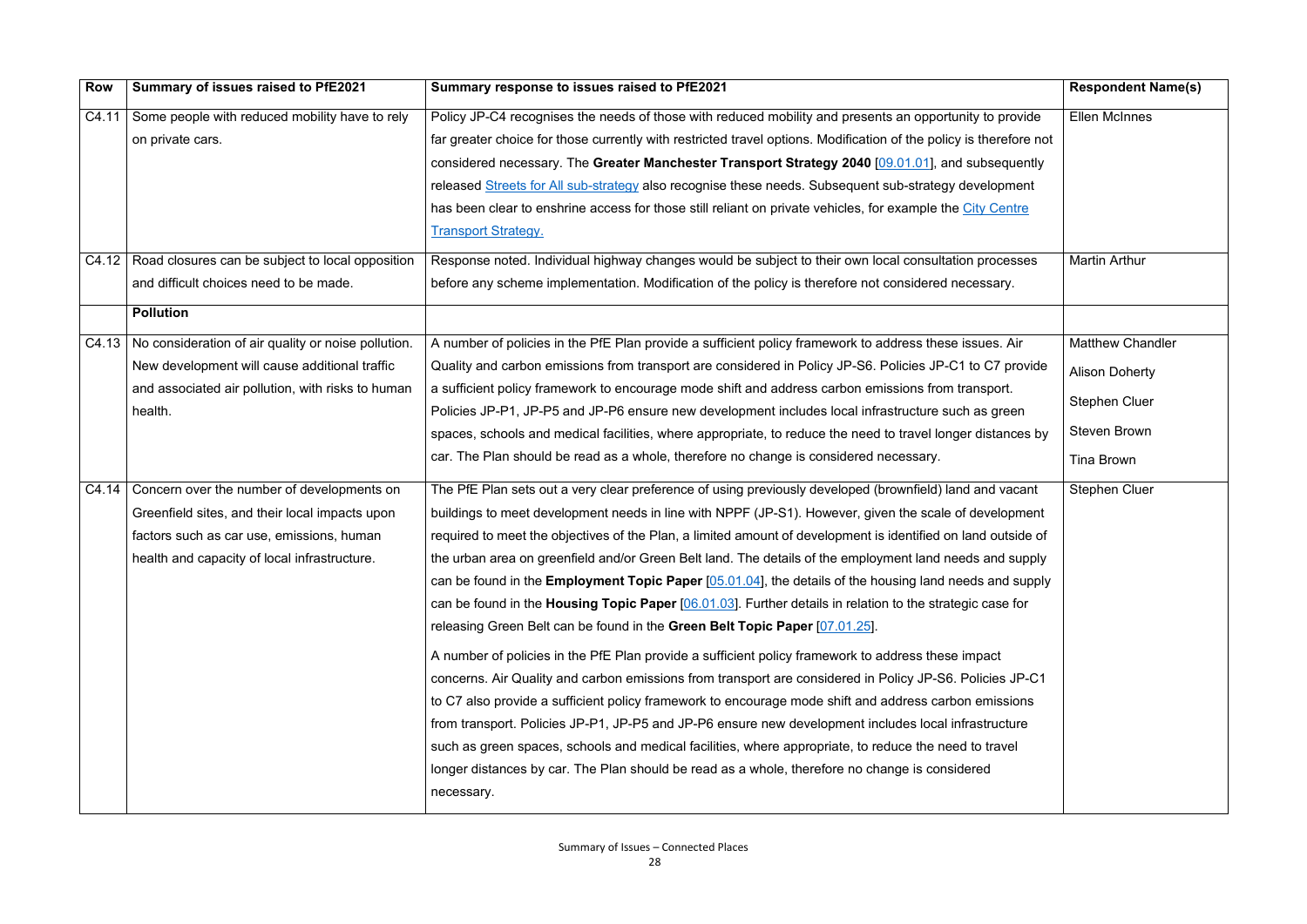| Row | Summary of issues raised to PfE2021 | Summary response to issues raised to PfE2021 | Respondent Name(s) |
|---|---|---|---|
| C4.11 | Some people with reduced mobility have to rely on private cars. | Policy JP-C4 recognises the needs of those with reduced mobility and presents an opportunity to provide far greater choice for those currently with restricted travel options. Modification of the policy is therefore not considered necessary. The **Greater Manchester Transport Strategy 2040** [09.01.01], and subsequently released Streets for All sub-strategy also recognise these needs. Subsequent sub-strategy development has been clear to enshrine access for those still reliant on private vehicles, for example the City Centre Transport Strategy. | Ellen McInnes |
| C4.12 | Road closures can be subject to local opposition and difficult choices need to be made. | Response noted. Individual highway changes would be subject to their own local consultation processes before any scheme implementation. Modification of the policy is therefore not considered necessary. | Martin Arthur |
| | **Pollution** | | |
| C4.13 | No consideration of air quality or noise pollution. New development will cause additional traffic and associated air pollution, with risks to human health. | A number of policies in the PfE Plan provide a sufficient policy framework to address these issues. Air Quality and carbon emissions from transport are considered in Policy JP-S6. Policies JP-C1 to C7 provide a sufficient policy framework to encourage mode shift and address carbon emissions from transport. Policies JP-P1, JP-P5 and JP-P6 ensure new development includes local infrastructure such as green spaces, schools and medical facilities, where appropriate, to reduce the need to travel longer distances by car. The Plan should be read as a whole, therefore no change is considered necessary. | Matthew Chandler<br>Alison Doherty<br>Stephen Cluer<br>Steven Brown<br>Tina Brown |
| C4.14 | Concern over the number of developments on Greenfield sites, and their local impacts upon factors such as car use, emissions, human health and capacity of local infrastructure. | The PfE Plan sets out a very clear preference of using previously developed (brownfield) land and vacant buildings to meet development needs in line with NPPF (JP-S1). However, given the scale of development required to meet the objectives of the Plan, a limited amount of development is identified on land outside of the urban area on greenfield and/or Green Belt land. The details of the employment land needs and supply can be found in the **Employment Topic Paper** [05.01.04], the details of the housing land needs and supply can be found in the **Housing Topic Paper** [06.01.03]. Further details in relation to the strategic case for releasing Green Belt can be found in the **Green Belt Topic Paper** [07.01.25].<br><br>A number of policies in the PfE Plan provide a sufficient policy framework to address these impact concerns. Air Quality and carbon emissions from transport are considered in Policy JP-S6. Policies JP-C1 to C7 also provide a sufficient policy framework to encourage mode shift and address carbon emissions from transport. Policies JP-P1, JP-P5 and JP-P6 ensure new development includes local infrastructure such as green spaces, schools and medical facilities, where appropriate, to reduce the need to travel longer distances by car. The Plan should be read as a whole, therefore no change is considered necessary. | Stephen Cluer |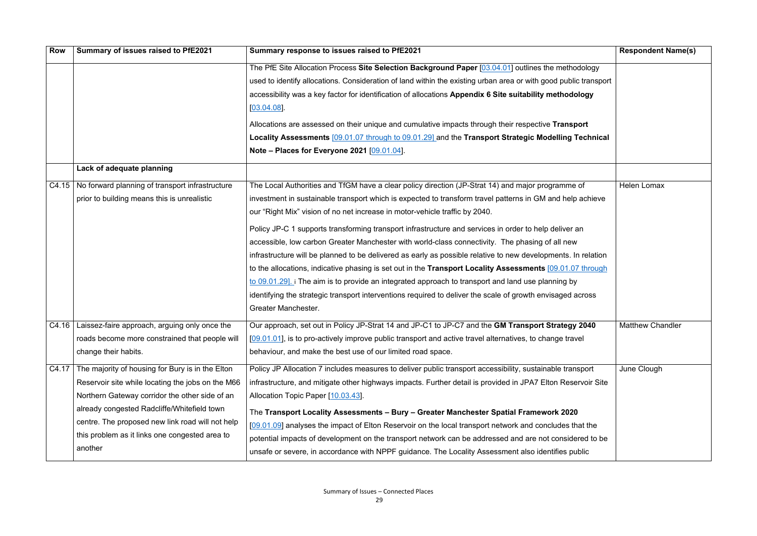| Row | Summary of issues raised to PfE2021 | Summary response to issues raised to PfE2021 | Respondent Name(s) |
|---|---|---|---|
| | | The PfE Site Allocation Process **Site Selection Background Paper** [03.04.01] outlines the methodology used to identify allocations. Consideration of land within the existing urban area or with good public transport accessibility was a key factor for identification of allocations **Appendix 6 Site suitability methodology** [03.04.08].<br><br>Allocations are assessed on their unique and cumulative impacts through their respective **Transport Locality Assessments** [09.01.07 through to 09.01.29] and the **Transport Strategic Modelling Technical Note – Places for Everyone 2021** [09.01.04]. | |
| | **Lack of adequate planning** | | |
| C4.15 | No forward planning of transport infrastructure prior to building means this is unrealistic | The Local Authorities and TfGM have a clear policy direction (JP-Strat 14) and major programme of investment in sustainable transport which is expected to transform travel patterns in GM and help achieve our "Right Mix" vision of no net increase in motor-vehicle traffic by 2040.<br><br>Policy JP-C 1 supports transforming transport infrastructure and services in order to help deliver an accessible, low carbon Greater Manchester with world-class connectivity. The phasing of all new infrastructure will be planned to be delivered as early as possible relative to new developments. In relation to the allocations, indicative phasing is set out in the **Transport Locality Assessments** [09.01.07 through to 09.01.29]. i The aim is to provide an integrated approach to transport and land use planning by identifying the strategic transport interventions required to deliver the scale of growth envisaged across Greater Manchester. | Helen Lomax |
| C4.16 | Laissez-faire approach, arguing only once the roads become more constrained that people will change their habits. | Our approach, set out in Policy JP-Strat 14 and JP-C1 to JP-C7 and the **GM Transport Strategy 2040** [09.01.01], is to pro-actively improve public transport and active travel alternatives, to change travel behaviour, and make the best use of our limited road space. | Matthew Chandler |
| C4.17 | The majority of housing for Bury is in the Elton Reservoir site while locating the jobs on the M66 Northern Gateway corridor the other side of an already congested Radcliffe/Whitefield town centre. The proposed new link road will not help this problem as it links one congested area to another | Policy JP Allocation 7 includes measures to deliver public transport accessibility, sustainable transport infrastructure, and mitigate other highways impacts. Further detail is provided in JPA7 Elton Reservoir Site Allocation Topic Paper [10.03.43].<br><br>The **Transport Locality Assessments – Bury – Greater Manchester Spatial Framework 2020** [09.01.09] analyses the impact of Elton Reservoir on the local transport network and concludes that the potential impacts of development on the transport network can be addressed and are not considered to be unsafe or severe, in accordance with NPPF guidance. The Locality Assessment also identifies public | June Clough |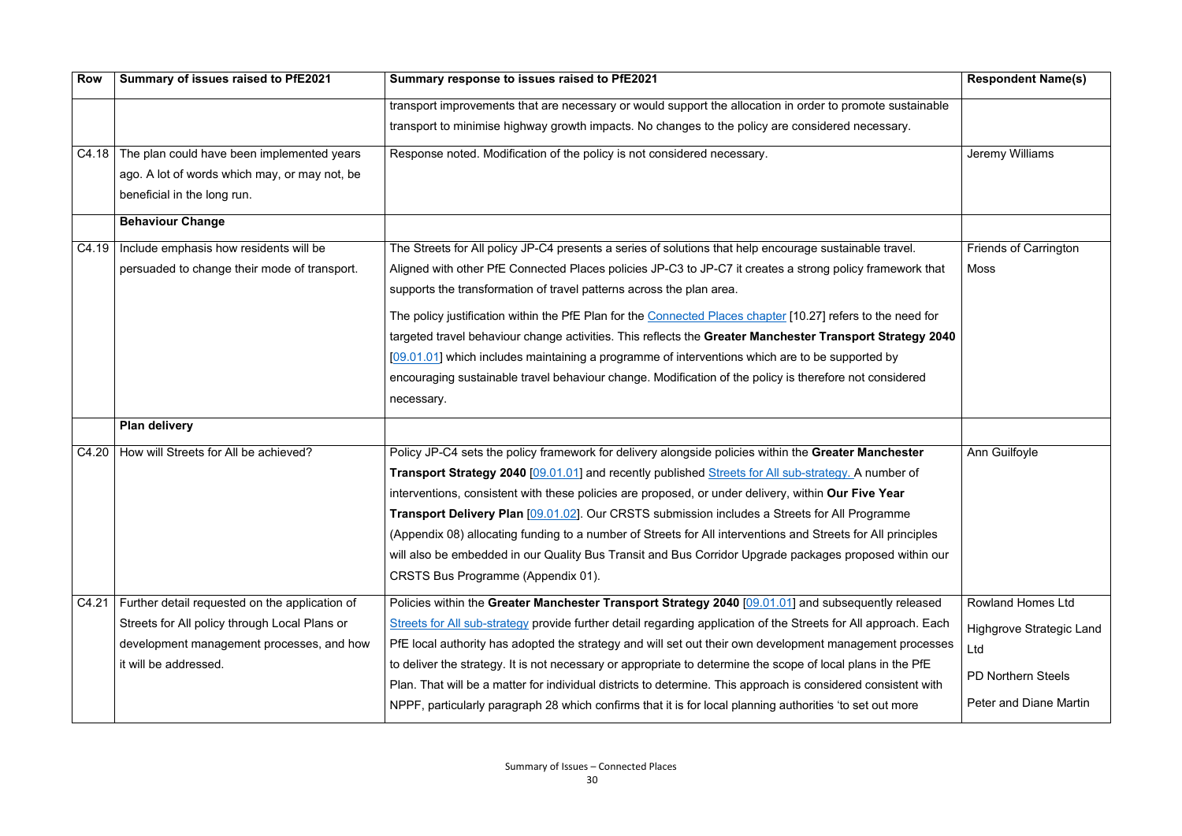| Row | Summary of issues raised to PfE2021 | Summary response to issues raised to PfE2021 | Respondent Name(s) |
|---|---|---|---|
| | | transport improvements that are necessary or would support the allocation in order to promote sustainable transport to minimise highway growth impacts. No changes to the policy are considered necessary. | |
| C4.18 | The plan could have been implemented years ago. A lot of words which may, or may not, be beneficial in the long run. | Response noted. Modification of the policy is not considered necessary. | Jeremy Williams |
| | **Behaviour Change** | | |
| C4.19 | Include emphasis how residents will be persuaded to change their mode of transport. | The Streets for All policy JP-C4 presents a series of solutions that help encourage sustainable travel. Aligned with other PfE Connected Places policies JP-C3 to JP-C7 it creates a strong policy framework that supports the transformation of travel patterns across the plan area.<br><br>The policy justification within the PfE Plan for the Connected Places chapter [10.27] refers to the need for targeted travel behaviour change activities. This reflects the **Greater Manchester Transport Strategy 2040** [09.01.01] which includes maintaining a programme of interventions which are to be supported by encouraging sustainable travel behaviour change. Modification of the policy is therefore not considered necessary. | Friends of Carrington Moss |
| | **Plan delivery** | | |
| C4.20 | How will Streets for All be achieved? | Policy JP-C4 sets the policy framework for delivery alongside policies within the **Greater Manchester Transport Strategy 2040** [09.01.01] and recently published Streets for All sub-strategy. A number of interventions, consistent with these policies are proposed, or under delivery, within **Our Five Year Transport Delivery Plan** [09.01.02]. Our CRSTS submission includes a Streets for All Programme (Appendix 08) allocating funding to a number of Streets for All interventions and Streets for All principles will also be embedded in our Quality Bus Transit and Bus Corridor Upgrade packages proposed within our CRSTS Bus Programme (Appendix 01). | Ann Guilfoyle |
| C4.21 | Further detail requested on the application of Streets for All policy through Local Plans or development management processes, and how it will be addressed. | Policies within the **Greater Manchester Transport Strategy 2040** [09.01.01] and subsequently released Streets for All sub-strategy provide further detail regarding application of the Streets for All approach. Each PfE local authority has adopted the strategy and will set out their own development management processes to deliver the strategy. It is not necessary or appropriate to determine the scope of local plans in the PfE Plan. That will be a matter for individual districts to determine. This approach is considered consistent with NPPF, particularly paragraph 28 which confirms that it is for local planning authorities 'to set out more | Rowland Homes Ltd<br><br>Highgrove Strategic Land Ltd<br><br>PD Northern Steels<br><br>Peter and Diane Martin |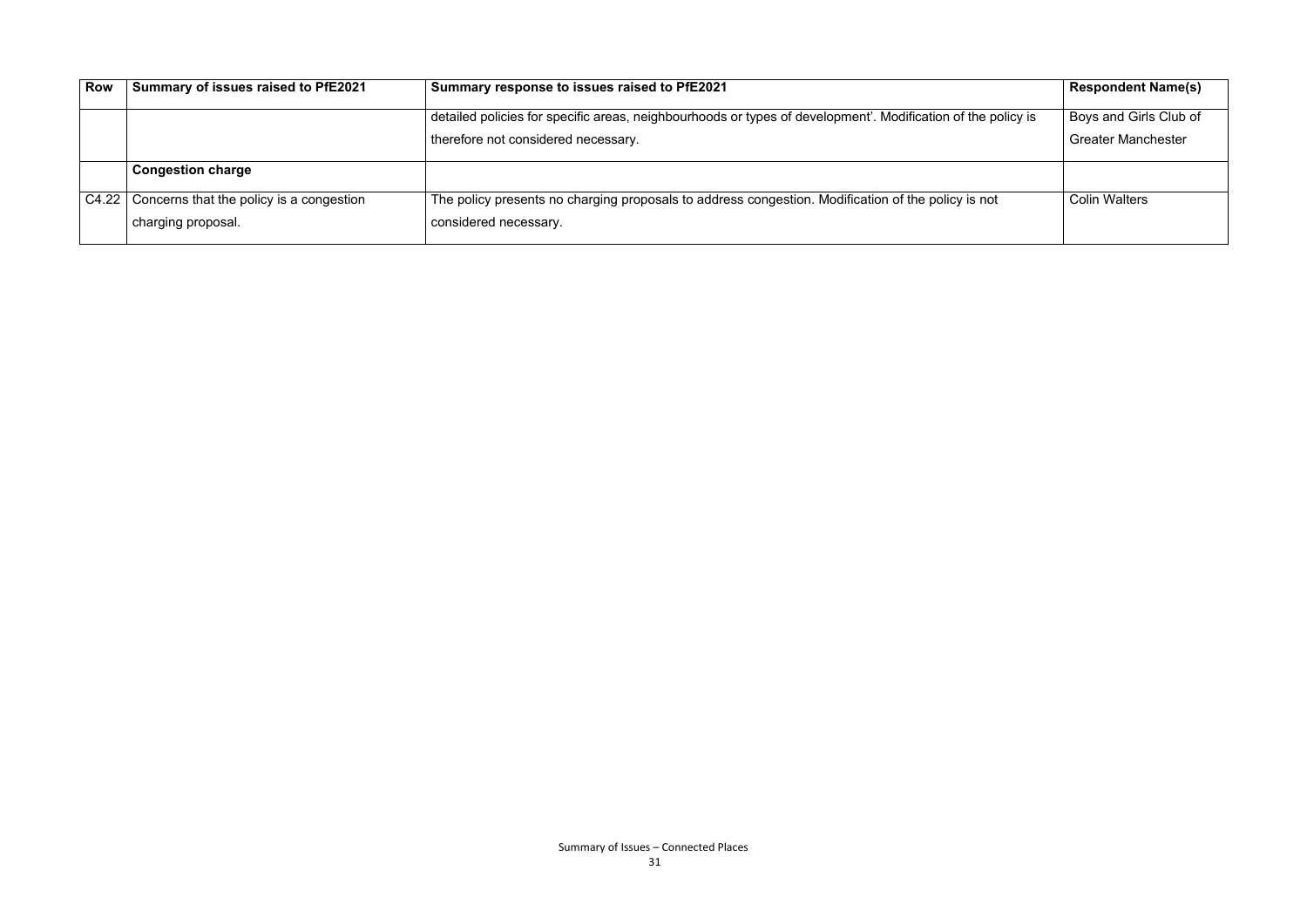| Row | Summary of issues raised to PfE2021 | Summary response to issues raised to PfE2021 | Respondent Name(s) |
|---|---|---|---|
| | | detailed policies for specific areas, neighbourhoods or types of development'. Modification of the policy is therefore not considered necessary. | Boys and Girls Club of Greater Manchester |
| | **Congestion charge** | | |
| C4.22 | Concerns that the policy is a congestion charging proposal. | The policy presents no charging proposals to address congestion. Modification of the policy is not considered necessary. | Colin Walters |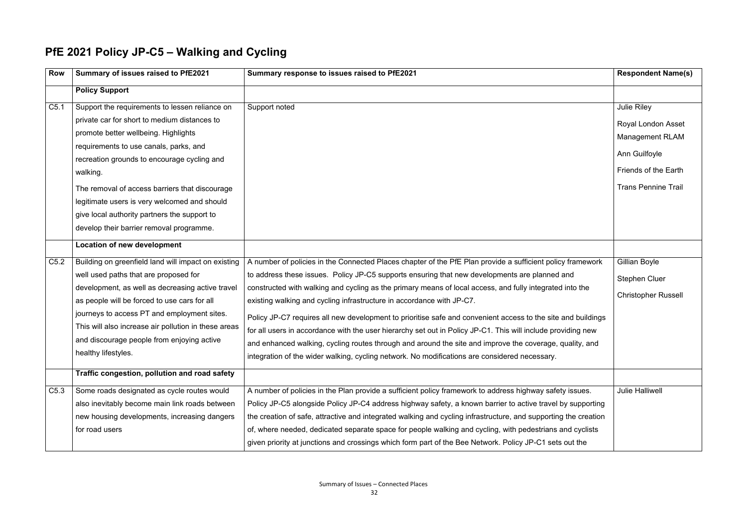# PfE 2021 Policy JP-C5 – Walking and Cycling

| Row | Summary of issues raised to PfE2021 | Summary response to issues raised to PfE2021 | Respondent Name(s) |
|---|---|---|---|
| | **Policy Support** | | |
| C5.1 | Support the requirements to lessen reliance on private car for short to medium distances to promote better wellbeing. Highlights requirements to use canals, parks, and recreation grounds to encourage cycling and walking.<br><br>The removal of access barriers that discourage legitimate users is very welcomed and should give local authority partners the support to develop their barrier removal programme. | Support noted | Julie Riley<br><br>Royal London Asset Management RLAM<br><br>Ann Guilfoyle<br><br>Friends of the Earth<br><br>Trans Pennine Trail |
| | **Location of new development** | | |
| C5.2 | Building on greenfield land will impact on existing well used paths that are proposed for development, as well as decreasing active travel as people will be forced to use cars for all journeys to access PT and employment sites. This will also increase air pollution in these areas and discourage people from enjoying active healthy lifestyles. | A number of policies in the Connected Places chapter of the PfE Plan provide a sufficient policy framework to address these issues. Policy JP-C5 supports ensuring that new developments are planned and constructed with walking and cycling as the primary means of local access, and fully integrated into the existing walking and cycling infrastructure in accordance with JP-C7.<br><br>Policy JP-C7 requires all new development to prioritise safe and convenient access to the site and buildings for all users in accordance with the user hierarchy set out in Policy JP-C1. This will include providing new and enhanced walking, cycling routes through and around the site and improve the coverage, quality, and integration of the wider walking, cycling network. No modifications are considered necessary. | Gillian Boyle<br><br>Stephen Cluer<br><br>Christopher Russell |
| | **Traffic congestion, pollution and road safety** | | |
| C5.3 | Some roads designated as cycle routes would also inevitably become main link roads between new housing developments, increasing dangers for road users | A number of policies in the Plan provide a sufficient policy framework to address highway safety issues. Policy JP-C5 alongside Policy JP-C4 address highway safety, a known barrier to active travel by supporting the creation of safe, attractive and integrated walking and cycling infrastructure, and supporting the creation of, where needed, dedicated separate space for people walking and cycling, with pedestrians and cyclists given priority at junctions and crossings which form part of the Bee Network. Policy JP-C1 sets out the | Julie Halliwell |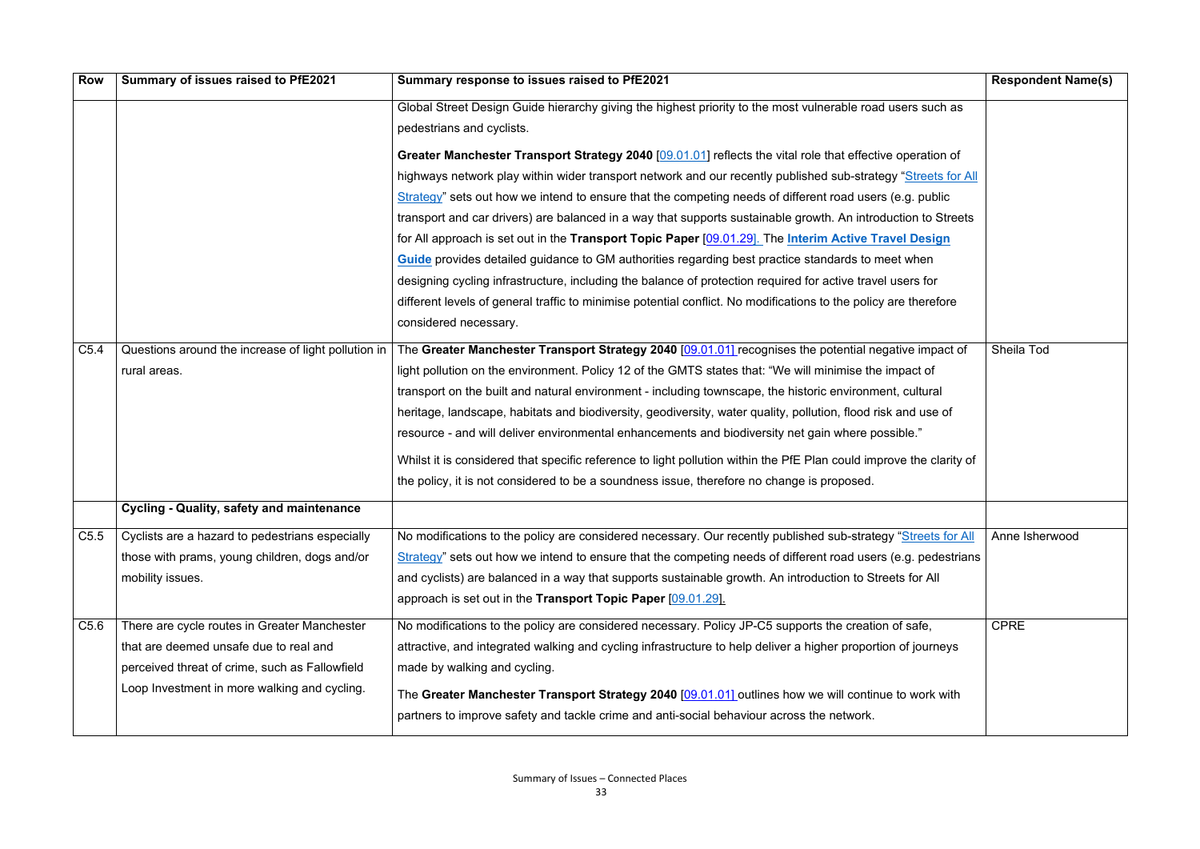| Row | Summary of issues raised to PfE2021 | Summary response to issues raised to PfE2021 | Respondent Name(s) |
|---|---|---|---|
| | | Global Street Design Guide hierarchy giving the highest priority to the most vulnerable road users such as pedestrians and cyclists.<br><br>**Greater Manchester Transport Strategy 2040** [09.01.01] reflects the vital role that effective operation of highways network play within wider transport network and our recently published sub-strategy "Streets for All Strategy" sets out how we intend to ensure that the competing needs of different road users (e.g. public transport and car drivers) are balanced in a way that supports sustainable growth. An introduction to Streets for All approach is set out in the **Transport Topic Paper** [09.01.29]. The **Interim Active Travel Design Guide** provides detailed guidance to GM authorities regarding best practice standards to meet when designing cycling infrastructure, including the balance of protection required for active travel users for different levels of general traffic to minimise potential conflict. No modifications to the policy are therefore considered necessary. | |
| C5.4 | Questions around the increase of light pollution in rural areas. | The **Greater Manchester Transport Strategy 2040** [09.01.01] recognises the potential negative impact of light pollution on the environment. Policy 12 of the GMTS states that: "We will minimise the impact of transport on the built and natural environment - including townscape, the historic environment, cultural heritage, landscape, habitats and biodiversity, geodiversity, water quality, pollution, flood risk and use of resource - and will deliver environmental enhancements and biodiversity net gain where possible."<br><br>Whilst it is considered that specific reference to light pollution within the PfE Plan could improve the clarity of the policy, it is not considered to be a soundness issue, therefore no change is proposed. | Sheila Tod |
| | **Cycling - Quality, safety and maintenance** | | |
| C5.5 | Cyclists are a hazard to pedestrians especially those with prams, young children, dogs and/or mobility issues. | No modifications to the policy are considered necessary. Our recently published sub-strategy "Streets for All Strategy" sets out how we intend to ensure that the competing needs of different road users (e.g. pedestrians and cyclists) are balanced in a way that supports sustainable growth. An introduction to Streets for All approach is set out in the **Transport Topic Paper** [09.01.29]. | Anne Isherwood |
| C5.6 | There are cycle routes in Greater Manchester that are deemed unsafe due to real and perceived threat of crime, such as Fallowfield Loop Investment in more walking and cycling. | No modifications to the policy are considered necessary. Policy JP-C5 supports the creation of safe, attractive, and integrated walking and cycling infrastructure to help deliver a higher proportion of journeys made by walking and cycling.<br><br>The **Greater Manchester Transport Strategy 2040** [09.01.01] outlines how we will continue to work with partners to improve safety and tackle crime and anti-social behaviour across the network. | CPRE |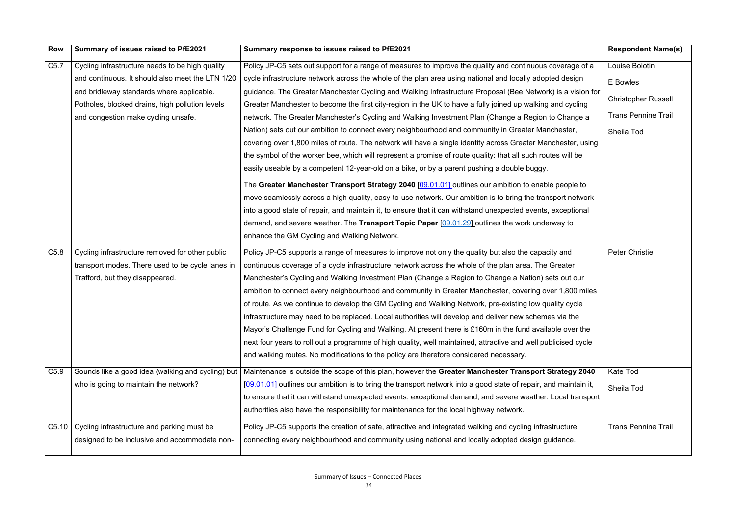| Row | Summary of issues raised to PfE2021 | Summary response to issues raised to PfE2021 | Respondent Name(s) |
|---|---|---|---|
| C5.7 | Cycling infrastructure needs to be high quality and continuous. It should also meet the LTN 1/20 and bridleway standards where applicable. Potholes, blocked drains, high pollution levels and congestion make cycling unsafe. | Policy JP-C5 sets out support for a range of measures to improve the quality and continuous coverage of a cycle infrastructure network across the whole of the plan area using national and locally adopted design guidance. The Greater Manchester Cycling and Walking Infrastructure Proposal (Bee Network) is a vision for Greater Manchester to become the first city-region in the UK to have a fully joined up walking and cycling network. The Greater Manchester's Cycling and Walking Investment Plan (Change a Region to Change a Nation) sets out our ambition to connect every neighbourhood and community in Greater Manchester, covering over 1,800 miles of route. The network will have a single identity across Greater Manchester, using the symbol of the worker bee, which will represent a promise of route quality: that all such routes will be easily useable by a competent 12-year-old on a bike, or by a parent pushing a double buggy.<br><br>The **Greater Manchester Transport Strategy 2040** [09.01.01] outlines our ambition to enable people to move seamlessly across a high quality, easy-to-use network. Our ambition is to bring the transport network into a good state of repair, and maintain it, to ensure that it can withstand unexpected events, exceptional demand, and severe weather. The **Transport Topic Paper** [09.01.29] outlines the work underway to enhance the GM Cycling and Walking Network. | Louise Bolotin<br><br>E Bowles<br><br>Christopher Russell<br><br>Trans Pennine Trail<br><br>Sheila Tod |
| C5.8 | Cycling infrastructure removed for other public transport modes. There used to be cycle lanes in Trafford, but they disappeared. | Policy JP-C5 supports a range of measures to improve not only the quality but also the capacity and continuous coverage of a cycle infrastructure network across the whole of the plan area. The Greater Manchester's Cycling and Walking Investment Plan (Change a Region to Change a Nation) sets out our ambition to connect every neighbourhood and community in Greater Manchester, covering over 1,800 miles of route. As we continue to develop the GM Cycling and Walking Network, pre-existing low quality cycle infrastructure may need to be replaced. Local authorities will develop and deliver new schemes via the Mayor's Challenge Fund for Cycling and Walking. At present there is £160m in the fund available over the next four years to roll out a programme of high quality, well maintained, attractive and well publicised cycle and walking routes. No modifications to the policy are therefore considered necessary. | Peter Christie |
| C5.9 | Sounds like a good idea (walking and cycling) but who is going to maintain the network? | Maintenance is outside the scope of this plan, however the **Greater Manchester Transport Strategy 2040** [09.01.01] outlines our ambition is to bring the transport network into a good state of repair, and maintain it, to ensure that it can withstand unexpected events, exceptional demand, and severe weather. Local transport authorities also have the responsibility for maintenance for the local highway network. | Kate Tod<br><br>Sheila Tod |
| C5.10 | Cycling infrastructure and parking must be designed to be inclusive and accommodate non- | Policy JP-C5 supports the creation of safe, attractive and integrated walking and cycling infrastructure, connecting every neighbourhood and community using national and locally adopted design guidance. | Trans Pennine Trail |

Summary of Issues – Connected Places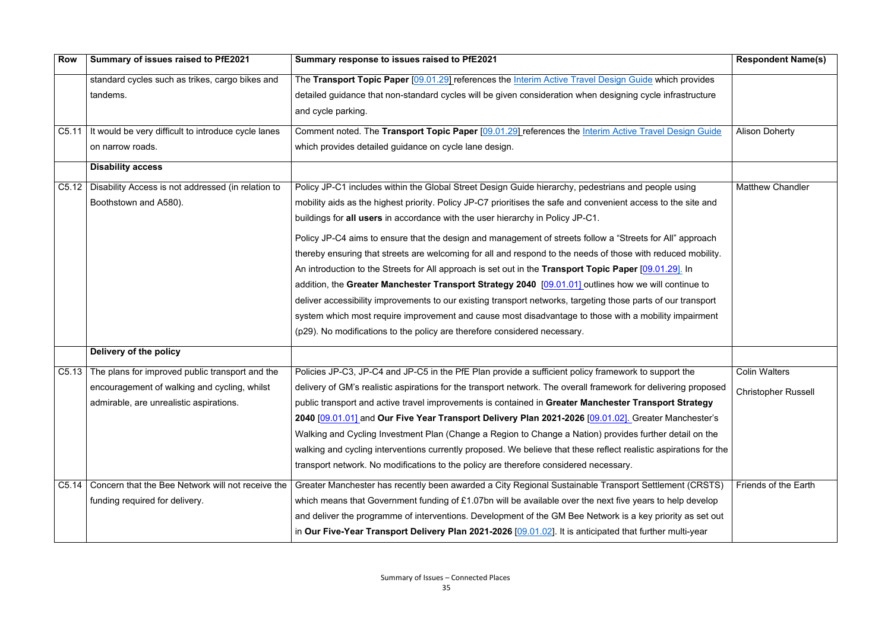| Row | Summary of issues raised to PfE2021 | Summary response to issues raised to PfE2021 | Respondent Name(s) |
|---|---|---|---|
| | standard cycles such as trikes, cargo bikes and tandems. | The **Transport Topic Paper** [09.01.29] references the Interim Active Travel Design Guide which provides detailed guidance that non-standard cycles will be given consideration when designing cycle infrastructure and cycle parking. | |
| C5.11 | It would be very difficult to introduce cycle lanes on narrow roads. | Comment noted. The **Transport Topic Paper** [09.01.29] references the Interim Active Travel Design Guide which provides detailed guidance on cycle lane design. | Alison Doherty |
| | **Disability access** | | |
| C5.12 | Disability Access is not addressed (in relation to Boothstown and A580). | Policy JP-C1 includes within the Global Street Design Guide hierarchy, pedestrians and people using mobility aids as the highest priority. Policy JP-C7 prioritises the safe and convenient access to the site and buildings for **all users** in accordance with the user hierarchy in Policy JP-C1. Policy JP-C4 aims to ensure that the design and management of streets follow a "Streets for All" approach thereby ensuring that streets are welcoming for all and respond to the needs of those with reduced mobility. An introduction to the Streets for All approach is set out in the **Transport Topic Paper** [09.01.29]. In addition, the **Greater Manchester Transport Strategy 2040** [09.01.01] outlines how we will continue to deliver accessibility improvements to our existing transport networks, targeting those parts of our transport system which most require improvement and cause most disadvantage to those with a mobility impairment (p29). No modifications to the policy are therefore considered necessary. | Matthew Chandler |
| | **Delivery of the policy** | | |
| C5.13 | The plans for improved public transport and the encouragement of walking and cycling, whilst admirable, are unrealistic aspirations. | Policies JP-C3, JP-C4 and JP-C5 in the PfE Plan provide a sufficient policy framework to support the delivery of GM's realistic aspirations for the transport network. The overall framework for delivering proposed public transport and active travel improvements is contained in **Greater Manchester Transport Strategy 2040** [09.01.01] and **Our Five Year Transport Delivery Plan 2021-2026** [09.01.02]. Greater Manchester's Walking and Cycling Investment Plan (Change a Region to Change a Nation) provides further detail on the walking and cycling interventions currently proposed. We believe that these reflect realistic aspirations for the transport network. No modifications to the policy are therefore considered necessary. | Colin Walters<br>Christopher Russell |
| C5.14 | Concern that the Bee Network will not receive the funding required for delivery. | Greater Manchester has recently been awarded a City Regional Sustainable Transport Settlement (CRSTS) which means that Government funding of £1.07bn will be available over the next five years to help develop and deliver the programme of interventions. Development of the GM Bee Network is a key priority as set out in **Our Five-Year Transport Delivery Plan 2021-2026** [09.01.02]. It is anticipated that further multi-year | Friends of the Earth |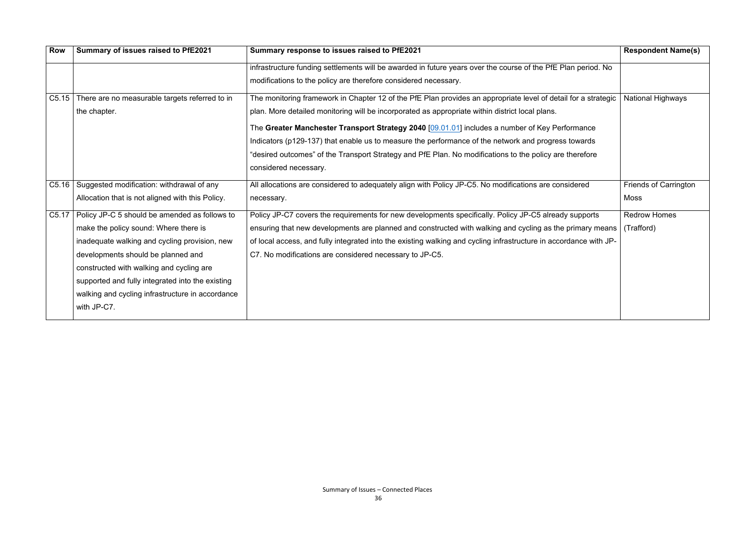| Row | Summary of issues raised to PfE2021 | Summary response to issues raised to PfE2021 | Respondent Name(s) |
|---|---|---|---|
| | | infrastructure funding settlements will be awarded in future years over the course of the PfE Plan period. No modifications to the policy are therefore considered necessary. | |
| C5.15 | There are no measurable targets referred to in the chapter. | The monitoring framework in Chapter 12 of the PfE Plan provides an appropriate level of detail for a strategic plan. More detailed monitoring will be incorporated as appropriate within district local plans.<br><br>The **Greater Manchester Transport Strategy 2040** [09.01.01] includes a number of Key Performance Indicators (p129-137) that enable us to measure the performance of the network and progress towards "desired outcomes" of the Transport Strategy and PfE Plan. No modifications to the policy are therefore considered necessary. | National Highways |
| C5.16 | Suggested modification: withdrawal of any Allocation that is not aligned with this Policy. | All allocations are considered to adequately align with Policy JP-C5. No modifications are considered necessary. | Friends of Carrington Moss |
| C5.17 | Policy JP-C 5 should be amended as follows to make the policy sound: Where there is inadequate walking and cycling provision, new developments should be planned and constructed with walking and cycling are supported and fully integrated into the existing walking and cycling infrastructure in accordance with JP-C7. | Policy JP-C7 covers the requirements for new developments specifically. Policy JP-C5 already supports ensuring that new developments are planned and constructed with walking and cycling as the primary means of local access, and fully integrated into the existing walking and cycling infrastructure in accordance with JP-C7. No modifications are considered necessary to JP-C5. | Redrow Homes (Trafford) |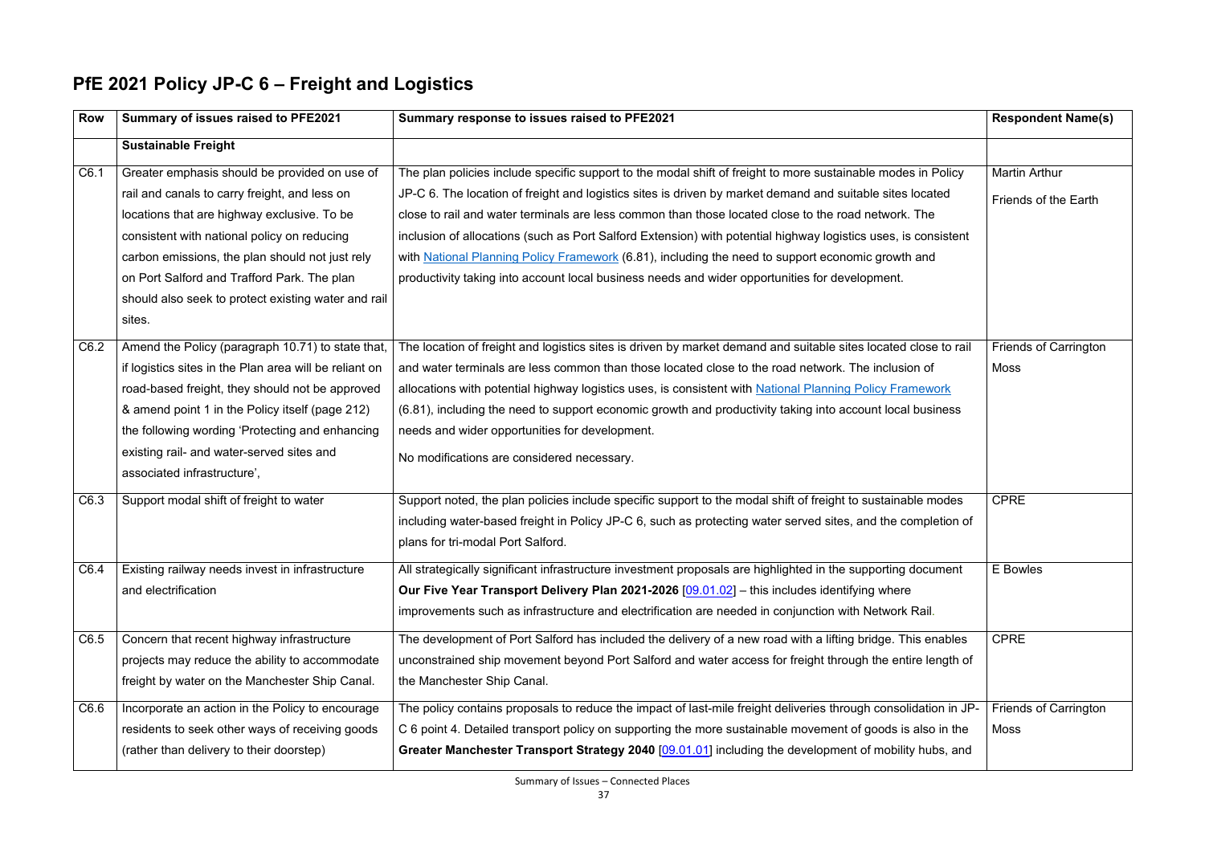## PfE 2021 Policy JP-C 6 – Freight and Logistics

| Row | Summary of issues raised to PFE2021 | Summary response to issues raised to PFE2021 | Respondent Name(s) |
|---|---|---|---|
| | **Sustainable Freight** | | |
| C6.1 | Greater emphasis should be provided on use of rail and canals to carry freight, and less on locations that are highway exclusive. To be consistent with national policy on reducing carbon emissions, the plan should not just rely on Port Salford and Trafford Park. The plan should also seek to protect existing water and rail sites. | The plan policies include specific support to the modal shift of freight to more sustainable modes in Policy JP-C 6. The location of freight and logistics sites is driven by market demand and suitable sites located close to rail and water terminals are less common than those located close to the road network. The inclusion of allocations (such as Port Salford Extension) with potential highway logistics uses, is consistent with National Planning Policy Framework (6.81), including the need to support economic growth and productivity taking into account local business needs and wider opportunities for development. | Martin Arthur<br>Friends of the Earth |
| C6.2 | Amend the Policy (paragraph 10.71) to state that, if logistics sites in the Plan area will be reliant on road-based freight, they should not be approved & amend point 1 in the Policy itself (page 212) the following wording 'Protecting and enhancing existing rail- and water-served sites and associated infrastructure', | The location of freight and logistics sites is driven by market demand and suitable sites located close to rail and water terminals are less common than those located close to the road network. The inclusion of allocations with potential highway logistics uses, is consistent with National Planning Policy Framework (6.81), including the need to support economic growth and productivity taking into account local business needs and wider opportunities for development.<br>No modifications are considered necessary. | Friends of Carrington Moss |
| C6.3 | Support modal shift of freight to water | Support noted, the plan policies include specific support to the modal shift of freight to sustainable modes including water-based freight in Policy JP-C 6, such as protecting water served sites, and the completion of plans for tri-modal Port Salford. | CPRE |
| C6.4 | Existing railway needs invest in infrastructure and electrification | All strategically significant infrastructure investment proposals are highlighted in the supporting document **Our Five Year Transport Delivery Plan 2021-2026** [09.01.02] – this includes identifying where improvements such as infrastructure and electrification are needed in conjunction with Network Rail. | E Bowles |
| C6.5 | Concern that recent highway infrastructure projects may reduce the ability to accommodate freight by water on the Manchester Ship Canal. | The development of Port Salford has included the delivery of a new road with a lifting bridge. This enables unconstrained ship movement beyond Port Salford and water access for freight through the entire length of the Manchester Ship Canal. | CPRE |
| C6.6 | Incorporate an action in the Policy to encourage residents to seek other ways of receiving goods (rather than delivery to their doorstep) | The policy contains proposals to reduce the impact of last-mile freight deliveries through consolidation in JP-C 6 point 4. Detailed transport policy on supporting the more sustainable movement of goods is also in the **Greater Manchester Transport Strategy 2040** [09.01.01] including the development of mobility hubs, and | Friends of Carrington Moss |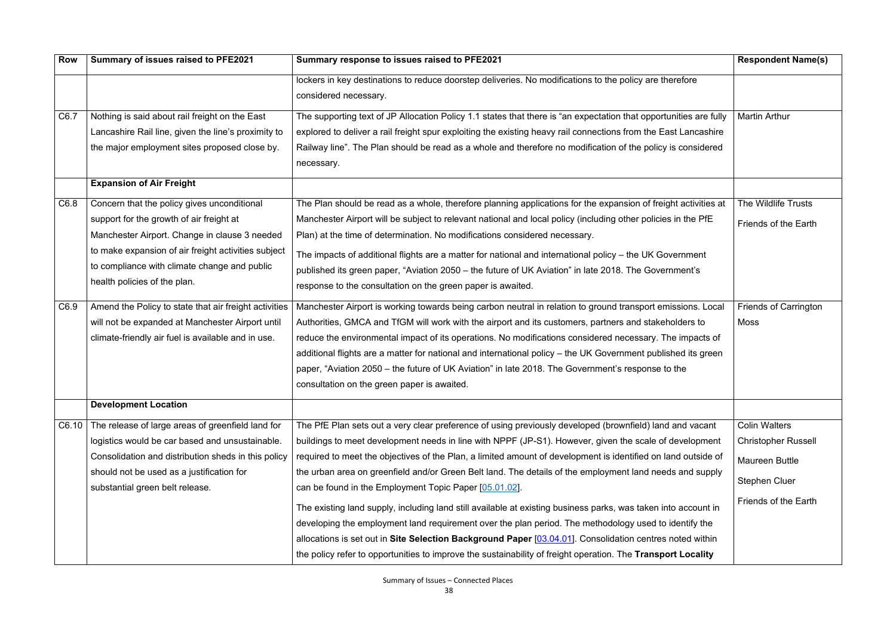| Row | Summary of issues raised to PFE2021 | Summary response to issues raised to PFE2021 | Respondent Name(s) |
|---|---|---|---|
| | | lockers in key destinations to reduce doorstep deliveries. No modifications to the policy are therefore considered necessary. | |
| C6.7 | Nothing is said about rail freight on the East Lancashire Rail line, given the line's proximity to the major employment sites proposed close by. | The supporting text of JP Allocation Policy 1.1 states that there is "an expectation that opportunities are fully explored to deliver a rail freight spur exploiting the existing heavy rail connections from the East Lancashire Railway line". The Plan should be read as a whole and therefore no modification of the policy is considered necessary. | Martin Arthur |
| | **Expansion of Air Freight** | | |
| C6.8 | Concern that the policy gives unconditional support for the growth of air freight at Manchester Airport. Change in clause 3 needed to make expansion of air freight activities subject to compliance with climate change and public health policies of the plan. | The Plan should be read as a whole, therefore planning applications for the expansion of freight activities at Manchester Airport will be subject to relevant national and local policy (including other policies in the PfE Plan) at the time of determination. No modifications considered necessary.<br><br>The impacts of additional flights are a matter for national and international policy – the UK Government published its green paper, "Aviation 2050 – the future of UK Aviation" in late 2018. The Government's response to the consultation on the green paper is awaited. | The Wildlife Trusts<br><br>Friends of the Earth |
| C6.9 | Amend the Policy to state that air freight activities will not be expanded at Manchester Airport until climate-friendly air fuel is available and in use. | Manchester Airport is working towards being carbon neutral in relation to ground transport emissions. Local Authorities, GMCA and TfGM will work with the airport and its customers, partners and stakeholders to reduce the environmental impact of its operations. No modifications considered necessary. The impacts of additional flights are a matter for national and international policy – the UK Government published its green paper, "Aviation 2050 – the future of UK Aviation" in late 2018. The Government's response to the consultation on the green paper is awaited. | Friends of Carrington Moss |
| | **Development Location** | | |
| C6.10 | The release of large areas of greenfield land for logistics would be car based and unsustainable. Consolidation and distribution sheds in this policy should not be used as a justification for substantial green belt release. | The PfE Plan sets out a very clear preference of using previously developed (brownfield) land and vacant buildings to meet development needs in line with NPPF (JP-S1). However, given the scale of development required to meet the objectives of the Plan, a limited amount of development is identified on land outside of the urban area on greenfield and/or Green Belt land. The details of the employment land needs and supply can be found in the Employment Topic Paper [05.01.02].<br><br>The existing land supply, including land still available at existing business parks, was taken into account in developing the employment land requirement over the plan period. The methodology used to identify the allocations is set out in **Site Selection Background Paper** [03.04.01]. Consolidation centres noted within the policy refer to opportunities to improve the sustainability of freight operation. The **Transport Locality** | Colin Walters<br><br>Christopher Russell<br><br>Maureen Buttle<br><br>Stephen Cluer<br><br>Friends of the Earth |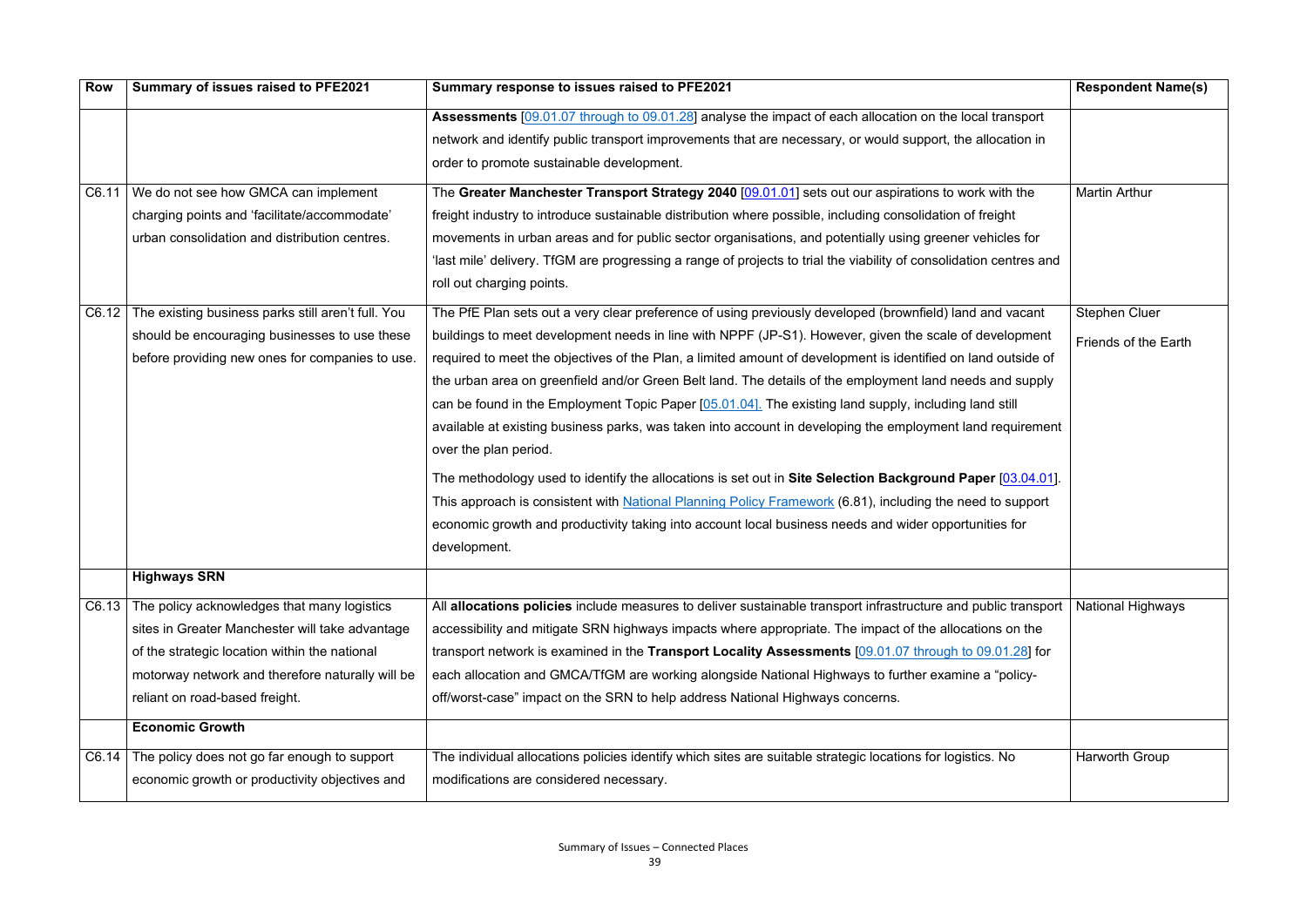| Row | Summary of issues raised to PFE2021 | Summary response to issues raised to PFE2021 | Respondent Name(s) |
|---|---|---|---|
| | | **Assessments** [09.01.07 through to 09.01.28] analyse the impact of each allocation on the local transport network and identify public transport improvements that are necessary, or would support, the allocation in order to promote sustainable development. | |
| C6.11 | We do not see how GMCA can implement charging points and 'facilitate/accommodate' urban consolidation and distribution centres. | The **Greater Manchester Transport Strategy 2040** [09.01.01] sets out our aspirations to work with the freight industry to introduce sustainable distribution where possible, including consolidation of freight movements in urban areas and for public sector organisations, and potentially using greener vehicles for 'last mile' delivery. TfGM are progressing a range of projects to trial the viability of consolidation centres and roll out charging points. | Martin Arthur |
| C6.12 | The existing business parks still aren't full. You should be encouraging businesses to use these before providing new ones for companies to use. | The PfE Plan sets out a very clear preference of using previously developed (brownfield) land and vacant buildings to meet development needs in line with NPPF (JP-S1). However, given the scale of development required to meet the objectives of the Plan, a limited amount of development is identified on land outside of the urban area on greenfield and/or Green Belt land. The details of the employment land needs and supply can be found in the Employment Topic Paper [05.01.04]. The existing land supply, including land still available at existing business parks, was taken into account in developing the employment land requirement over the plan period.<br><br>The methodology used to identify the allocations is set out in **Site Selection Background Paper** [03.04.01]. This approach is consistent with National Planning Policy Framework (6.81), including the need to support economic growth and productivity taking into account local business needs and wider opportunities for development. | Stephen Cluer<br><br>Friends of the Earth |
| | **Highways SRN** | | |
| C6.13 | The policy acknowledges that many logistics sites in Greater Manchester will take advantage of the strategic location within the national motorway network and therefore naturally will be reliant on road-based freight. | All **allocations policies** include measures to deliver sustainable transport infrastructure and public transport accessibility and mitigate SRN highways impacts where appropriate. The impact of the allocations on the transport network is examined in the **Transport Locality Assessments** [09.01.07 through to 09.01.28] for each allocation and GMCA/TfGM are working alongside National Highways to further examine a "policy-off/worst-case" impact on the SRN to help address National Highways concerns. | National Highways |
| | **Economic Growth** | | |
| C6.14 | The policy does not go far enough to support economic growth or productivity objectives and | The individual allocations policies identify which sites are suitable strategic locations for logistics. No modifications are considered necessary. | Harworth Group |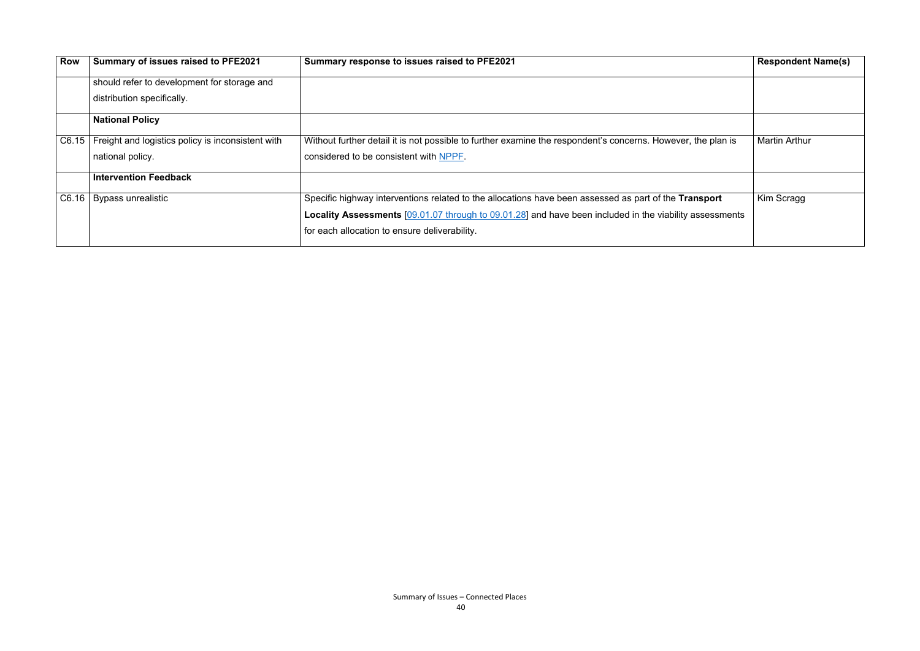| Row | Summary of issues raised to PFE2021 | Summary response to issues raised to PFE2021 | Respondent Name(s) |
|---|---|---|---|
| | should refer to development for storage and distribution specifically. | | |
| | **National Policy** | | |
| C6.15 | Freight and logistics policy is inconsistent with national policy. | Without further detail it is not possible to further examine the respondent's concerns. However, the plan is considered to be consistent with [NPPF](). | Martin Arthur |
| | **Intervention Feedback** | | |
| C6.16 | Bypass unrealistic | Specific highway interventions related to the allocations have been assessed as part of the **Transport Locality Assessments** [[09.01.07 through to 09.01.28]()] and have been included in the viability assessments for each allocation to ensure deliverability. | Kim Scragg |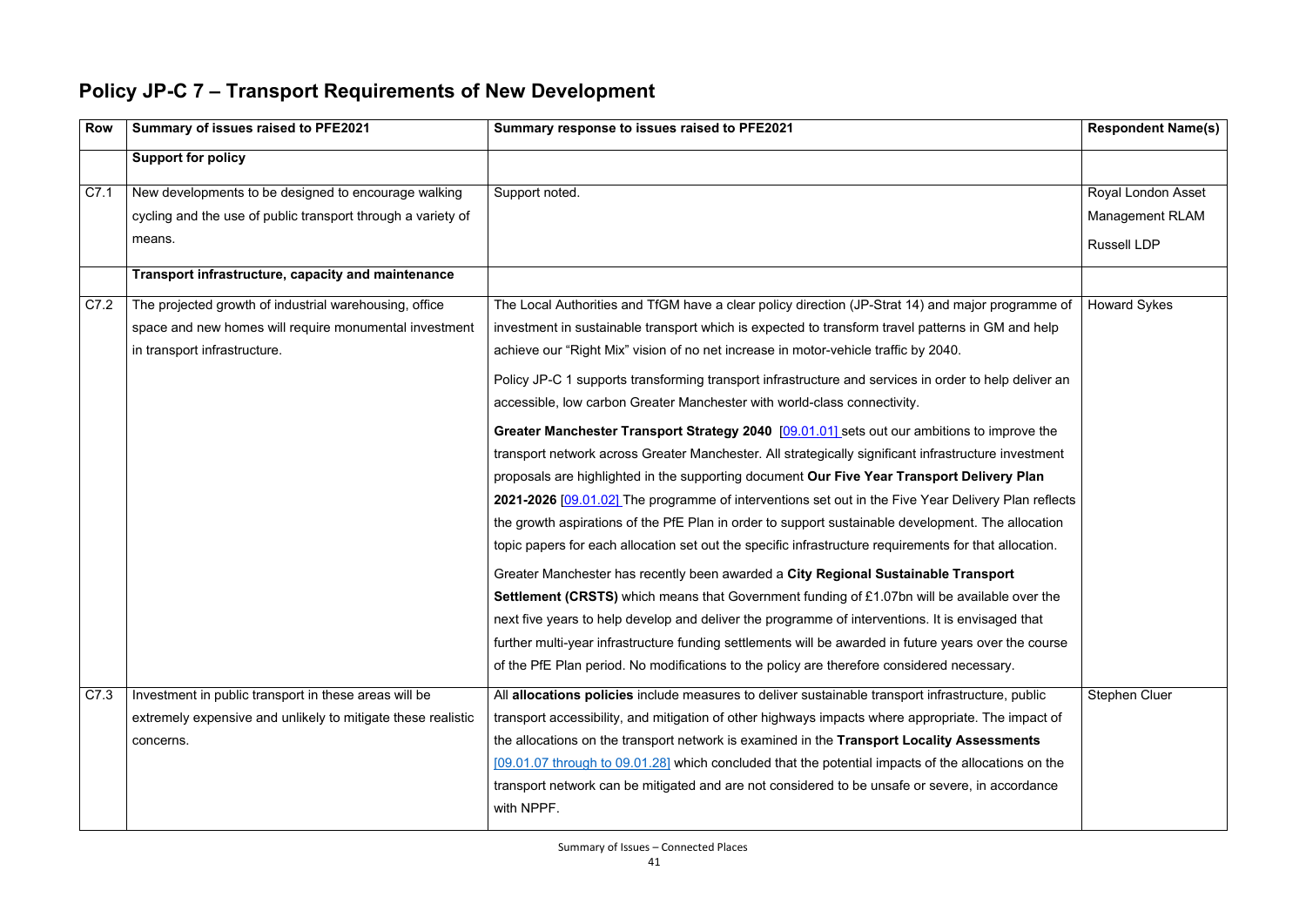# Policy JP-C 7 – Transport Requirements of New Development

| Row | Summary of issues raised to PFE2021 | Summary response to issues raised to PFE2021 | Respondent Name(s) |
|---|---|---|---|
| | **Support for policy** | | |
| C7.1 | New developments to be designed to encourage walking cycling and the use of public transport through a variety of means. | Support noted. | Royal London Asset Management RLAM<br><br>Russell LDP |
| | **Transport infrastructure, capacity and maintenance** | | |
| C7.2 | The projected growth of industrial warehousing, office space and new homes will require monumental investment in transport infrastructure. | The Local Authorities and TfGM have a clear policy direction (JP-Strat 14) and major programme of investment in sustainable transport which is expected to transform travel patterns in GM and help achieve our "Right Mix" vision of no net increase in motor-vehicle traffic by 2040.<br><br>Policy JP-C 1 supports transforming transport infrastructure and services in order to help deliver an accessible, low carbon Greater Manchester with world-class connectivity.<br><br>**Greater Manchester Transport Strategy 2040** [09.01.01] sets out our ambitions to improve the transport network across Greater Manchester. All strategically significant infrastructure investment proposals are highlighted in the supporting document **Our Five Year Transport Delivery Plan 2021-2026** [09.01.02] The programme of interventions set out in the Five Year Delivery Plan reflects the growth aspirations of the PfE Plan in order to support sustainable development. The allocation topic papers for each allocation set out the specific infrastructure requirements for that allocation.<br><br>Greater Manchester has recently been awarded a **City Regional Sustainable Transport Settlement (CRSTS)** which means that Government funding of £1.07bn will be available over the next five years to help develop and deliver the programme of interventions. It is envisaged that further multi-year infrastructure funding settlements will be awarded in future years over the course of the PfE Plan period. No modifications to the policy are therefore considered necessary. | Howard Sykes |
| C7.3 | Investment in public transport in these areas will be extremely expensive and unlikely to mitigate these realistic concerns. | All **allocations policies** include measures to deliver sustainable transport infrastructure, public transport accessibility, and mitigation of other highways impacts where appropriate. The impact of the allocations on the transport network is examined in the **Transport Locality Assessments** [09.01.07 through to 09.01.28] which concluded that the potential impacts of the allocations on the transport network can be mitigated and are not considered to be unsafe or severe, in accordance with NPPF. | Stephen Cluer |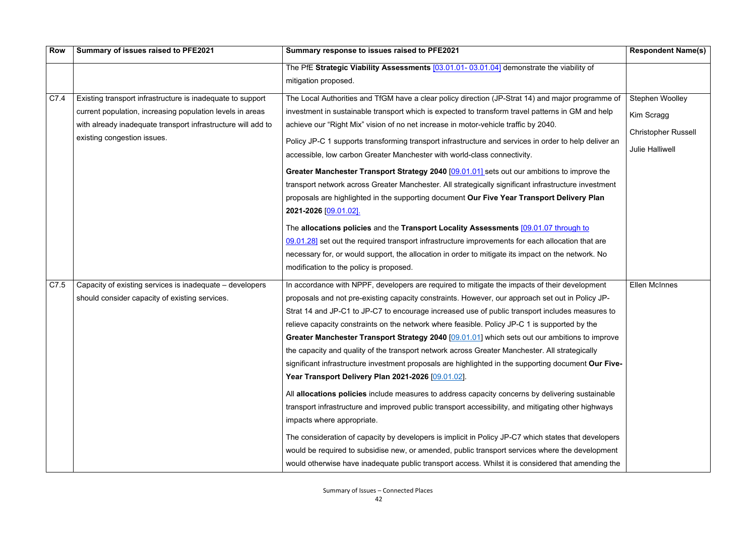| Row | Summary of issues raised to PFE2021 | Summary response to issues raised to PFE2021 | Respondent Name(s) |
|---|---|---|---|
| | | The PfE **Strategic Viability Assessments** [03.01.01- 03.01.04] demonstrate the viability of mitigation proposed. | |
| C7.4 | Existing transport infrastructure is inadequate to support current population, increasing population levels in areas with already inadequate transport infrastructure will add to existing congestion issues. | The Local Authorities and TfGM have a clear policy direction (JP-Strat 14) and major programme of investment in sustainable transport which is expected to transform travel patterns in GM and help achieve our "Right Mix" vision of no net increase in motor-vehicle traffic by 2040.<br><br>Policy JP-C 1 supports transforming transport infrastructure and services in order to help deliver an accessible, low carbon Greater Manchester with world-class connectivity.<br><br>**Greater Manchester Transport Strategy 2040** [09.01.01] sets out our ambitions to improve the transport network across Greater Manchester. All strategically significant infrastructure investment proposals are highlighted in the supporting document **Our Five Year Transport Delivery Plan 2021-2026** [09.01.02].<br><br>The **allocations policies** and the **Transport Locality Assessments** [09.01.07 through to 09.01.28] set out the required transport infrastructure improvements for each allocation that are necessary for, or would support, the allocation in order to mitigate its impact on the network. No modification to the policy is proposed. | Stephen Woolley<br><br>Kim Scragg<br><br>Christopher Russell<br><br>Julie Halliwell |
| C7.5 | Capacity of existing services is inadequate – developers should consider capacity of existing services. | In accordance with NPPF, developers are required to mitigate the impacts of their development proposals and not pre-existing capacity constraints. However, our approach set out in Policy JP-Strat 14 and JP-C1 to JP-C7 to encourage increased use of public transport includes measures to relieve capacity constraints on the network where feasible. Policy JP-C 1 is supported by the **Greater Manchester Transport Strategy 2040** [09.01.01] which sets out our ambitions to improve the capacity and quality of the transport network across Greater Manchester. All strategically significant infrastructure investment proposals are highlighted in the supporting document **Our Five-Year Transport Delivery Plan 2021-2026** [09.01.02].<br><br>All **allocations policies** include measures to address capacity concerns by delivering sustainable transport infrastructure and improved public transport accessibility, and mitigating other highways impacts where appropriate.<br><br>The consideration of capacity by developers is implicit in Policy JP-C7 which states that developers would be required to subsidise new, or amended, public transport services where the development would otherwise have inadequate public transport access. Whilst it is considered that amending the | Ellen McInnes |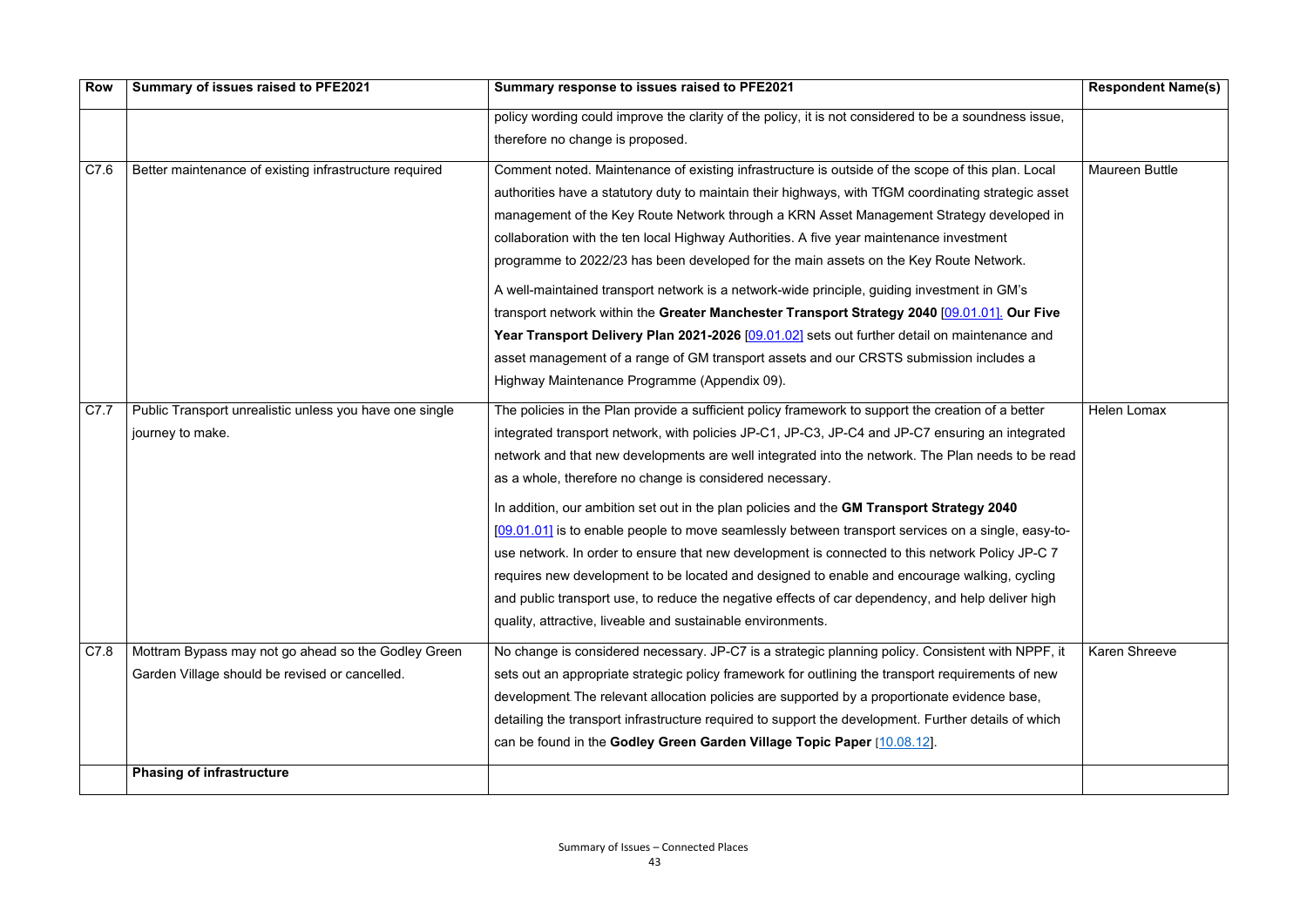| Row | Summary of issues raised to PFE2021 | Summary response to issues raised to PFE2021 | Respondent Name(s) |
|---|---|---|---|
| | | policy wording could improve the clarity of the policy, it is not considered to be a soundness issue, therefore no change is proposed. | |
| C7.6 | Better maintenance of existing infrastructure required | Comment noted. Maintenance of existing infrastructure is outside of the scope of this plan. Local authorities have a statutory duty to maintain their highways, with TfGM coordinating strategic asset management of the Key Route Network through a KRN Asset Management Strategy developed in collaboration with the ten local Highway Authorities. A five year maintenance investment programme to 2022/23 has been developed for the main assets on the Key Route Network.<br><br>A well-maintained transport network is a network-wide principle, guiding investment in GM's transport network within the **Greater Manchester Transport Strategy 2040** [09.01.01]. **Our Five Year Transport Delivery Plan 2021-2026** [09.01.02] sets out further detail on maintenance and asset management of a range of GM transport assets and our CRSTS submission includes a Highway Maintenance Programme (Appendix 09). | Maureen Buttle |
| C7.7 | Public Transport unrealistic unless you have one single journey to make. | The policies in the Plan provide a sufficient policy framework to support the creation of a better integrated transport network, with policies JP-C1, JP-C3, JP-C4 and JP-C7 ensuring an integrated network and that new developments are well integrated into the network. The Plan needs to be read as a whole, therefore no change is considered necessary.<br><br>In addition, our ambition set out in the plan policies and the **GM Transport Strategy 2040** [09.01.01] is to enable people to move seamlessly between transport services on a single, easy-to-use network. In order to ensure that new development is connected to this network Policy JP-C 7 requires new development to be located and designed to enable and encourage walking, cycling and public transport use, to reduce the negative effects of car dependency, and help deliver high quality, attractive, liveable and sustainable environments. | Helen Lomax |
| C7.8 | Mottram Bypass may not go ahead so the Godley Green Garden Village should be revised or cancelled. | No change is considered necessary. JP-C7 is a strategic planning policy. Consistent with NPPF, it sets out an appropriate strategic policy framework for outlining the transport requirements of new development. The relevant allocation policies are supported by a proportionate evidence base, detailing the transport infrastructure required to support the development. Further details of which can be found in the **Godley Green Garden Village Topic Paper** [10.08.12]. | Karen Shreeve |
| | **Phasing of infrastructure** | | |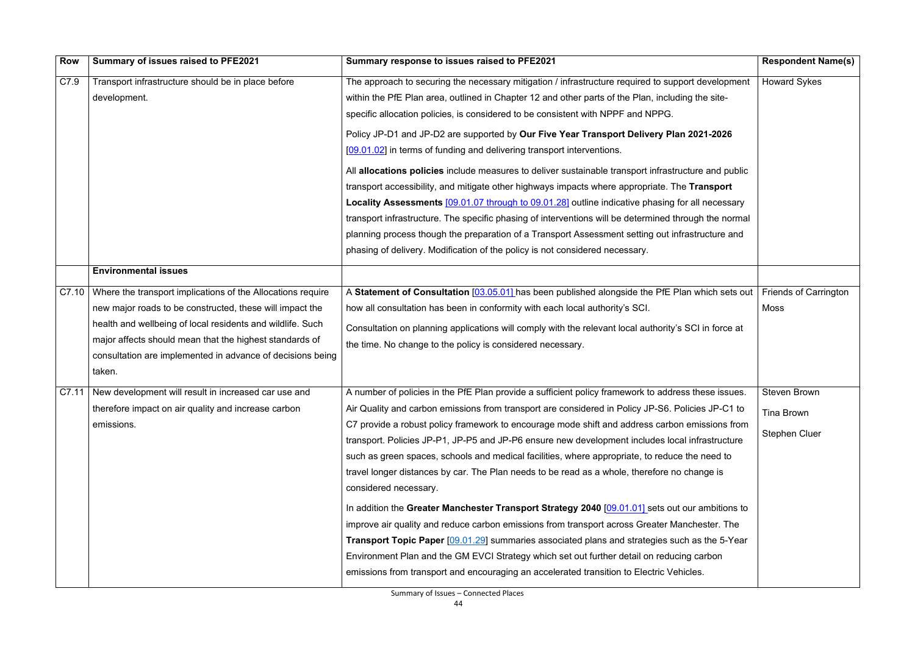| Row | Summary of issues raised to PFE2021 | Summary response to issues raised to PFE2021 | Respondent Name(s) |
|---|---|---|---|
| C7.9 | Transport infrastructure should be in place before development. | The approach to securing the necessary mitigation / infrastructure required to support development within the PfE Plan area, outlined in Chapter 12 and other parts of the Plan, including the site-specific allocation policies, is considered to be consistent with NPPF and NPPG.<br><br>Policy JP-D1 and JP-D2 are supported by **Our Five Year Transport Delivery Plan 2021-2026** [09.01.02] in terms of funding and delivering transport interventions.<br><br>All **allocations policies** include measures to deliver sustainable transport infrastructure and public transport accessibility, and mitigate other highways impacts where appropriate. The **Transport Locality Assessments** [09.01.07 through to 09.01.28] outline indicative phasing for all necessary transport infrastructure. The specific phasing of interventions will be determined through the normal planning process though the preparation of a Transport Assessment setting out infrastructure and phasing of delivery. Modification of the policy is not considered necessary. | Howard Sykes |
| | **Environmental issues** | | |
| C7.10 | Where the transport implications of the Allocations require new major roads to be constructed, these will impact the health and wellbeing of local residents and wildlife. Such major affects should mean that the highest standards of consultation are implemented in advance of decisions being taken. | A **Statement of Consultation** [03.05.01] has been published alongside the PfE Plan which sets out how all consultation has been in conformity with each local authority's SCI.<br><br>Consultation on planning applications will comply with the relevant local authority's SCI in force at the time. No change to the policy is considered necessary. | Friends of Carrington Moss |
| C7.11 | New development will result in increased car use and therefore impact on air quality and increase carbon emissions. | A number of policies in the PfE Plan provide a sufficient policy framework to address these issues. Air Quality and carbon emissions from transport are considered in Policy JP-S6. Policies JP-C1 to C7 provide a robust policy framework to encourage mode shift and address carbon emissions from transport. Policies JP-P1, JP-P5 and JP-P6 ensure new development includes local infrastructure such as green spaces, schools and medical facilities, where appropriate, to reduce the need to travel longer distances by car. The Plan needs to be read as a whole, therefore no change is considered necessary.<br><br>In addition the **Greater Manchester Transport Strategy 2040** [09.01.01] sets out our ambitions to improve air quality and reduce carbon emissions from transport across Greater Manchester. The **Transport Topic Paper** [09.01.29] summaries associated plans and strategies such as the 5-Year Environment Plan and the GM EVCI Strategy which set out further detail on reducing carbon emissions from transport and encouraging an accelerated transition to Electric Vehicles. | Steven Brown<br><br>Tina Brown<br><br>Stephen Cluer |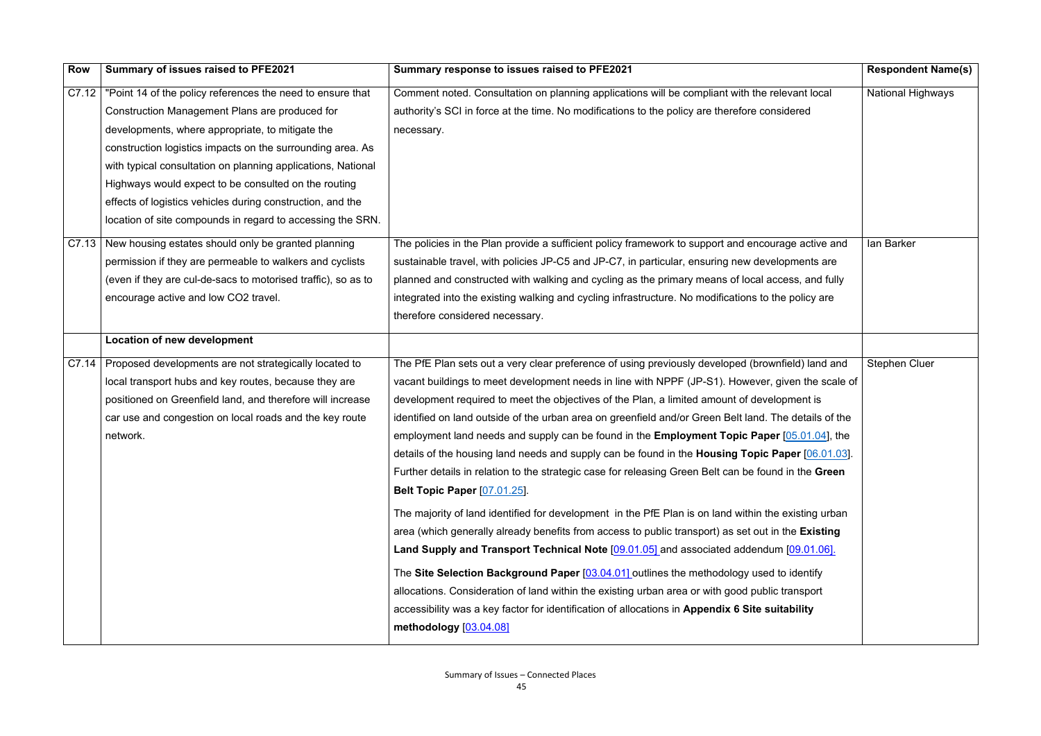| Row | Summary of issues raised to PFE2021 | Summary response to issues raised to PFE2021 | Respondent Name(s) |
|---|---|---|---|
| C7.12 | "Point 14 of the policy references the need to ensure that Construction Management Plans are produced for developments, where appropriate, to mitigate the construction logistics impacts on the surrounding area. As with typical consultation on planning applications, National Highways would expect to be consulted on the routing effects of logistics vehicles during construction, and the location of site compounds in regard to accessing the SRN. | Comment noted. Consultation on planning applications will be compliant with the relevant local authority's SCI in force at the time. No modifications to the policy are therefore considered necessary. | National Highways |
| C7.13 | New housing estates should only be granted planning permission if they are permeable to walkers and cyclists (even if they are cul-de-sacs to motorised traffic), so as to encourage active and low CO2 travel. | The policies in the Plan provide a sufficient policy framework to support and encourage active and sustainable travel, with policies JP-C5 and JP-C7, in particular, ensuring new developments are planned and constructed with walking and cycling as the primary means of local access, and fully integrated into the existing walking and cycling infrastructure. No modifications to the policy are therefore considered necessary. | Ian Barker |
| | **Location of new development** | | |
| C7.14 | Proposed developments are not strategically located to local transport hubs and key routes, because they are positioned on Greenfield land, and therefore will increase car use and congestion on local roads and the key route network. | The PfE Plan sets out a very clear preference of using previously developed (brownfield) land and vacant buildings to meet development needs in line with NPPF (JP-S1). However, given the scale of development required to meet the objectives of the Plan, a limited amount of development is identified on land outside of the urban area on greenfield and/or Green Belt land. The details of the employment land needs and supply can be found in the **Employment Topic Paper** [05.01.04], the details of the housing land needs and supply can be found in the **Housing Topic Paper** [06.01.03]. Further details in relation to the strategic case for releasing Green Belt can be found in the **Green Belt Topic Paper** [07.01.25].<br><br>The majority of land identified for development in the PfE Plan is on land within the existing urban area (which generally already benefits from access to public transport) as set out in the **Existing Land Supply and Transport Technical Note** [09.01.05] and associated addendum [09.01.06].<br><br>The **Site Selection Background Paper** [03.04.01] outlines the methodology used to identify allocations. Consideration of land within the existing urban area or with good public transport accessibility was a key factor for identification of allocations in **Appendix 6 Site suitability methodology** [03.04.08] | Stephen Cluer |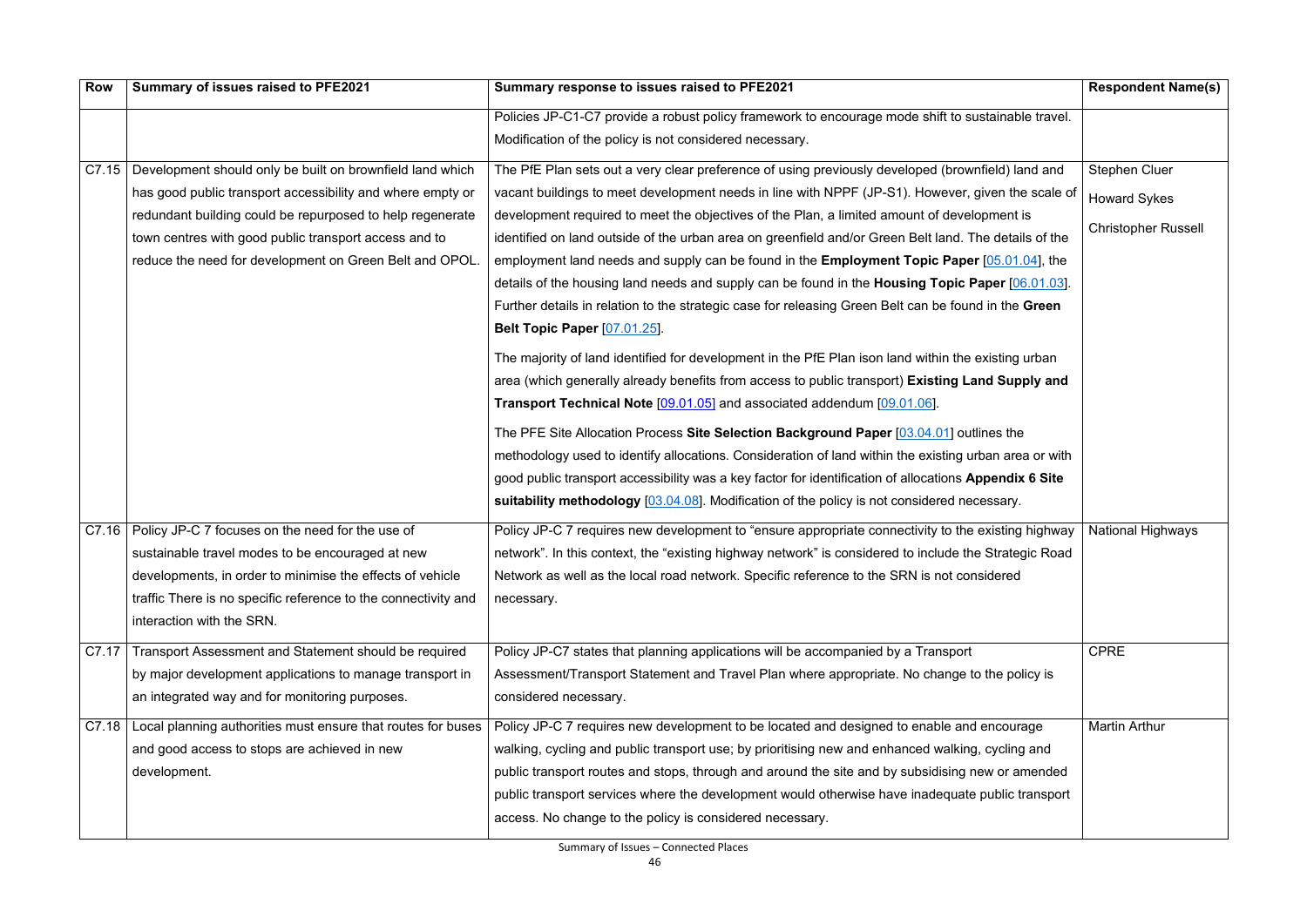| Row | Summary of issues raised to PFE2021 | Summary response to issues raised to PFE2021 | Respondent Name(s) |
|---|---|---|---|
| | | Policies JP-C1-C7 provide a robust policy framework to encourage mode shift to sustainable travel. Modification of the policy is not considered necessary. | |
| C7.15 | Development should only be built on brownfield land which has good public transport accessibility and where empty or redundant building could be repurposed to help regenerate town centres with good public transport access and to reduce the need for development on Green Belt and OPOL. | The PfE Plan sets out a very clear preference of using previously developed (brownfield) land and vacant buildings to meet development needs in line with NPPF (JP-S1). However, given the scale of development required to meet the objectives of the Plan, a limited amount of development is identified on land outside of the urban area on greenfield and/or Green Belt land. The details of the employment land needs and supply can be found in the **Employment Topic Paper** [05.01.04], the details of the housing land needs and supply can be found in the **Housing Topic Paper** [06.01.03]. Further details in relation to the strategic case for releasing Green Belt can be found in the **Green Belt Topic Paper** [07.01.25].<br><br>The majority of land identified for development in the PfE Plan ison land within the existing urban area (which generally already benefits from access to public transport) **Existing Land Supply and Transport Technical Note** [09.01.05] and associated addendum [09.01.06].<br><br>The PFE Site Allocation Process **Site Selection Background Paper** [03.04.01] outlines the methodology used to identify allocations. Consideration of land within the existing urban area or with good public transport accessibility was a key factor for identification of allocations **Appendix 6 Site suitability methodology** [03.04.08]. Modification of the policy is not considered necessary. | Stephen Cluer<br><br>Howard Sykes<br><br>Christopher Russell |
| C7.16 | Policy JP-C 7 focuses on the need for the use of sustainable travel modes to be encouraged at new developments, in order to minimise the effects of vehicle traffic There is no specific reference to the connectivity and interaction with the SRN. | Policy JP-C 7 requires new development to "ensure appropriate connectivity to the existing highway network". In this context, the "existing highway network" is considered to include the Strategic Road Network as well as the local road network. Specific reference to the SRN is not considered necessary. | National Highways |
| C7.17 | Transport Assessment and Statement should be required by major development applications to manage transport in an integrated way and for monitoring purposes. | Policy JP-C7 states that planning applications will be accompanied by a Transport Assessment/Transport Statement and Travel Plan where appropriate. No change to the policy is considered necessary. | CPRE |
| C7.18 | Local planning authorities must ensure that routes for buses and good access to stops are achieved in new development. | Policy JP-C 7 requires new development to be located and designed to enable and encourage walking, cycling and public transport use; by prioritising new and enhanced walking, cycling and public transport routes and stops, through and around the site and by subsidising new or amended public transport services where the development would otherwise have inadequate public transport access. No change to the policy is considered necessary. | Martin Arthur |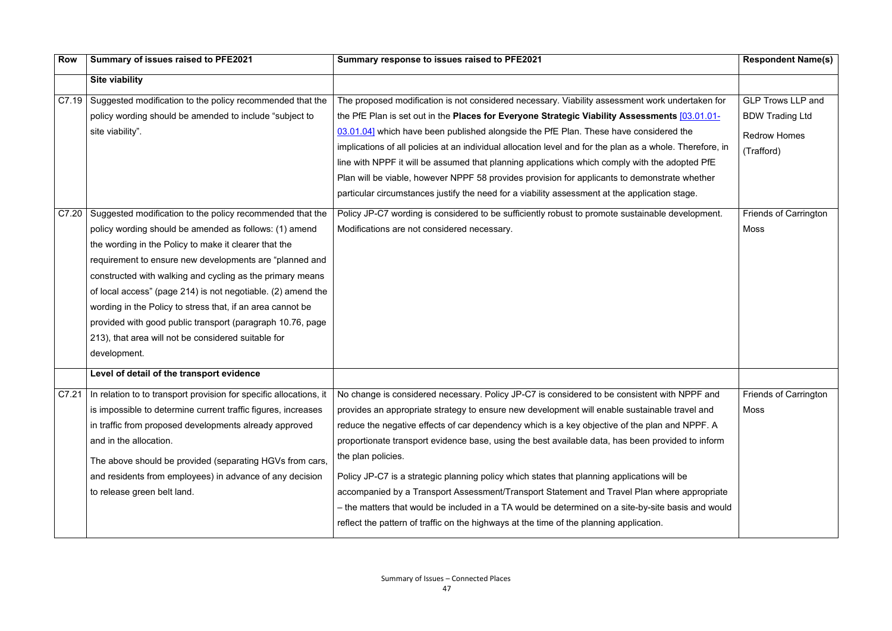| Row | Summary of issues raised to PFE2021 | Summary response to issues raised to PFE2021 | Respondent Name(s) |
|---|---|---|---|
| | **Site viability** | | |
| C7.19 | Suggested modification to the policy recommended that the policy wording should be amended to include "subject to site viability". | The proposed modification is not considered necessary. Viability assessment work undertaken for the PfE Plan is set out in the **Places for Everyone Strategic Viability Assessments** [03.01.01-03.01.04] which have been published alongside the PfE Plan. These have considered the implications of all policies at an individual allocation level and for the plan as a whole. Therefore, in line with NPPF it will be assumed that planning applications which comply with the adopted PfE Plan will be viable, however NPPF 58 provides provision for applicants to demonstrate whether particular circumstances justify the need for a viability assessment at the application stage. | GLP Trows LLP and BDW Trading Ltd<br><br>Redrow Homes (Trafford) |
| C7.20 | Suggested modification to the policy recommended that the policy wording should be amended as follows: (1) amend the wording in the Policy to make it clearer that the requirement to ensure new developments are "planned and constructed with walking and cycling as the primary means of local access" (page 214) is not negotiable. (2) amend the wording in the Policy to stress that, if an area cannot be provided with good public transport (paragraph 10.76, page 213), that area will not be considered suitable for development. | Policy JP-C7 wording is considered to be sufficiently robust to promote sustainable development. Modifications are not considered necessary. | Friends of Carrington Moss |
| | **Level of detail of the transport evidence** | | |
| C7.21 | In relation to to transport provision for specific allocations, it is impossible to determine current traffic figures, increases in traffic from proposed developments already approved and in the allocation.<br><br>The above should be provided (separating HGVs from cars, and residents from employees) in advance of any decision to release green belt land. | No change is considered necessary. Policy JP-C7 is considered to be consistent with NPPF and provides an appropriate strategy to ensure new development will enable sustainable travel and reduce the negative effects of car dependency which is a key objective of the plan and NPPF. A proportionate transport evidence base, using the best available data, has been provided to inform the plan policies.<br><br>Policy JP-C7 is a strategic planning policy which states that planning applications will be accompanied by a Transport Assessment/Transport Statement and Travel Plan where appropriate – the matters that would be included in a TA would be determined on a site-by-site basis and would reflect the pattern of traffic on the highways at the time of the planning application. | Friends of Carrington Moss |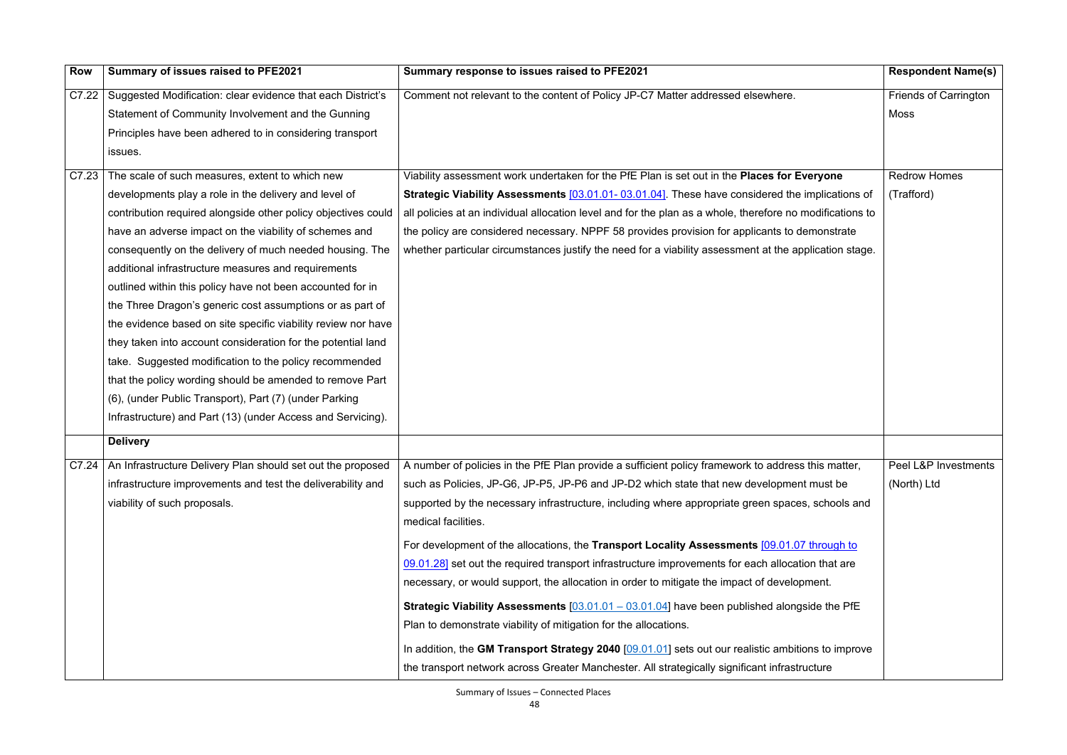| Row | Summary of issues raised to PFE2021 | Summary response to issues raised to PFE2021 | Respondent Name(s) |
|---|---|---|---|
| C7.22 | Suggested Modification: clear evidence that each District's Statement of Community Involvement and the Gunning Principles have been adhered to in considering transport issues. | Comment not relevant to the content of Policy JP-C7 Matter addressed elsewhere. | Friends of Carrington Moss |
| C7.23 | The scale of such measures, extent to which new developments play a role in the delivery and level of contribution required alongside other policy objectives could have an adverse impact on the viability of schemes and consequently on the delivery of much needed housing. The additional infrastructure measures and requirements outlined within this policy have not been accounted for in the Three Dragon's generic cost assumptions or as part of the evidence based on site specific viability review nor have they taken into account consideration for the potential land take. Suggested modification to the policy recommended that the policy wording should be amended to remove Part (6), (under Public Transport), Part (7) (under Parking Infrastructure) and Part (13) (under Access and Servicing). | Viability assessment work undertaken for the PfE Plan is set out in the **Places for Everyone Strategic Viability Assessments** [03.01.01- 03.01.04]. These have considered the implications of all policies at an individual allocation level and for the plan as a whole, therefore no modifications to the policy are considered necessary. NPPF 58 provides provision for applicants to demonstrate whether particular circumstances justify the need for a viability assessment at the application stage. | Redrow Homes (Trafford) |
| | **Delivery** | | |
| C7.24 | An Infrastructure Delivery Plan should set out the proposed infrastructure improvements and test the deliverability and viability of such proposals. | A number of policies in the PfE Plan provide a sufficient policy framework to address this matter, such as Policies, JP-G6, JP-P5, JP-P6 and JP-D2 which state that new development must be supported by the necessary infrastructure, including where appropriate green spaces, schools and medical facilities.<br><br>For development of the allocations, the **Transport Locality Assessments** [09.01.07 through to 09.01.28] set out the required transport infrastructure improvements for each allocation that are necessary, or would support, the allocation in order to mitigate the impact of development.<br><br>**Strategic Viability Assessments** [03.01.01 – 03.01.04] have been published alongside the PfE Plan to demonstrate viability of mitigation for the allocations.<br><br>In addition, the **GM Transport Strategy 2040** [09.01.01] sets out our realistic ambitions to improve the transport network across Greater Manchester. All strategically significant infrastructure | Peel L&P Investments (North) Ltd |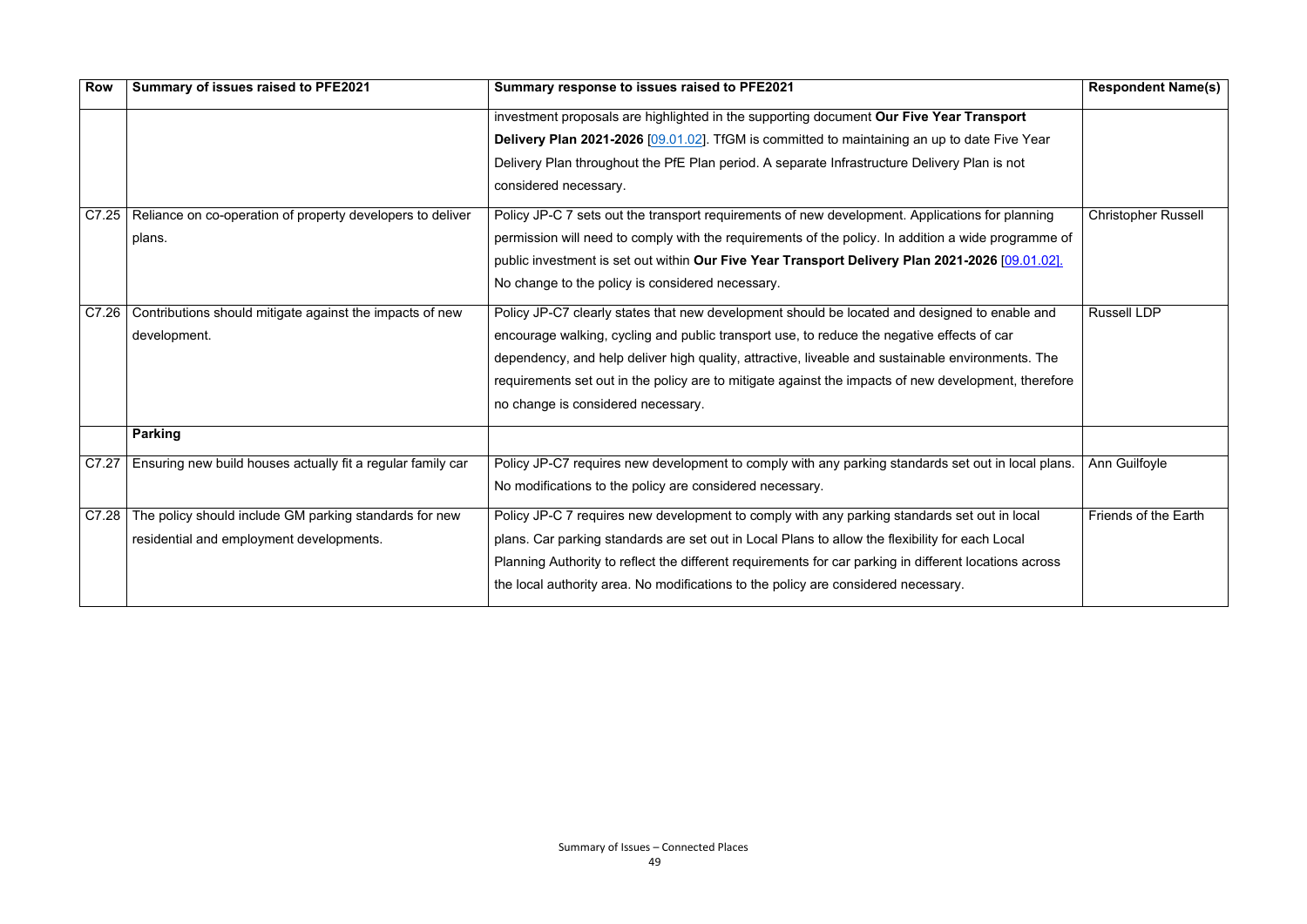| Row | Summary of issues raised to PFE2021 | Summary response to issues raised to PFE2021 | Respondent Name(s) |
|---|---|---|---|
| | | investment proposals are highlighted in the supporting document **Our Five Year Transport Delivery Plan 2021-2026** [09.01.02]. TfGM is committed to maintaining an up to date Five Year Delivery Plan throughout the PfE Plan period. A separate Infrastructure Delivery Plan is not considered necessary. | |
| C7.25 | Reliance on co-operation of property developers to deliver plans. | Policy JP-C 7 sets out the transport requirements of new development. Applications for planning permission will need to comply with the requirements of the policy. In addition a wide programme of public investment is set out within **Our Five Year Transport Delivery Plan 2021-2026** [09.01.02]. No change to the policy is considered necessary. | Christopher Russell |
| C7.26 | Contributions should mitigate against the impacts of new development. | Policy JP-C7 clearly states that new development should be located and designed to enable and encourage walking, cycling and public transport use, to reduce the negative effects of car dependency, and help deliver high quality, attractive, liveable and sustainable environments. The requirements set out in the policy are to mitigate against the impacts of new development, therefore no change is considered necessary. | Russell LDP |
| | **Parking** | | |
| C7.27 | Ensuring new build houses actually fit a regular family car | Policy JP-C7 requires new development to comply with any parking standards set out in local plans. No modifications to the policy are considered necessary. | Ann Guilfoyle |
| C7.28 | The policy should include GM parking standards for new residential and employment developments. | Policy JP-C 7 requires new development to comply with any parking standards set out in local plans. Car parking standards are set out in Local Plans to allow the flexibility for each Local Planning Authority to reflect the different requirements for car parking in different locations across the local authority area. No modifications to the policy are considered necessary. | Friends of the Earth |